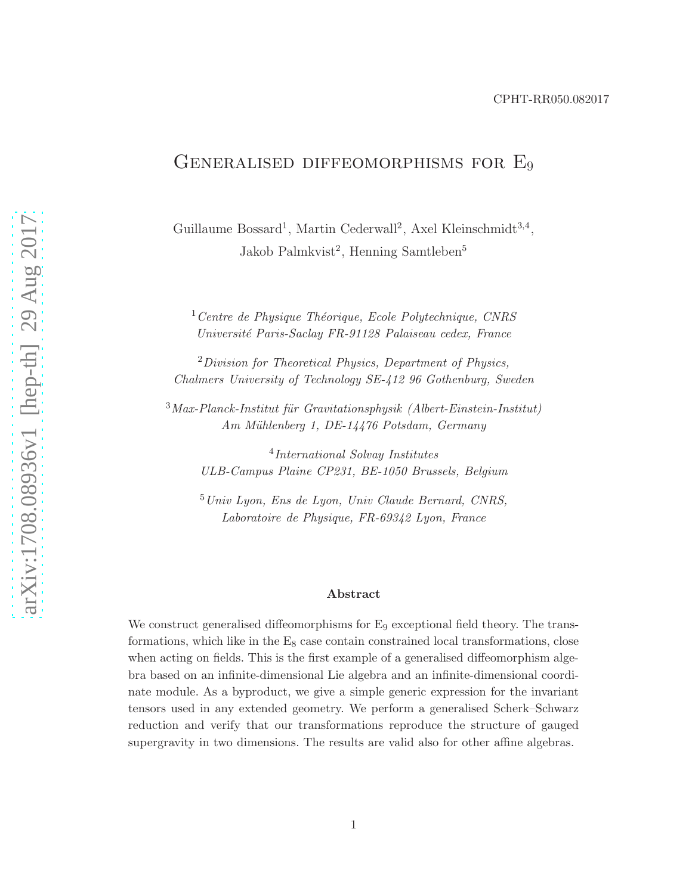CPHT-RR050.082017

# Generalised diffeomorphisms for $E_9$

Guillaume Bossard[1], Martin Cederwall[2], Axel Kleinschmidt[3,4],
Jakob Palmkvist[2], Henning Samtleben[5]

[1] *Centre de Physique Théorique, Ecole Polytechnique, CNRS Université Paris-Saclay FR-91128 Palaiseau cedex, France*

[2] *Division for Theoretical Physics, Department of Physics, Chalmers University of Technology SE-412 96 Gothenburg, Sweden*

[3] *Max-Planck-Institut für Gravitationsphysik (Albert-Einstein-Institut) Am Mühlenberg 1, DE-14476 Potsdam, Germany*

[4] *International Solvay Institutes ULB-Campus Plaine CP231, BE-1050 Brussels, Belgium*

[5] *Univ Lyon, Ens de Lyon, Univ Claude Bernard, CNRS, Laboratoire de Physique, FR-69342 Lyon, France*

### Abstract

We construct generalised diffeomorphisms for $E_9$ exceptional field theory. The transformations, which like in the $E_8$ case contain constrained local transformations, close when acting on fields. This is the first example of a generalised diffeomorphism algebra based on an infinite-dimensional Lie algebra and an infinite-dimensional coordinate module. As a byproduct, we give a simple generic expression for the invariant tensors used in any extended geometry. We perform a generalised Scherk–Schwarz reduction and verify that our transformations reproduce the structure of gauged supergravity in two dimensions. The results are valid also for other affine algebras.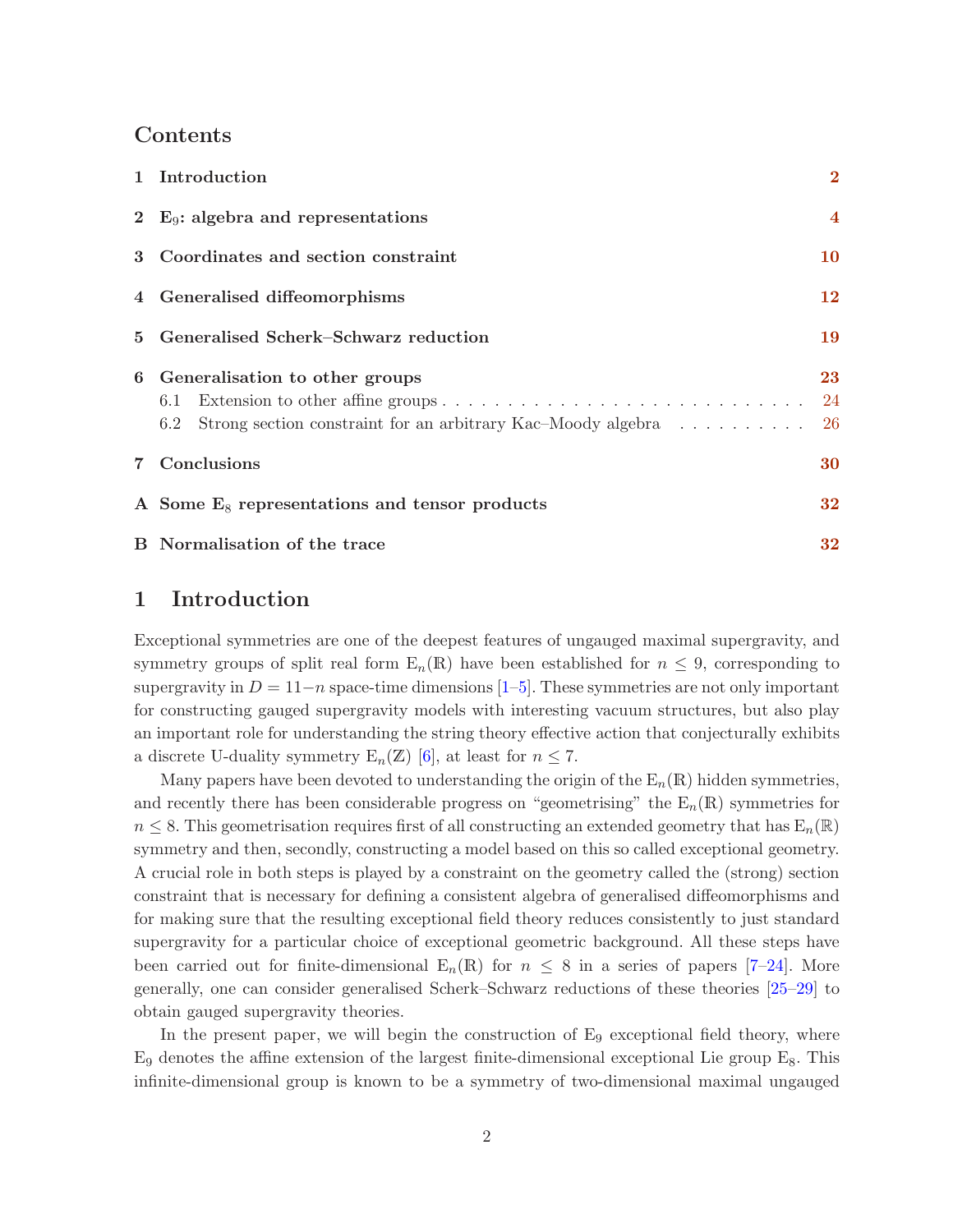## Contents

| | | |
|---|---|---|
| 1 | Introduction | 2 |
| 2 | $E_9$: algebra and representations | 4 |
| 3 | Coordinates and section constraint | 10 |
| 4 | Generalised diffeomorphisms | 12 |
| 5 | Generalised Scherk–Schwarz reduction | 19 |
| 6 | Generalisation to other groups | 23 |
| | 6.1 Extension to other affine groups | 24 |
| | 6.2 Strong section constraint for an arbitrary Kac–Moody algebra | 26 |
| 7 | Conclusions | 30 |
| A | Some $E_8$ representations and tensor products | 32 |
| B | Normalisation of the trace | 32 |

# 1 Introduction

Exceptional symmetries are one of the deepest features of ungauged maximal supergravity, and symmetry groups of split real form $E_n(\mathbb{R})$ have been established for $n \leq 9$, corresponding to supergravity in $D = 11-n$ space-time dimensions [1–5]. These symmetries are not only important for constructing gauged supergravity models with interesting vacuum structures, but also play an important role for understanding the string theory effective action that conjecturally exhibits a discrete U-duality symmetry $E_n(\mathbb{Z})$ [6], at least for $n \leq 7$.

Many papers have been devoted to understanding the origin of the $E_n(\mathbb{R})$ hidden symmetries, and recently there has been considerable progress on "geometrising" the $E_n(\mathbb{R})$ symmetries for $n \leq 8$. This geometrisation requires first of all constructing an extended geometry that has $E_n(\mathbb{R})$ symmetry and then, secondly, constructing a model based on this so called exceptional geometry. A crucial role in both steps is played by a constraint on the geometry called the (strong) section constraint that is necessary for defining a consistent algebra of generalised diffeomorphisms and for making sure that the resulting exceptional field theory reduces consistently to just standard supergravity for a particular choice of exceptional geometric background. All these steps have been carried out for finite-dimensional $E_n(\mathbb{R})$ for $n \leq 8$ in a series of papers [7–24]. More generally, one can consider generalised Scherk–Schwarz reductions of these theories [25–29] to obtain gauged supergravity theories.

In the present paper, we will begin the construction of $E_9$ exceptional field theory, where $E_9$ denotes the affine extension of the largest finite-dimensional exceptional Lie group $E_8$. This infinite-dimensional group is known to be a symmetry of two-dimensional maximal ungauged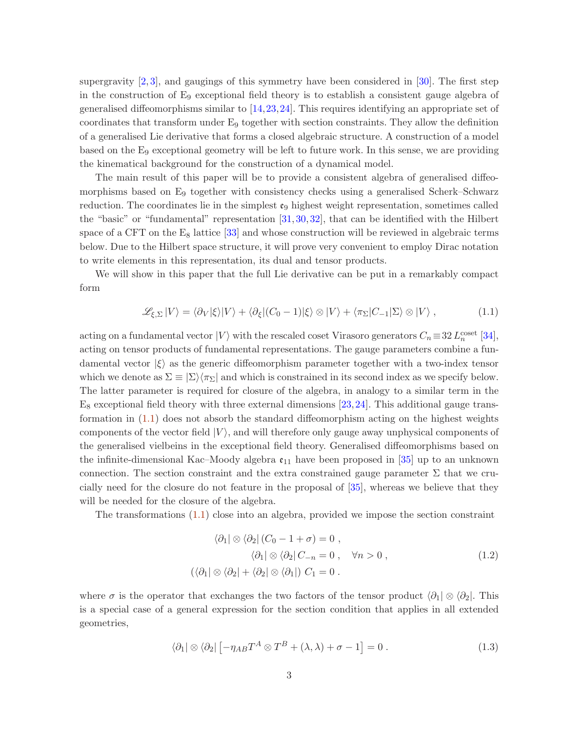supergravity [2,3], and gaugings of this symmetry have been considered in [30]. The first step in the construction of $E_9$ exceptional field theory is to establish a consistent gauge algebra of generalised diffeomorphisms similar to [14,23,24]. This requires identifying an appropriate set of coordinates that transform under $E_9$ together with section constraints. They allow the definition of a generalised Lie derivative that forms a closed algebraic structure. A construction of a model based on the $E_9$ exceptional geometry will be left to future work. In this sense, we are providing the kinematical background for the construction of a dynamical model.

The main result of this paper will be to provide a consistent algebra of generalised diffeomorphisms based on $E_9$ together with consistency checks using a generalised Scherk–Schwarz reduction. The coordinates lie in the simplest $\mathfrak{e}_9$ highest weight representation, sometimes called the "basic" or "fundamental" representation [31,30,32], that can be identified with the Hilbert space of a CFT on the $E_8$ lattice [33] and whose construction will be reviewed in algebraic terms below. Due to the Hilbert space structure, it will prove very convenient to employ Dirac notation to write elements in this representation, its dual and tensor products.

We will show in this paper that the full Lie derivative can be put in a remarkably compact form

$$\mathscr{L}_{\xi,\Sigma}|V\rangle = \langle\partial_V|\xi\rangle|V\rangle + \langle\partial_\xi|(C_0-1)|\xi\rangle\otimes|V\rangle + \langle\pi_\Sigma|C_{-1}|\Sigma\rangle\otimes|V\rangle\ , \tag{1.1}$$

acting on a fundamental vector $|V\rangle$ with the rescaled coset Virasoro generators $C_n \equiv 32\, L_n^{\text{coset}}$ [34], acting on tensor products of fundamental representations. The gauge parameters combine a fundamental vector $|\xi\rangle$ as the generic diffeomorphism parameter together with a two-index tensor which we denote as $\Sigma \equiv |\Sigma\rangle\langle\pi_\Sigma|$ and which is constrained in its second index as we specify below. The latter parameter is required for closure of the algebra, in analogy to a similar term in the $E_8$ exceptional field theory with three external dimensions [23,24]. This additional gauge transformation in (1.1) does not absorb the standard diffeomorphism acting on the highest weights components of the vector field $|V\rangle$, and will therefore only gauge away unphysical components of the generalised vielbeins in the exceptional field theory. Generalised diffeomorphisms based on the infinite-dimensional Kac–Moody algebra $\mathfrak{e}_{11}$ have been proposed in [35] up to an unknown connection. The section constraint and the extra constrained gauge parameter $\Sigma$ that we crucially need for the closure do not feature in the proposal of [35], whereas we believe that they will be needed for the closure of the algebra.

The transformations (1.1) close into an algebra, provided we impose the section constraint

$$\begin{aligned}
\langle\partial_1|\otimes\langle\partial_2|\,(C_0-1+\sigma) &= 0\ ,\\
\langle\partial_1|\otimes\langle\partial_2|\,C_{-n} &= 0\ ,\quad \forall n>0\ ,\\
(\langle\partial_1|\otimes\langle\partial_2| + \langle\partial_2|\otimes\langle\partial_1|)\ C_1 &= 0\ .
\end{aligned} \tag{1.2}$$

where $\sigma$ is the operator that exchanges the two factors of the tensor product $\langle\partial_1|\otimes\langle\partial_2|$. This is a special case of a general expression for the section condition that applies in all extended geometries,

$$\langle\partial_1|\otimes\langle\partial_2|\left[-\eta_{AB}T^A\otimes T^B + (\lambda,\lambda) + \sigma - 1\right] = 0\ . \tag{1.3}$$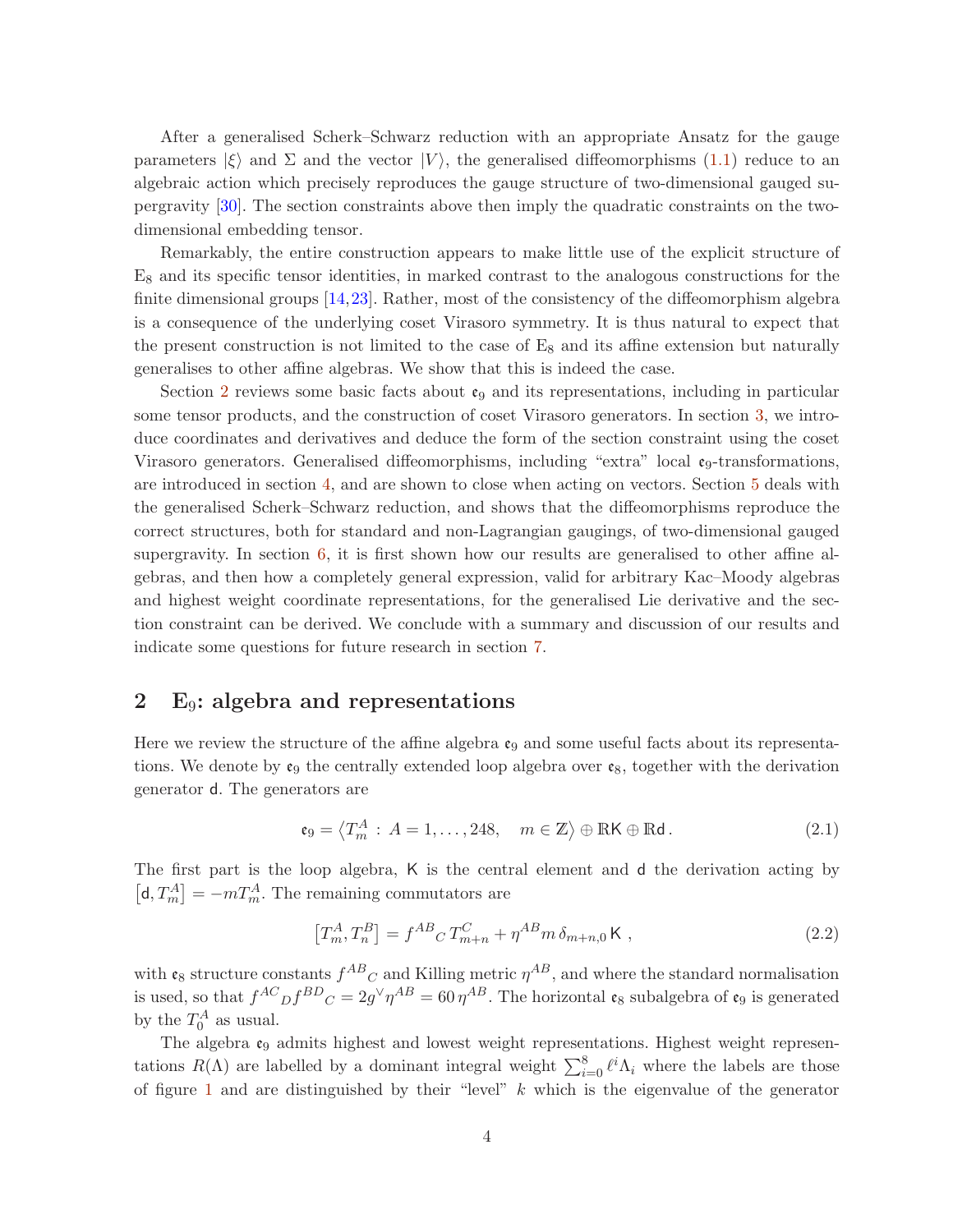After a generalised Scherk–Schwarz reduction with an appropriate Ansatz for the gauge parameters $|\xi\rangle$ and $\Sigma$ and the vector $|V\rangle$, the generalised diffeomorphisms (1.1) reduce to an algebraic action which precisely reproduces the gauge structure of two-dimensional gauged supergravity [30]. The section constraints above then imply the quadratic constraints on the two-dimensional embedding tensor.

Remarkably, the entire construction appears to make little use of the explicit structure of $\mathrm{E}_8$ and its specific tensor identities, in marked contrast to the analogous constructions for the finite dimensional groups [14,23]. Rather, most of the consistency of the diffeomorphism algebra is a consequence of the underlying coset Virasoro symmetry. It is thus natural to expect that the present construction is not limited to the case of $\mathrm{E}_8$ and its affine extension but naturally generalises to other affine algebras. We show that this is indeed the case.

Section 2 reviews some basic facts about $\mathfrak{e}_9$ and its representations, including in particular some tensor products, and the construction of coset Virasoro generators. In section 3, we introduce coordinates and derivatives and deduce the form of the section constraint using the coset Virasoro generators. Generalised diffeomorphisms, including "extra" local $\mathfrak{e}_9$-transformations, are introduced in section 4, and are shown to close when acting on vectors. Section 5 deals with the generalised Scherk–Schwarz reduction, and shows that the diffeomorphisms reproduce the correct structures, both for standard and non-Lagrangian gaugings, of two-dimensional gauged supergravity. In section 6, it is first shown how our results are generalised to other affine algebras, and then how a completely general expression, valid for arbitrary Kac–Moody algebras and highest weight coordinate representations, for the generalised Lie derivative and the section constraint can be derived. We conclude with a summary and discussion of our results and indicate some questions for future research in section 7.

## 2 $\mathrm{E}_9$: algebra and representations

Here we review the structure of the affine algebra $\mathfrak{e}_9$ and some useful facts about its representations. We denote by $\mathfrak{e}_9$ the centrally extended loop algebra over $\mathfrak{e}_8$, together with the derivation generator $\mathsf{d}$. The generators are

$$\mathfrak{e}_9 = \left\langle T^A_m \,:\, A = 1,\ldots,248, \quad m \in \mathbb{Z}\right\rangle \oplus \mathbb{R}\mathsf{K} \oplus \mathbb{R}\mathsf{d}\,. \tag{2.1}$$

The first part is the loop algebra, $\mathsf{K}$ is the central element and $\mathsf{d}$ the derivation acting by $\left[\mathsf{d}, T^A_m\right] = -mT^A_m$. The remaining commutators are

$$\left[T^A_m, T^B_n\right] = f^{AB}{}_C\, T^C_{m+n} + \eta^{AB} m\, \delta_{m+n,0}\, \mathsf{K}\ , \tag{2.2}$$

with $\mathfrak{e}_8$ structure constants $f^{AB}{}_C$ and Killing metric $\eta^{AB}$, and where the standard normalisation is used, so that $f^{AC}{}_D f^{BD}{}_C = 2g^\vee \eta^{AB} = 60\,\eta^{AB}$. The horizontal $\mathfrak{e}_8$ subalgebra of $\mathfrak{e}_9$ is generated by the $T^A_0$ as usual.

The algebra $\mathfrak{e}_9$ admits highest and lowest weight representations. Highest weight representations $R(\Lambda)$ are labelled by a dominant integral weight $\sum_{i=0}^{8} \ell^i \Lambda_i$ where the labels are those of figure 1 and are distinguished by their "level" $k$ which is the eigenvalue of the generator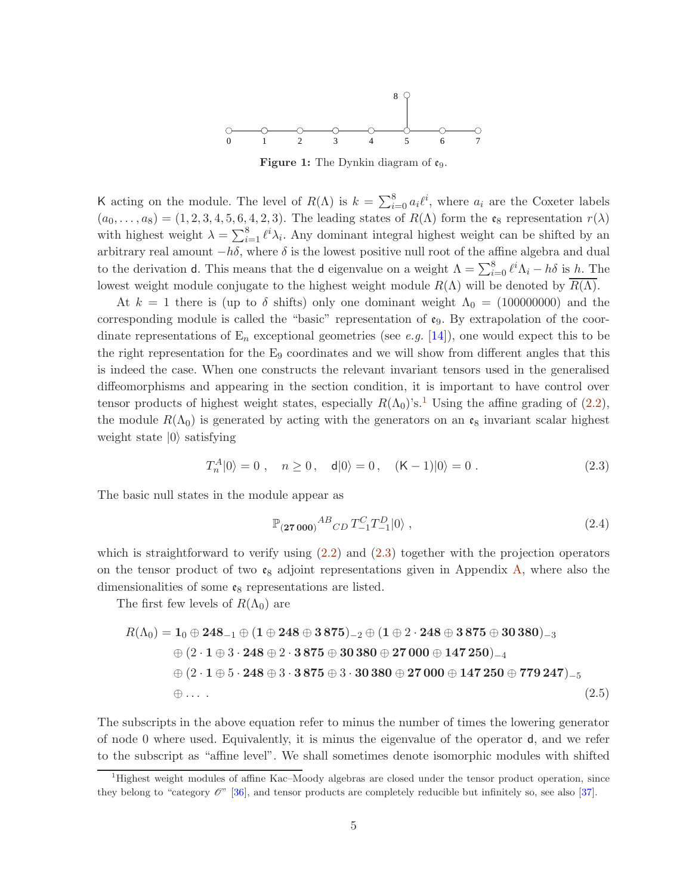Figure 1: The Dynkin diagram of $\mathfrak{e}_9$.

$\mathsf{K}$ acting on the module. The level of $R(\Lambda)$ is $k = \sum_{i=0}^{8} a_i \ell^i$, where $a_i$ are the Coxeter labels $(a_0, \ldots, a_8) = (1, 2, 3, 4, 5, 6, 4, 2, 3)$. The leading states of $R(\Lambda)$ form the $\mathfrak{e}_8$ representation $r(\lambda)$ with highest weight $\lambda = \sum_{i=1}^{8} \ell^i \lambda_i$. Any dominant integral highest weight can be shifted by an arbitrary real amount $-h\delta$, where $\delta$ is the lowest positive null root of the affine algebra and dual to the derivation $\mathsf{d}$. This means that the $\mathsf{d}$ eigenvalue on a weight $\Lambda = \sum_{i=0}^{8} \ell^i \Lambda_i - h\delta$ is $h$. The lowest weight module conjugate to the highest weight module $R(\Lambda)$ will be denoted by $\overline{R(\Lambda)}$.

At $k = 1$ there is (up to $\delta$ shifts) only one dominant weight $\Lambda_0 = (100000000)$ and the corresponding module is called the "basic" representation of $\mathfrak{e}_9$. By extrapolation of the coordinate representations of $\mathrm{E}_n$ exceptional geometries (see *e.g.* [14]), one would expect this to be the right representation for the $\mathrm{E}_9$ coordinates and we will show from different angles that this is indeed the case. When one constructs the relevant invariant tensors used in the generalised diffeomorphisms and appearing in the section condition, it is important to have control over tensor products of highest weight states, especially $R(\Lambda_0)$'s.[1] Using the affine grading of (2.2), the module $R(\Lambda_0)$ is generated by acting with the generators on an $\mathfrak{e}_8$ invariant scalar highest weight state $|0\rangle$ satisfying

$$T^A_n|0\rangle = 0\,, \quad n \geq 0\,, \quad \mathsf{d}|0\rangle = 0\,, \quad (\mathsf{K}-1)|0\rangle = 0\,. \tag{2.3}$$

The basic null states in the module appear as

$$\mathbb{P}_{(\mathbf{27\,000})}{}^{AB}{}_{CD}\, T^C_{-1} T^D_{-1}|0\rangle\,, \tag{2.4}$$

which is straightforward to verify using (2.2) and (2.3) together with the projection operators on the tensor product of two $\mathfrak{e}_8$ adjoint representations given in Appendix A, where also the dimensionalities of some $\mathfrak{e}_8$ representations are listed.

The first few levels of $R(\Lambda_0)$ are

$$\begin{aligned}
R(\Lambda_0) = \mathbf{1}_0 &\oplus \mathbf{248}_{-1} \oplus (\mathbf{1} \oplus \mathbf{248} \oplus \mathbf{3\,875})_{-2} \oplus (\mathbf{1} \oplus 2\cdot\mathbf{248} \oplus \mathbf{3\,875} \oplus \mathbf{30\,380})_{-3} \\
&\oplus (2\cdot\mathbf{1} \oplus 3\cdot\mathbf{248} \oplus 2\cdot\mathbf{3\,875} \oplus \mathbf{30\,380} \oplus \mathbf{27\,000} \oplus \mathbf{147\,250})_{-4} \\
&\oplus (2\cdot\mathbf{1} \oplus 5\cdot\mathbf{248} \oplus 3\cdot\mathbf{3\,875} \oplus 3\cdot\mathbf{30\,380} \oplus \mathbf{27\,000} \oplus \mathbf{147\,250} \oplus \mathbf{779\,247})_{-5} \\
&\oplus \ldots\,.
\end{aligned} \tag{2.5}$$

The subscripts in the above equation refer to minus the number of times the lowering generator of node 0 where used. Equivalently, it is minus the eigenvalue of the operator $\mathsf{d}$, and we refer to the subscript as "affine level". We shall sometimes denote isomorphic modules with shifted

[1] Highest weight modules of affine Kac–Moody algebras are closed under the tensor product operation, since they belong to "category $\mathscr{O}$" [36], and tensor products are completely reducible but infinitely so, see also [37].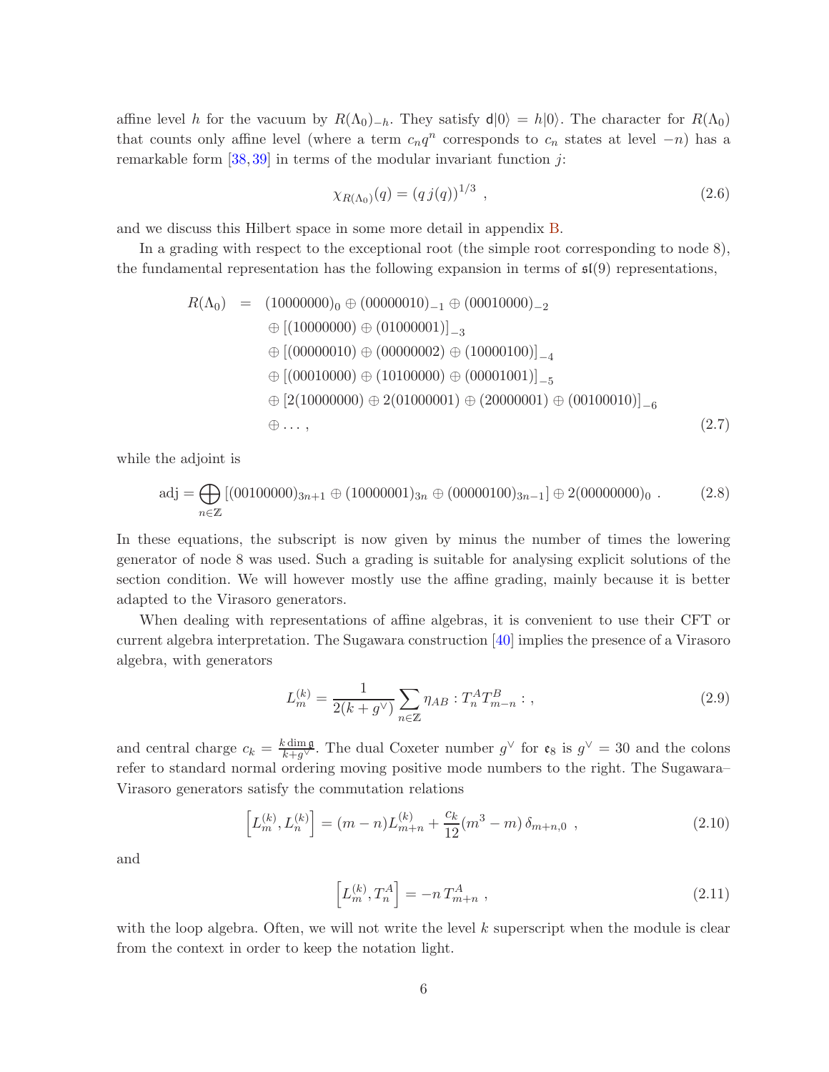affine level $h$ for the vacuum by $R(\Lambda_0)_{-h}$. They satisfy $\mathsf{d}|0\rangle = h|0\rangle$. The character for $R(\Lambda_0)$ that counts only affine level (where a term $c_n q^n$ corresponds to $c_n$ states at level $-n$) has a remarkable form [38,39] in terms of the modular invariant function $j$:

$$\chi_{R(\Lambda_0)}(q) = (q\, j(q))^{1/3} \ , \tag{2.6}$$

and we discuss this Hilbert space in some more detail in appendix B.

In a grading with respect to the exceptional root (the simple root corresponding to node 8), the fundamental representation has the following expansion in terms of $\mathfrak{sl}(9)$ representations,

$$\begin{aligned}
R(\Lambda_0) \;=\;& (10000000)_0 \oplus (00000010)_{-1} \oplus (00010000)_{-2} \\
& \oplus \left[(10000000) \oplus (01000001)\right]_{-3} \\
& \oplus \left[(00000010) \oplus (00000002) \oplus (10000100)\right]_{-4} \\
& \oplus \left[(00010000) \oplus (10100000) \oplus (00001001)\right]_{-5} \\
& \oplus \left[2(10000000) \oplus 2(01000001) \oplus (20000001) \oplus (00100010)\right]_{-6} \\
& \oplus \dots \,,
\end{aligned} \tag{2.7}$$

while the adjoint is

$$\text{adj} = \bigoplus_{n\in\mathbb{Z}} \left[(00100000)_{3n+1} \oplus (10000001)_{3n} \oplus (00000100)_{3n-1}\right] \oplus 2(00000000)_0 \ . \tag{2.8}$$

In these equations, the subscript is now given by minus the number of times the lowering generator of node 8 was used. Such a grading is suitable for analysing explicit solutions of the section condition. We will however mostly use the affine grading, mainly because it is better adapted to the Virasoro generators.

When dealing with representations of affine algebras, it is convenient to use their CFT or current algebra interpretation. The Sugawara construction [40] implies the presence of a Virasoro algebra, with generators

$$L_m^{(k)} = \frac{1}{2(k+g^\vee)} \sum_{n\in\mathbb{Z}} \eta_{AB} : T_n^A T_{m-n}^B : \ , \tag{2.9}$$

and central charge $c_k = \frac{k \dim \mathfrak{g}}{k+g^\vee}$. The dual Coxeter number $g^\vee$ for $\mathfrak{e}_8$ is $g^\vee = 30$ and the colons refer to standard normal ordering moving positive mode numbers to the right. The Sugawara–Virasoro generators satisfy the commutation relations

$$\left[L_m^{(k)}, L_n^{(k)}\right] = (m-n) L_{m+n}^{(k)} + \frac{c_k}{12}(m^3 - m)\, \delta_{m+n,0} \ , \tag{2.10}$$

and

$$\left[L_m^{(k)}, T_n^A\right] = -n\, T_{m+n}^A \ , \tag{2.11}$$

with the loop algebra. Often, we will not write the level $k$ superscript when the module is clear from the context in order to keep the notation light.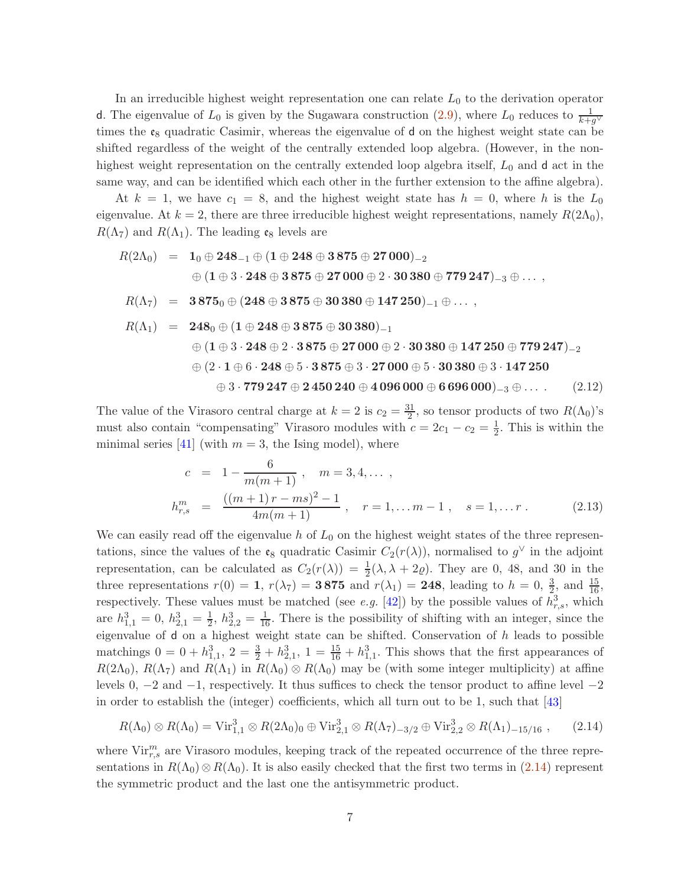In an irreducible highest weight representation one can relate $L_0$ to the derivation operator $\mathsf{d}$. The eigenvalue of $L_0$ is given by the Sugawara construction (2.9), where $L_0$ reduces to $\frac{1}{k+g^\vee}$ times the $\mathfrak{e}_8$ quadratic Casimir, whereas the eigenvalue of $\mathsf{d}$ on the highest weight state can be shifted regardless of the weight of the centrally extended loop algebra. (However, in the non-highest weight representation on the centrally extended loop algebra itself, $L_0$ and $\mathsf{d}$ act in the same way, and can be identified which each other in the further extension to the affine algebra).

At $k = 1$, we have $c_1 = 8$, and the highest weight state has $h = 0$, where $h$ is the $L_0$ eigenvalue. At $k = 2$, there are three irreducible highest weight representations, namely $R(2\Lambda_0)$, $R(\Lambda_7)$ and $R(\Lambda_1)$. The leading $\mathfrak{e}_8$ levels are

$$
\begin{aligned}
R(2\Lambda_0) &= \mathbf{1}_0 \oplus \mathbf{248}_{-1} \oplus (\mathbf{1} \oplus \mathbf{248} \oplus \mathbf{3\,875} \oplus \mathbf{27\,000})_{-2} \\
&\quad \oplus (\mathbf{1} \oplus 3 \cdot \mathbf{248} \oplus \mathbf{3\,875} \oplus \mathbf{27\,000} \oplus 2 \cdot \mathbf{30\,380} \oplus \mathbf{779\,247})_{-3} \oplus \ldots\,, \\
R(\Lambda_7) &= \mathbf{3\,875}_0 \oplus (\mathbf{248} \oplus \mathbf{3\,875} \oplus \mathbf{30\,380} \oplus \mathbf{147\,250})_{-1} \oplus \ldots\,, \\
R(\Lambda_1) &= \mathbf{248}_0 \oplus (\mathbf{1} \oplus \mathbf{248} \oplus \mathbf{3\,875} \oplus \mathbf{30\,380})_{-1} \\
&\quad \oplus (\mathbf{1} \oplus 3 \cdot \mathbf{248} \oplus 2 \cdot \mathbf{3\,875} \oplus \mathbf{27\,000} \oplus 2 \cdot \mathbf{30\,380} \oplus \mathbf{147\,250} \oplus \mathbf{779\,247})_{-2} \\
&\quad \oplus (2 \cdot \mathbf{1} \oplus 6 \cdot \mathbf{248} \oplus 5 \cdot \mathbf{3\,875} \oplus 3 \cdot \mathbf{27\,000} \oplus 5 \cdot \mathbf{30\,380} \oplus 3 \cdot \mathbf{147\,250} \\
&\qquad \oplus 3 \cdot \mathbf{779\,247} \oplus \mathbf{2\,450\,240} \oplus \mathbf{4\,096\,000} \oplus \mathbf{6\,696\,000})_{-3} \oplus \ldots\,.
\end{aligned}
\tag{2.12}
$$

The value of the Virasoro central charge at $k = 2$ is $c_2 = \frac{31}{2}$, so tensor products of two $R(\Lambda_0)$'s must also contain "compensating" Virasoro modules with $c = 2c_1 - c_2 = \frac{1}{2}$. This is within the minimal series [41] (with $m = 3$, the Ising model), where

$$
\begin{aligned}
c &= 1 - \frac{6}{m(m+1)}\,, \quad m = 3, 4, \ldots\,, \\
h^m_{r,s} &= \frac{((m+1)\,r - ms)^2 - 1}{4m(m+1)}\,, \quad r = 1, \ldots m-1\,, \quad s = 1, \ldots r\,.
\end{aligned}
\tag{2.13}
$$

We can easily read off the eigenvalue $h$ of $L_0$ on the highest weight states of the three representations, since the values of the $\mathfrak{e}_8$ quadratic Casimir $C_2(r(\lambda))$, normalised to $g^\vee$ in the adjoint representation, can be calculated as $C_2(r(\lambda)) = \frac{1}{2}(\lambda, \lambda + 2\varrho)$. They are 0, 48, and 30 in the three representations $r(0) = \mathbf{1}$, $r(\lambda_7) = \mathbf{3\,875}$ and $r(\lambda_1) = \mathbf{248}$, leading to $h = 0$, $\frac{3}{2}$, and $\frac{15}{16}$, respectively. These values must be matched (see *e.g.* [42]) by the possible values of $h^3_{r,s}$, which are $h^3_{1,1} = 0$, $h^3_{2,1} = \frac{1}{2}$, $h^3_{2,2} = \frac{1}{16}$. There is the possibility of shifting with an integer, since the eigenvalue of $\mathsf{d}$ on a highest weight state can be shifted. Conservation of $h$ leads to possible matchings $0 = 0 + h^3_{1,1}$, $2 = \frac{3}{2} + h^3_{2,1}$, $1 = \frac{15}{16} + h^3_{1,1}$. This shows that the first appearances of $R(2\Lambda_0)$, $R(\Lambda_7)$ and $R(\Lambda_1)$ in $R(\Lambda_0) \otimes R(\Lambda_0)$ may be (with some integer multiplicity) at affine levels 0, $-2$ and $-1$, respectively. It thus suffices to check the tensor product to affine level $-2$ in order to establish the (integer) coefficients, which all turn out to be 1, such that [43]

$$
R(\Lambda_0) \otimes R(\Lambda_0) = \mathrm{Vir}^3_{1,1} \otimes R(2\Lambda_0)_0 \oplus \mathrm{Vir}^3_{2,1} \otimes R(\Lambda_7)_{-3/2} \oplus \mathrm{Vir}^3_{2,2} \otimes R(\Lambda_1)_{-15/16}\,,
\tag{2.14}
$$

where $\mathrm{Vir}^m_{r,s}$ are Virasoro modules, keeping track of the repeated occurrence of the three representations in $R(\Lambda_0) \otimes R(\Lambda_0)$. It is also easily checked that the first two terms in (2.14) represent the symmetric product and the last one the antisymmetric product.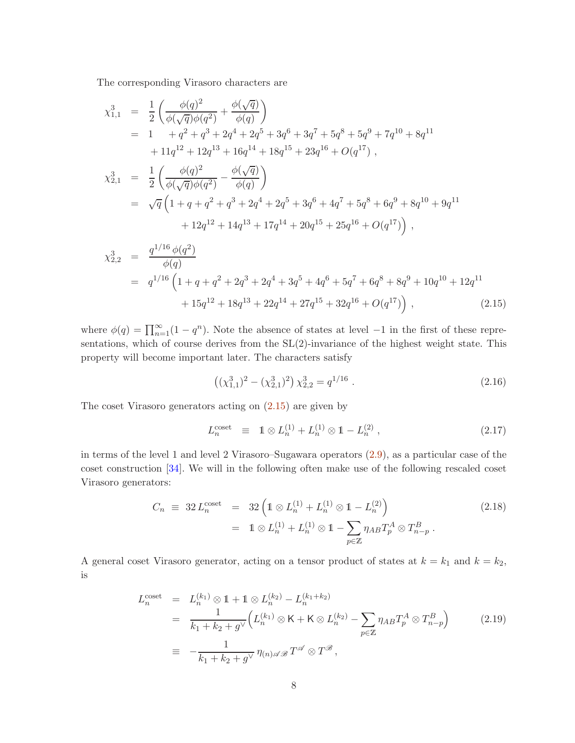The corresponding Virasoro characters are

$$
\begin{aligned}
\chi^3_{1,1} &= \frac{1}{2}\left(\frac{\phi(q)^2}{\phi(\sqrt{q})\phi(q^2)} + \frac{\phi(\sqrt{q})}{\phi(q)}\right) \\
&= 1 \quad + q^2 + q^3 + 2q^4 + 2q^5 + 3q^6 + 3q^7 + 5q^8 + 5q^9 + 7q^{10} + 8q^{11} \\
&\quad + 11q^{12} + 12q^{13} + 16q^{14} + 18q^{15} + 23q^{16} + O(q^{17}) \,, \\
\chi^3_{2,1} &= \frac{1}{2}\left(\frac{\phi(q)^2}{\phi(\sqrt{q})\phi(q^2)} - \frac{\phi(\sqrt{q})}{\phi(q)}\right) \\
&= \sqrt{q}\,\Big(1 + q + q^2 + q^3 + 2q^4 + 2q^5 + 3q^6 + 4q^7 + 5q^8 + 6q^9 + 8q^{10} + 9q^{11} \\
&\qquad + 12q^{12} + 14q^{13} + 17q^{14} + 20q^{15} + 25q^{16} + O(q^{17})\Big) \,, \\
\chi^3_{2,2} &= \frac{q^{1/16}\,\phi(q^2)}{\phi(q)} \\
&= q^{1/16}\,\Big(1 + q + q^2 + 2q^3 + 2q^4 + 3q^5 + 4q^6 + 5q^7 + 6q^8 + 8q^9 + 10q^{10} + 12q^{11} \\
&\qquad + 15q^{12} + 18q^{13} + 22q^{14} + 27q^{15} + 32q^{16} + O(q^{17})\Big) \,,
\end{aligned}
\tag{2.15}
$$

where $\phi(q) = \prod_{n=1}^{\infty}(1-q^n)$. Note the absence of states at level $-1$ in the first of these representations, which of course derives from the SL(2)-invariance of the highest weight state. This property will become important later. The characters satisfy

$$
\left((\chi^3_{1,1})^2 - (\chi^3_{2,1})^2\right)\chi^3_{2,2} = q^{1/16} \,. \tag{2.16}
$$

The coset Virasoro generators acting on (2.15) are given by

$$
L_n^{\text{coset}} \;\equiv\; \mathbb{1} \otimes L_n^{(1)} + L_n^{(1)} \otimes \mathbb{1} - L_n^{(2)} \,, \tag{2.17}
$$

in terms of the level 1 and level 2 Virasoro–Sugawara operators (2.9), as a particular case of the coset construction [34]. We will in the following often make use of the following rescaled coset Virasoro generators:

$$
\begin{aligned}
C_n \;\equiv\; 32\,L_n^{\text{coset}} &= 32\left(\mathbb{1} \otimes L_n^{(1)} + L_n^{(1)} \otimes \mathbb{1} - L_n^{(2)}\right) \\
&= \mathbb{1} \otimes L_n^{(1)} + L_n^{(1)} \otimes \mathbb{1} - \sum_{p\in\mathbb{Z}} \eta_{AB} T^A_p \otimes T^B_{n-p} \,.
\end{aligned}
\tag{2.18}
$$

A general coset Virasoro generator, acting on a tensor product of states at $k = k_1$ and $k = k_2$, is

$$
\begin{aligned}
L_n^{\text{coset}} &= L_n^{(k_1)} \otimes \mathbb{1} + \mathbb{1} \otimes L_n^{(k_2)} - L_n^{(k_1+k_2)} \\
&= \frac{1}{k_1 + k_2 + g^\vee}\Big(L_n^{(k_1)} \otimes \mathsf{K} + \mathsf{K} \otimes L_n^{(k_2)} - \sum_{p\in\mathbb{Z}} \eta_{AB} T^A_p \otimes T^B_{n-p}\Big) \\
&\equiv -\frac{1}{k_1 + k_2 + g^\vee}\,\eta_{(n)\mathscr{A}\mathscr{B}}\, T^{\mathscr{A}} \otimes T^{\mathscr{B}} \,,
\end{aligned}
\tag{2.19}
$$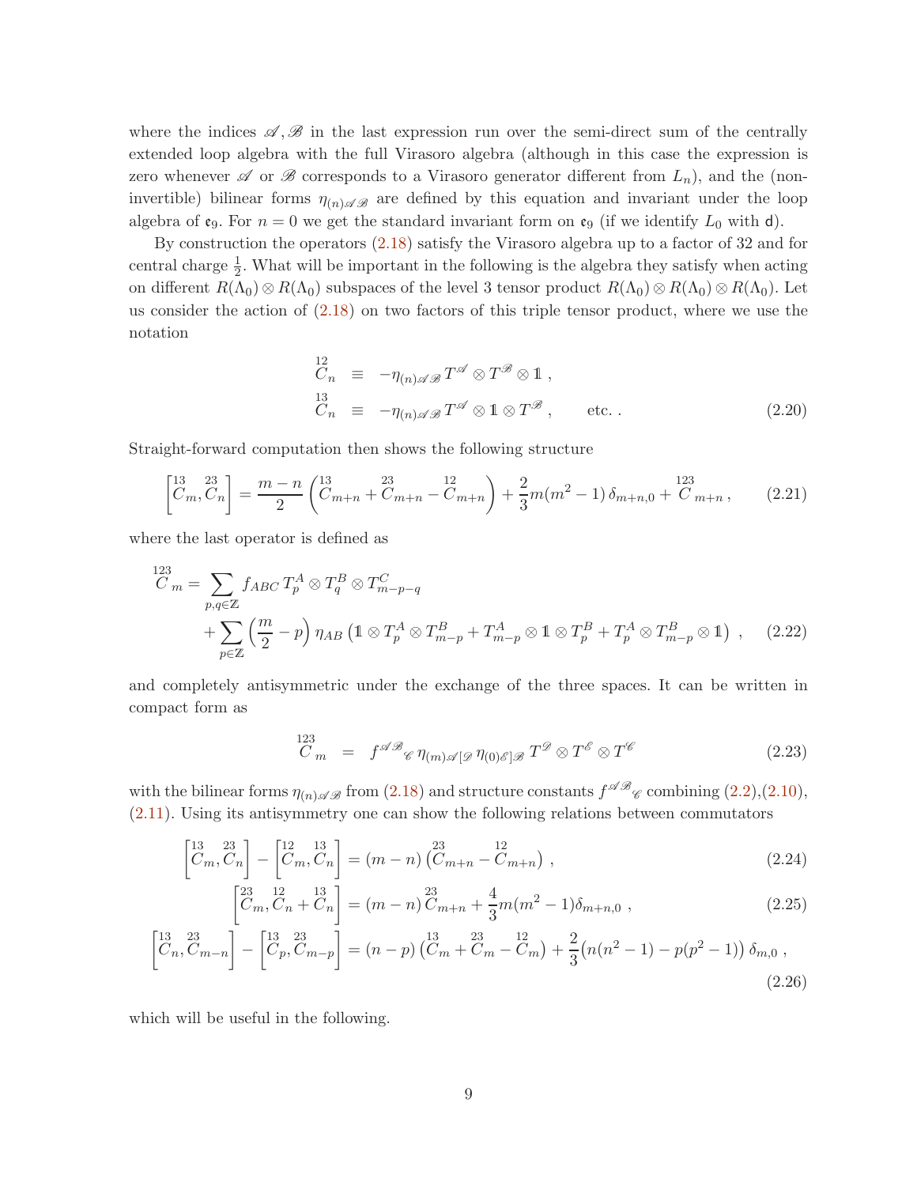where the indices $\mathscr{A}, \mathscr{B}$ in the last expression run over the semi-direct sum of the centrally extended loop algebra with the full Virasoro algebra (although in this case the expression is zero whenever $\mathscr{A}$ or $\mathscr{B}$ corresponds to a Virasoro generator different from $L_n$), and the (non-invertible) bilinear forms $\eta_{(n)\mathscr{A}\mathscr{B}}$ are defined by this equation and invariant under the loop algebra of $\mathfrak{e}_9$. For $n = 0$ we get the standard invariant form on $\mathfrak{e}_9$ (if we identify $L_0$ with $\mathsf{d}$).

By construction the operators (2.18) satisfy the Virasoro algebra up to a factor of 32 and for central charge $\frac{1}{2}$. What will be important in the following is the algebra they satisfy when acting on different $R(\Lambda_0) \otimes R(\Lambda_0)$ subspaces of the level 3 tensor product $R(\Lambda_0) \otimes R(\Lambda_0) \otimes R(\Lambda_0)$. Let us consider the action of (2.18) on two factors of this triple tensor product, where we use the notation

$$
\begin{aligned}
\overset{12}{C}_n &\equiv -\eta_{(n)\mathscr{A}\mathscr{B}} T^{\mathscr{A}} \otimes T^{\mathscr{B}} \otimes \mathbb{1} \,, \\
\overset{13}{C}_n &\equiv -\eta_{(n)\mathscr{A}\mathscr{B}} T^{\mathscr{A}} \otimes \mathbb{1} \otimes T^{\mathscr{B}} \,, \qquad \text{etc.} \,.
\end{aligned}
\tag{2.20}
$$

Straight-forward computation then shows the following structure

$$
\left[\overset{13}{C}_m, \overset{23}{C}_n\right] = \frac{m-n}{2}\left(\overset{13}{C}_{m+n} + \overset{23}{C}_{m+n} - \overset{12}{C}_{m+n}\right) + \frac{2}{3} m(m^2-1)\,\delta_{m+n,0} + \overset{123}{C}_{m+n} \,, \tag{2.21}
$$

where the last operator is defined as

$$
\begin{aligned}
\overset{123}{C}_m = &\sum_{p,q \in \mathbb{Z}} f_{ABC}\, T^A_p \otimes T^B_q \otimes T^C_{m-p-q} \\
&+ \sum_{p \in \mathbb{Z}} \left(\frac{m}{2} - p\right) \eta_{AB} \left(\mathbb{1} \otimes T^A_p \otimes T^B_{m-p} + T^A_{m-p} \otimes \mathbb{1} \otimes T^B_p + T^A_p \otimes T^B_{m-p} \otimes \mathbb{1}\right) \,,
\end{aligned}
\tag{2.22}
$$

and completely antisymmetric under the exchange of the three spaces. It can be written in compact form as

$$
\overset{123}{C}_m = f^{\mathscr{A}\mathscr{B}}{}_{\mathscr{C}}\, \eta_{(m)\mathscr{A}[\mathscr{D}}\, \eta_{(0)\mathscr{E}]\mathscr{B}}\, T^{\mathscr{D}} \otimes T^{\mathscr{E}} \otimes T^{\mathscr{C}} \tag{2.23}
$$

with the bilinear forms $\eta_{(n)\mathscr{A}\mathscr{B}}$ from (2.18) and structure constants $f^{\mathscr{A}\mathscr{B}}{}_{\mathscr{C}}$ combining (2.2),(2.10), (2.11). Using its antisymmetry one can show the following relations between commutators

$$
\left[\overset{13}{C}_m, \overset{23}{C}_n\right] - \left[\overset{12}{C}_m, \overset{13}{C}_n\right] = (m-n)\left(\overset{23}{C}_{m+n} - \overset{12}{C}_{m+n}\right) \,, \tag{2.24}
$$

$$
\left[\overset{23}{C}_m, \overset{12}{C}_n + \overset{13}{C}_n\right] = (m-n)\,\overset{23}{C}_{m+n} + \frac{4}{3} m(m^2-1)\delta_{m+n,0} \,, \tag{2.25}
$$

$$
\left[\overset{13}{C}_n, \overset{23}{C}_{m-n}\right] - \left[\overset{13}{C}_p, \overset{23}{C}_{m-p}\right] = (n-p)\left(\overset{13}{C}_m + \overset{23}{C}_m - \overset{12}{C}_m\right) + \frac{2}{3}\big(n(n^2-1) - p(p^2-1)\big)\,\delta_{m,0} \,, \tag{2.26}
$$

which will be useful in the following.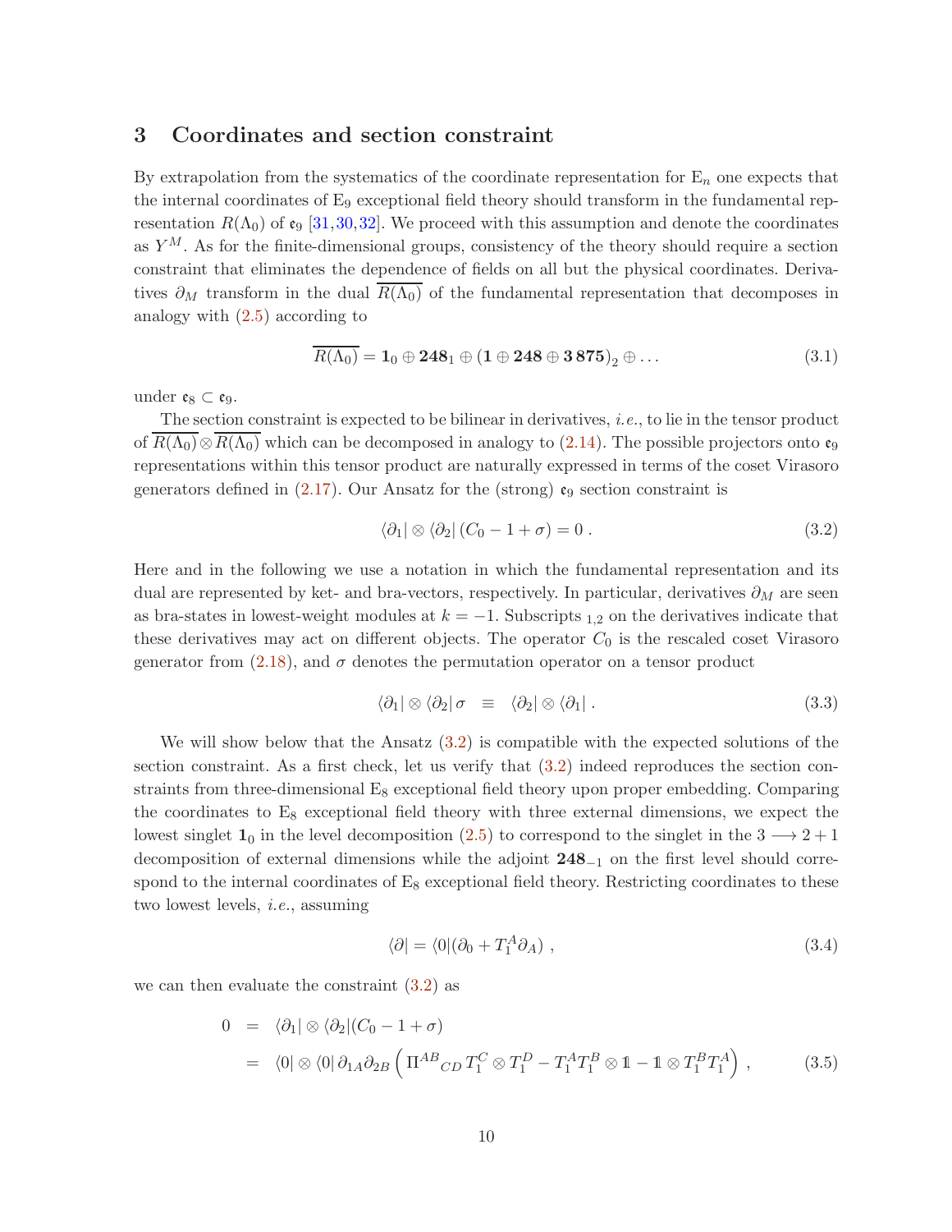## 3 Coordinates and section constraint

By extrapolation from the systematics of the coordinate representation for $\mathrm{E}_n$ one expects that the internal coordinates of $\mathrm{E}_9$ exceptional field theory should transform in the fundamental representation $R(\Lambda_0)$ of $\mathfrak{e}_9$ [31,30,32]. We proceed with this assumption and denote the coordinates as $Y^M$. As for the finite-dimensional groups, consistency of the theory should require a section constraint that eliminates the dependence of fields on all but the physical coordinates. Derivatives $\partial_M$ transform in the dual $\overline{R(\Lambda_0)}$ of the fundamental representation that decomposes in analogy with (2.5) according to

$$\overline{R(\Lambda_0)} = \mathbf{1}_0 \oplus \mathbf{248}_1 \oplus (\mathbf{1} \oplus \mathbf{248} \oplus \mathbf{3\,875})_2 \oplus \ldots \tag{3.1}$$

under $\mathfrak{e}_8 \subset \mathfrak{e}_9$.

The section constraint is expected to be bilinear in derivatives, *i.e.*, to lie in the tensor product of $\overline{R(\Lambda_0)} \otimes \overline{R(\Lambda_0)}$ which can be decomposed in analogy to (2.14). The possible projectors onto $\mathfrak{e}_9$ representations within this tensor product are naturally expressed in terms of the coset Virasoro generators defined in (2.17). Our Ansatz for the (strong) $\mathfrak{e}_9$ section constraint is

$$\langle \partial_1 | \otimes \langle \partial_2 | \, (C_0 - 1 + \sigma) = 0 \, . \tag{3.2}$$

Here and in the following we use a notation in which the fundamental representation and its dual are represented by ket- and bra-vectors, respectively. In particular, derivatives $\partial_M$ are seen as bra-states in lowest-weight modules at $k = -1$. Subscripts $_{1,2}$ on the derivatives indicate that these derivatives may act on different objects. The operator $C_0$ is the rescaled coset Virasoro generator from (2.18), and $\sigma$ denotes the permutation operator on a tensor product

$$\langle \partial_1 | \otimes \langle \partial_2 | \, \sigma \quad \equiv \quad \langle \partial_2 | \otimes \langle \partial_1 | \, . \tag{3.3}$$

We will show below that the Ansatz (3.2) is compatible with the expected solutions of the section constraint. As a first check, let us verify that (3.2) indeed reproduces the section constraints from three-dimensional $\mathrm{E}_8$ exceptional field theory upon proper embedding. Comparing the coordinates to $\mathrm{E}_8$ exceptional field theory with three external dimensions, we expect the lowest singlet $\mathbf{1}_0$ in the level decomposition (2.5) to correspond to the singlet in the $3 \longrightarrow 2+1$ decomposition of external dimensions while the adjoint $\mathbf{248}_{-1}$ on the first level should correspond to the internal coordinates of $\mathrm{E}_8$ exceptional field theory. Restricting coordinates to these two lowest levels, *i.e.*, assuming

$$\langle \partial | = \langle 0 | (\partial_0 + T_1^A \partial_A) \, , \tag{3.4}$$

we can then evaluate the constraint (3.2) as

$$\begin{aligned}
0 &= \langle \partial_1 | \otimes \langle \partial_2 | (C_0 - 1 + \sigma) \\
&= \langle 0 | \otimes \langle 0 | \, \partial_{1A} \partial_{2B} \left( \Pi^{AB}{}_{CD} \, T_1^C \otimes T_1^D - T_1^A T_1^B \otimes \mathbb{1} - \mathbb{1} \otimes T_1^B T_1^A \right) ,
\end{aligned} \tag{3.5}$$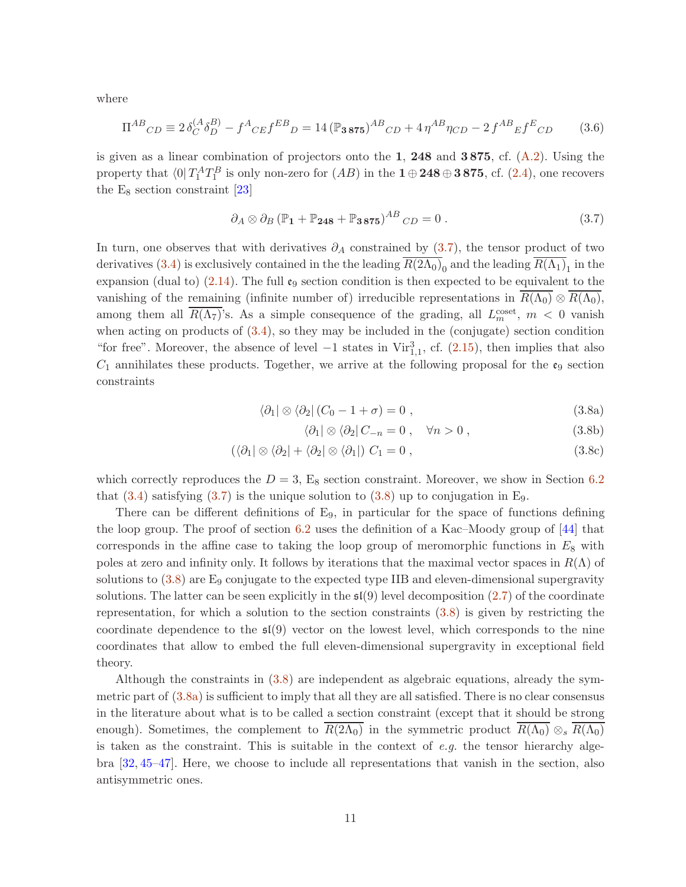where

$$\Pi^{AB}{}_{CD} \equiv 2\,\delta_C^{(A}\delta_D^{B)} - f^A{}_{CE} f^{EB}{}_D = 14\,(\mathbb{P}_{\mathbf{3\,875}})^{AB}{}_{CD} + 4\,\eta^{AB}\eta_{CD} - 2\,f^{AB}{}_E f^E{}_{CD} \tag{3.6}$$

is given as a linear combination of projectors onto the **1**, **248** and **3 875**, cf. (A.2). Using the property that $\langle 0|\,T_1^A T_1^B$ is only non-zero for $(AB)$ in the $\mathbf{1}\oplus\mathbf{248}\oplus\mathbf{3\,875}$, cf. (2.4), one recovers the $\mathrm{E}_8$ section constraint [23]

$$\partial_A \otimes \partial_B \,(\mathbb{P}_{\mathbf{1}} + \mathbb{P}_{\mathbf{248}} + \mathbb{P}_{\mathbf{3\,875}})^{AB}{}_{CD} = 0\,. \tag{3.7}$$

In turn, one observes that with derivatives $\partial_A$ constrained by (3.7), the tensor product of two derivatives (3.4) is exclusively contained in the the leading $\overline{R(2\Lambda_0)}_0$ and the leading $\overline{R(\Lambda_1)}_1$ in the expansion (dual to) (2.14). The full $\mathfrak{e}_9$ section condition is then expected to be equivalent to the vanishing of the remaining (infinite number of) irreducible representations in $\overline{R(\Lambda_0)}\otimes\overline{R(\Lambda_0)}$, among them all $\overline{R(\Lambda_7)}$'s. As a simple consequence of the grading, all $L_m^{\text{coset}}$, $m<0$ vanish when acting on products of (3.4), so they may be included in the (conjugate) section condition "for free". Moreover, the absence of level $-1$ states in $\mathrm{Vir}^3_{1,1}$, cf. (2.15), then implies that also $C_1$ annihilates these products. Together, we arrive at the following proposal for the $\mathfrak{e}_9$ section constraints

$$\langle\partial_1|\otimes\langle\partial_2|\,(C_0 - 1 + \sigma) = 0\,, \tag{3.8a}$$

$$\langle\partial_1|\otimes\langle\partial_2|\,C_{-n} = 0\,, \quad \forall n>0\,, \tag{3.8b}$$

$$(\langle\partial_1|\otimes\langle\partial_2| + \langle\partial_2|\otimes\langle\partial_1|)\;C_1 = 0\,, \tag{3.8c}$$

which correctly reproduces the $D=3$, $\mathrm{E}_8$ section constraint. Moreover, we show in Section 6.2 that (3.4) satisfying (3.7) is the unique solution to (3.8) up to conjugation in $\mathrm{E}_9$.

There can be different definitions of $\mathrm{E}_9$, in particular for the space of functions defining the loop group. The proof of section 6.2 uses the definition of a Kac–Moody group of [44] that corresponds in the affine case to taking the loop group of meromorphic functions in $E_8$ with poles at zero and infinity only. It follows by iterations that the maximal vector spaces in $R(\Lambda)$ of solutions to (3.8) are $\mathrm{E}_9$ conjugate to the expected type IIB and eleven-dimensional supergravity solutions. The latter can be seen explicitly in the $\mathfrak{sl}(9)$ level decomposition (2.7) of the coordinate representation, for which a solution to the section constraints (3.8) is given by restricting the coordinate dependence to the $\mathfrak{sl}(9)$ vector on the lowest level, which corresponds to the nine coordinates that allow to embed the full eleven-dimensional supergravity in exceptional field theory.

Although the constraints in (3.8) are independent as algebraic equations, already the symmetric part of (3.8a) is sufficient to imply that all they are all satisfied. There is no clear consensus in the literature about what is to be called a section constraint (except that it should be strong enough). Sometimes, the complement to $\overline{R(2\Lambda_0)}$ in the symmetric product $\overline{R(\Lambda_0)}\otimes_s\overline{R(\Lambda_0)}$ is taken as the constraint. This is suitable in the context of *e.g.* the tensor hierarchy algebra [32, 45–47]. Here, we choose to include all representations that vanish in the section, also antisymmetric ones.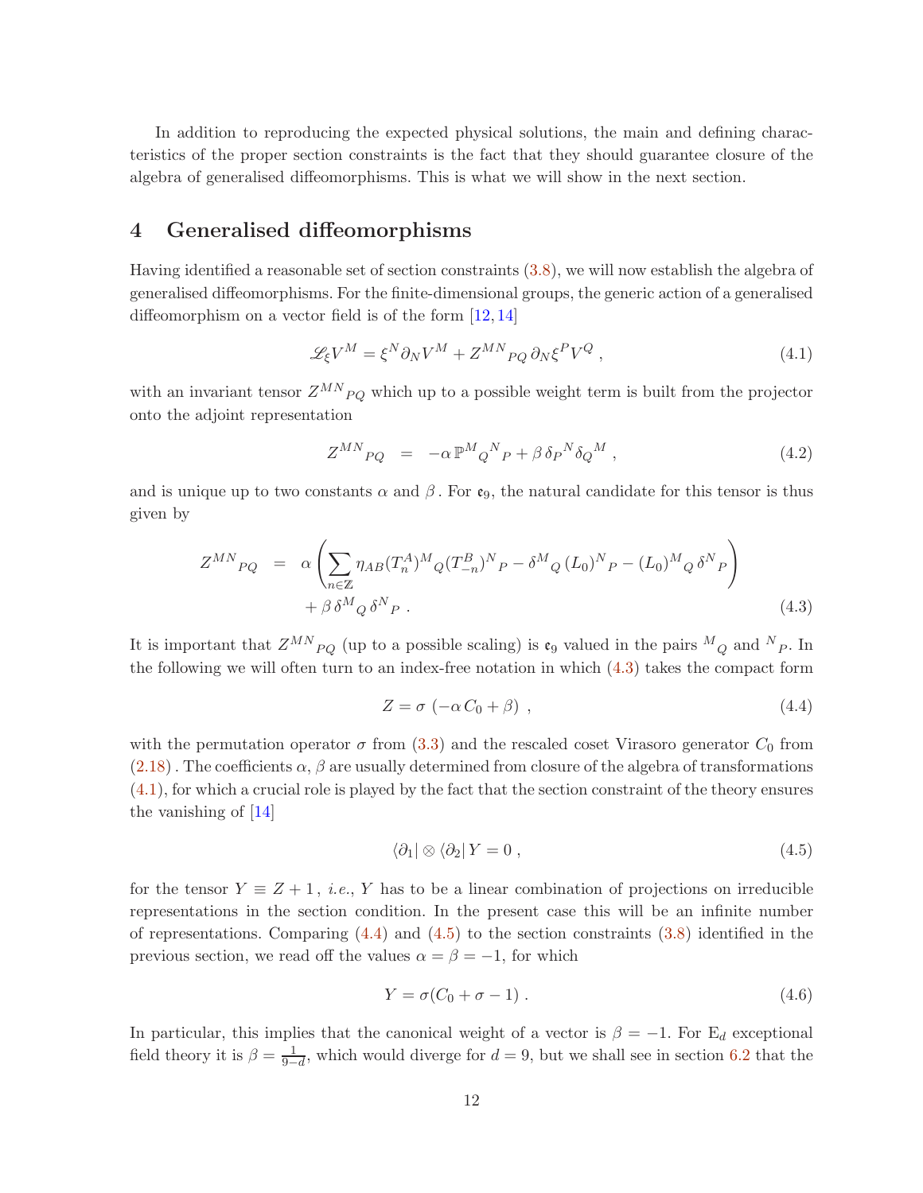In addition to reproducing the expected physical solutions, the main and defining characteristics of the proper section constraints is the fact that they should guarantee closure of the algebra of generalised diffeomorphisms. This is what we will show in the next section.

## 4 Generalised diffeomorphisms

Having identified a reasonable set of section constraints (3.8), we will now establish the algebra of generalised diffeomorphisms. For the finite-dimensional groups, the generic action of a generalised diffeomorphism on a vector field is of the form [12, 14]

$$\mathscr{L}_\xi V^M = \xi^N \partial_N V^M + Z^{MN}{}_{PQ}\, \partial_N \xi^P V^Q \,, \tag{4.1}$$

with an invariant tensor $Z^{MN}{}_{PQ}$ which up to a possible weight term is built from the projector onto the adjoint representation

$$Z^{MN}{}_{PQ} \;\;=\;\; -\alpha\, \mathbb{P}^M{}_Q{}^N{}_P + \beta\, \delta_P{}^N \delta_Q{}^M \,, \tag{4.2}$$

and is unique up to two constants $\alpha$ and $\beta$. For $\mathfrak{e}_9$, the natural candidate for this tensor is thus given by

$$\begin{aligned} Z^{MN}{}_{PQ} \;\;=\;\; &\alpha \left( \sum_{n\in\mathbb{Z}} \eta_{AB} (T_n^A)^M{}_Q (T_{-n}^B)^N{}_P - \delta^M{}_Q\, (L_0)^N{}_P - (L_0)^M{}_Q\, \delta^N{}_P \right) \\ &+ \beta\, \delta^M{}_Q\, \delta^N{}_P \;. \end{aligned} \tag{4.3}$$

It is important that $Z^{MN}{}_{PQ}$ (up to a possible scaling) is $\mathfrak{e}_9$ valued in the pairs ${}^M{}_Q$ and ${}^N{}_P$. In the following we will often turn to an index-free notation in which (4.3) takes the compact form

$$Z = \sigma \; (-\alpha\, C_0 + \beta) \;, \tag{4.4}$$

with the permutation operator $\sigma$ from (3.3) and the rescaled coset Virasoro generator $C_0$ from (2.18). The coefficients $\alpha, \beta$ are usually determined from closure of the algebra of transformations (4.1), for which a crucial role is played by the fact that the section constraint of the theory ensures the vanishing of [14]

$$\langle \partial_1 | \otimes \langle \partial_2 |\, Y = 0 \,, \tag{4.5}$$

for the tensor $Y \equiv Z + 1$, *i.e.*, $Y$ has to be a linear combination of projections on irreducible representations in the section condition. In the present case this will be an infinite number of representations. Comparing (4.4) and (4.5) to the section constraints (3.8) identified in the previous section, we read off the values $\alpha = \beta = -1$, for which

$$Y = \sigma (C_0 + \sigma - 1) \,. \tag{4.6}$$

In particular, this implies that the canonical weight of a vector is $\beta = -1$. For $\mathrm{E}_d$ exceptional field theory it is $\beta = \frac{1}{9-d}$, which would diverge for $d = 9$, but we shall see in section 6.2 that the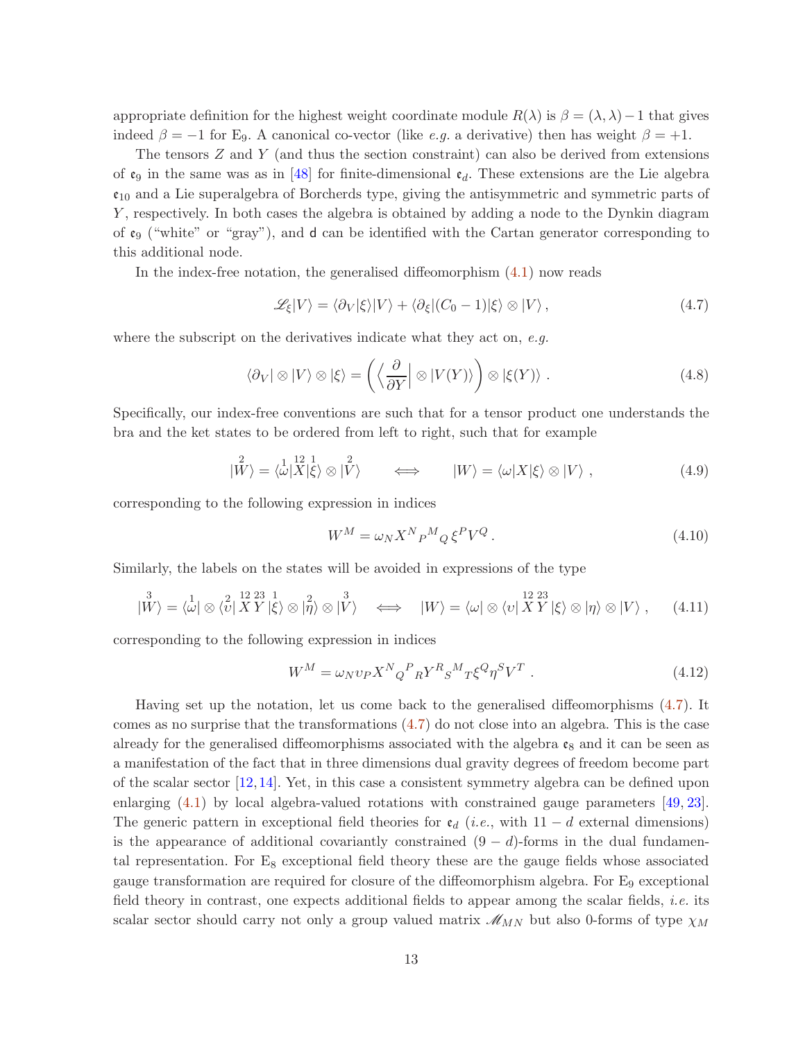appropriate definition for the highest weight coordinate module $R(\lambda)$ is $\beta = (\lambda, \lambda) - 1$ that gives indeed $\beta = -1$ for E$_9$. A canonical co-vector (like *e.g.* a derivative) then has weight $\beta = +1$.

The tensors $Z$ and $Y$ (and thus the section constraint) can also be derived from extensions of $\mathfrak{e}_9$ in the same was as in [48] for finite-dimensional $\mathfrak{e}_d$. These extensions are the Lie algebra $\mathfrak{e}_{10}$ and a Lie superalgebra of Borcherds type, giving the antisymmetric and symmetric parts of $Y$, respectively. In both cases the algebra is obtained by adding a node to the Dynkin diagram of $\mathfrak{e}_9$ ("white" or "gray"), and $\mathsf{d}$ can be identified with the Cartan generator corresponding to this additional node.

In the index-free notation, the generalised diffeomorphism (4.1) now reads

$$
\mathscr{L}_\xi |V\rangle = \langle \partial_V | \xi \rangle |V\rangle + \langle \partial_\xi | (C_0 - 1) | \xi \rangle \otimes |V\rangle \,, \tag{4.7}
$$

where the subscript on the derivatives indicate what they act on, *e.g.*

$$
\langle \partial_V | \otimes |V\rangle \otimes |\xi\rangle = \left( \Big\langle \frac{\partial}{\partial Y} \Big| \otimes |V(Y)\rangle \right) \otimes |\xi(Y)\rangle \ . \tag{4.8}
$$

Specifically, our index-free conventions are such that for a tensor product one understands the bra and the ket states to be ordered from left to right, such that for example

$$
|\overset{2}{W}\rangle = \langle \overset{1}{\omega} | \overset{12}{X} | \overset{1}{\xi} \rangle \otimes |\overset{2}{V}\rangle \qquad \Longleftrightarrow \qquad |W\rangle = \langle \omega | X | \xi \rangle \otimes |V\rangle \ , \tag{4.9}
$$

corresponding to the following expression in indices

$$
W^M = \omega_N X^N{}_P{}^M{}_Q \, \xi^P V^Q \,. \tag{4.10}
$$

Similarly, the labels on the states will be avoided in expressions of the type

$$
|\overset{3}{W}\rangle = \langle \overset{1}{\omega} | \otimes \langle \overset{2}{\upsilon} | \overset{12}{X} \overset{23}{Y} | \overset{1}{\xi} \rangle \otimes |\overset{2}{\eta}\rangle \otimes |\overset{3}{V}\rangle \quad \Longleftrightarrow \quad |W\rangle = \langle \omega | \otimes \langle \upsilon | \overset{12}{X} \overset{23}{Y} | \xi \rangle \otimes |\eta\rangle \otimes |V\rangle \ , \tag{4.11}
$$

corresponding to the following expression in indices

$$
W^M = \omega_N \upsilon_P X^N{}_Q{}^P{}_R Y^R{}_S{}^M{}_T \xi^Q \eta^S V^T \ . \tag{4.12}
$$

Having set up the notation, let us come back to the generalised diffeomorphisms (4.7). It comes as no surprise that the transformations (4.7) do not close into an algebra. This is the case already for the generalised diffeomorphisms associated with the algebra $\mathfrak{e}_8$ and it can be seen as a manifestation of the fact that in three dimensions dual gravity degrees of freedom become part of the scalar sector [12, 14]. Yet, in this case a consistent symmetry algebra can be defined upon enlarging (4.1) by local algebra-valued rotations with constrained gauge parameters [49, 23]. The generic pattern in exceptional field theories for $\mathfrak{e}_d$ (*i.e.*, with $11 - d$ external dimensions) is the appearance of additional covariantly constrained $(9-d)$-forms in the dual fundamental representation. For E$_8$ exceptional field theory these are the gauge fields whose associated gauge transformation are required for closure of the diffeomorphism algebra. For E$_9$ exceptional field theory in contrast, one expects additional fields to appear among the scalar fields, *i.e.* its scalar sector should carry not only a group valued matrix $\mathscr{M}_{MN}$ but also 0-forms of type $\chi_M$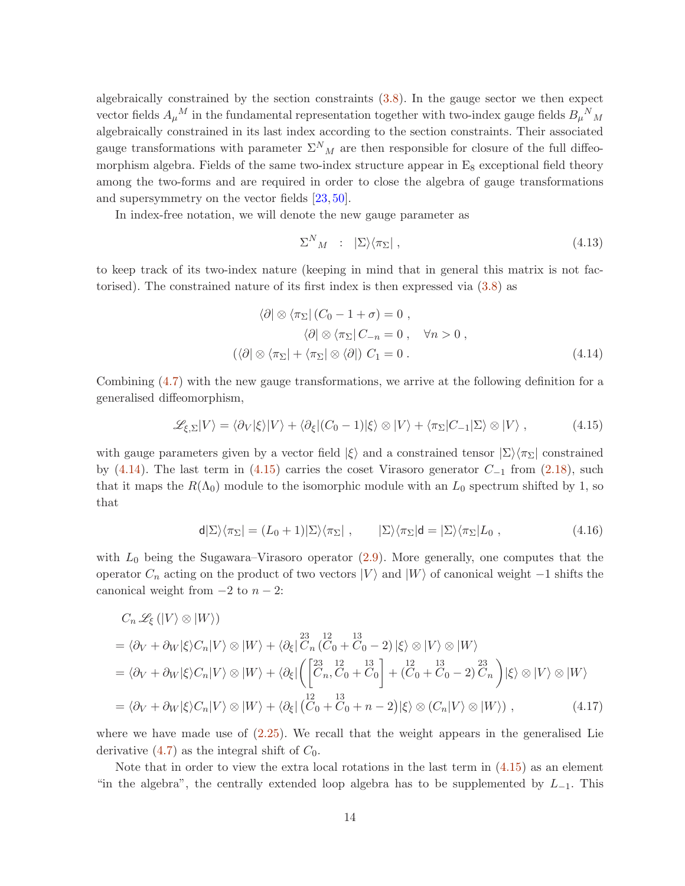algebraically constrained by the section constraints (3.8). In the gauge sector we then expect vector fields ${A_\mu}^M$ in the fundamental representation together with two-index gauge fields ${B_\mu}^N{}_M$ algebraically constrained in its last index according to the section constraints. Their associated gauge transformations with parameter $\Sigma^N{}_M$ are then responsible for closure of the full diffeomorphism algebra. Fields of the same two-index structure appear in $\mathrm{E}_8$ exceptional field theory among the two-forms and are required in order to close the algebra of gauge transformations and supersymmetry on the vector fields [23,50].

In index-free notation, we will denote the new gauge parameter as

$$
\Sigma^N{}_M \quad : \quad |\Sigma\rangle\langle\pi_\Sigma| \, , \tag{4.13}
$$

to keep track of its two-index nature (keeping in mind that in general this matrix is not factorised). The constrained nature of its first index is then expressed via (3.8) as

$$
\begin{aligned}
\langle\partial| \otimes \langle\pi_\Sigma|\,(C_0 - 1 + \sigma) &= 0 \, , \\
\langle\partial| \otimes \langle\pi_\Sigma|\,C_{-n} &= 0 \, , \quad \forall n > 0 \, , \\
\left(\langle\partial| \otimes \langle\pi_\Sigma| + \langle\pi_\Sigma| \otimes \langle\partial|\right)\, C_1 &= 0 \, .
\end{aligned} \tag{4.14}
$$

Combining (4.7) with the new gauge transformations, we arrive at the following definition for a generalised diffeomorphism,

$$
\mathscr{L}_{\xi,\Sigma}|V\rangle = \langle\partial_V|\xi\rangle|V\rangle + \langle\partial_\xi|(C_0 - 1)|\xi\rangle \otimes |V\rangle + \langle\pi_\Sigma|C_{-1}|\Sigma\rangle \otimes |V\rangle \, , \tag{4.15}
$$

with gauge parameters given by a vector field $|\xi\rangle$ and a constrained tensor $|\Sigma\rangle\langle\pi_\Sigma|$ constrained by (4.14). The last term in (4.15) carries the coset Virasoro generator $C_{-1}$ from (2.18), such that it maps the $R(\Lambda_0)$ module to the isomorphic module with an $L_0$ spectrum shifted by 1, so that

$$
\mathsf{d}|\Sigma\rangle\langle\pi_\Sigma| = (L_0 + 1)|\Sigma\rangle\langle\pi_\Sigma| \, , \qquad |\Sigma\rangle\langle\pi_\Sigma|\mathsf{d} = |\Sigma\rangle\langle\pi_\Sigma|L_0 \, , \tag{4.16}
$$

with $L_0$ being the Sugawara–Virasoro operator (2.9). More generally, one computes that the operator $C_n$ acting on the product of two vectors $|V\rangle$ and $|W\rangle$ of canonical weight $-1$ shifts the canonical weight from $-2$ to $n-2$:

$$
\begin{aligned}
& C_n \,\mathscr{L}_\xi \left(|V\rangle \otimes |W\rangle\right) \\
&= \langle\partial_V + \partial_W|\xi\rangle C_n|V\rangle \otimes |W\rangle + \langle\partial_\xi|\overset{23}{C}_n\,(\overset{12}{C}_0 + \overset{13}{C}_0 - 2)\,|\xi\rangle \otimes |V\rangle \otimes |W\rangle \\
&= \langle\partial_V + \partial_W|\xi\rangle C_n|V\rangle \otimes |W\rangle + \langle\partial_\xi|\left(\left[\overset{23}{C}_n, \overset{12}{C}_0 + \overset{13}{C}_0\right] + (\overset{12}{C}_0 + \overset{13}{C}_0 - 2)\,\overset{23}{C}_n\right)|\xi\rangle \otimes |V\rangle \otimes |W\rangle \\
&= \langle\partial_V + \partial_W|\xi\rangle C_n|V\rangle \otimes |W\rangle + \langle\partial_\xi|\,(\overset{12}{C}_0 + \overset{13}{C}_0 + n - 2)|\xi\rangle \otimes (C_n|V\rangle \otimes |W\rangle) \, ,
\end{aligned} \tag{4.17}
$$

where we have made use of (2.25). We recall that the weight appears in the generalised Lie derivative (4.7) as the integral shift of $C_0$.

Note that in order to view the extra local rotations in the last term in (4.15) as an element "in the algebra", the centrally extended loop algebra has to be supplemented by $L_{-1}$. This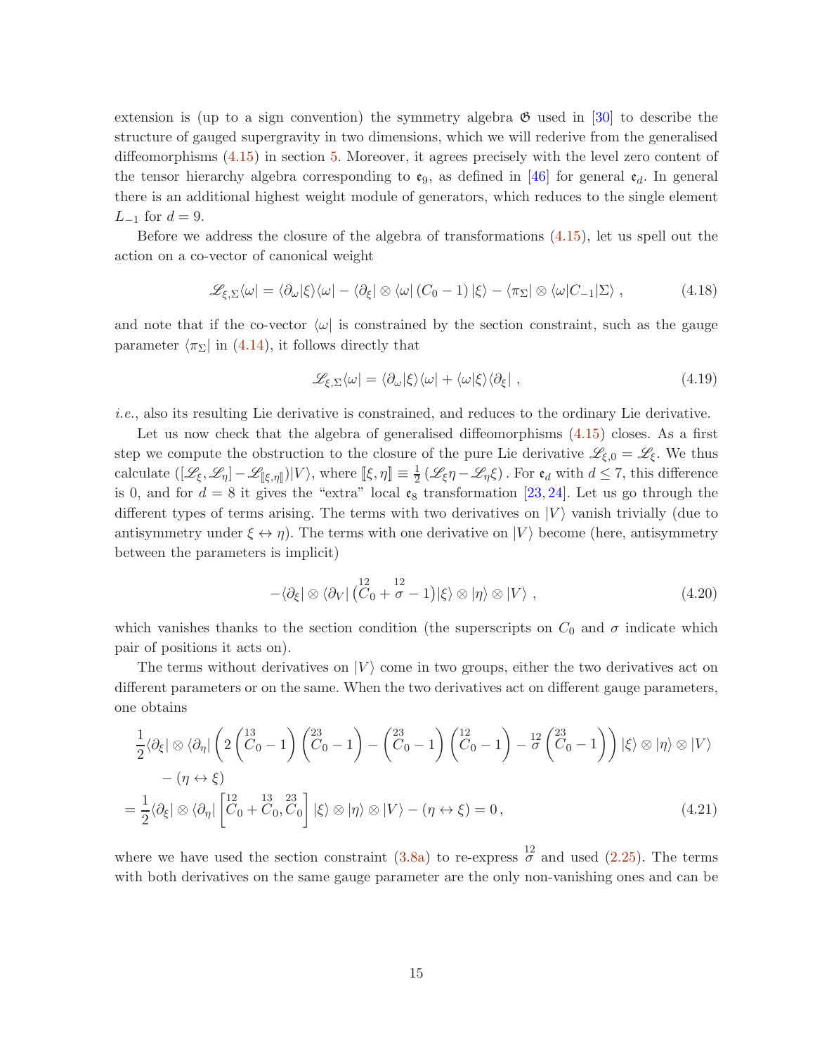extension is (up to a sign convention) the symmetry algebra $\mathfrak{G}$ used in [30] to describe the structure of gauged supergravity in two dimensions, which we will rederive from the generalised diffeomorphisms (4.15) in section 5. Moreover, it agrees precisely with the level zero content of the tensor hierarchy algebra corresponding to $\mathfrak{e}_9$, as defined in [46] for general $\mathfrak{e}_d$. In general there is an additional highest weight module of generators, which reduces to the single element $L_{-1}$ for $d = 9$.

Before we address the closure of the algebra of transformations (4.15), let us spell out the action on a co-vector of canonical weight

$$
\mathscr{L}_{\xi,\Sigma}\langle\omega| = \langle\partial_\omega|\xi\rangle\langle\omega| - \langle\partial_\xi| \otimes \langle\omega|\,(C_0 - 1)\,|\xi\rangle - \langle\pi_\Sigma| \otimes \langle\omega|C_{-1}|\Sigma\rangle\;, \tag{4.18}
$$

and note that if the co-vector $\langle\omega|$ is constrained by the section constraint, such as the gauge parameter $\langle\pi_\Sigma|$ in (4.14), it follows directly that

$$
\mathscr{L}_{\xi,\Sigma}\langle\omega| = \langle\partial_\omega|\xi\rangle\langle\omega| + \langle\omega|\xi\rangle\langle\partial_\xi|\;, \tag{4.19}
$$

*i.e.*, also its resulting Lie derivative is constrained, and reduces to the ordinary Lie derivative.

Let us now check that the algebra of generalised diffeomorphisms (4.15) closes. As a first step we compute the obstruction to the closure of the pure Lie derivative $\mathscr{L}_{\xi,0} = \mathscr{L}_\xi$. We thus calculate $([\mathscr{L}_\xi, \mathscr{L}_\eta] - \mathscr{L}_{[\![\xi,\eta]\!]})|V\rangle$, where $[\![\xi,\eta]\!] \equiv \frac{1}{2}\left(\mathscr{L}_\xi\eta - \mathscr{L}_\eta\xi\right)$. For $\mathfrak{e}_d$ with $d \leq 7$, this difference is 0, and for $d = 8$ it gives the "extra" local $\mathfrak{e}_8$ transformation [23, 24]. Let us go through the different types of terms arising. The terms with two derivatives on $|V\rangle$ vanish trivially (due to antisymmetry under $\xi \leftrightarrow \eta$). The terms with one derivative on $|V\rangle$ become (here, antisymmetry between the parameters is implicit)

$$
-\langle\partial_\xi| \otimes \langle\partial_V|\,\big(\overset{12}{C}_0 + \overset{12}{\sigma} - 1\big)|\xi\rangle \otimes |\eta\rangle \otimes |V\rangle\;, \tag{4.20}
$$

which vanishes thanks to the section condition (the superscripts on $C_0$ and $\sigma$ indicate which pair of positions it acts on).

The terms without derivatives on $|V\rangle$ come in two groups, either the two derivatives act on different parameters or on the same. When the two derivatives act on different gauge parameters, one obtains

$$
\begin{aligned}
&\frac{1}{2}\langle\partial_\xi| \otimes \langle\partial_\eta| \left(2\left(\overset{13}{C}_0 - 1\right)\left(\overset{23}{C}_0 - 1\right) - \left(\overset{23}{C}_0 - 1\right)\left(\overset{12}{C}_0 - 1\right) - \overset{12}{\sigma}\left(\overset{23}{C}_0 - 1\right)\right)|\xi\rangle \otimes |\eta\rangle \otimes |V\rangle \\
&\qquad - (\eta \leftrightarrow \xi) \\
&= \frac{1}{2}\langle\partial_\xi| \otimes \langle\partial_\eta| \left[\overset{12}{C}_0 + \overset{13}{C}_0, \overset{23}{C}_0\right]|\xi\rangle \otimes |\eta\rangle \otimes |V\rangle - (\eta \leftrightarrow \xi) = 0\,,
\end{aligned} \tag{4.21}
$$

where we have used the section constraint (3.8a) to re-express $\overset{12}{\sigma}$ and used (2.25). The terms with both derivatives on the same gauge parameter are the only non-vanishing ones and can be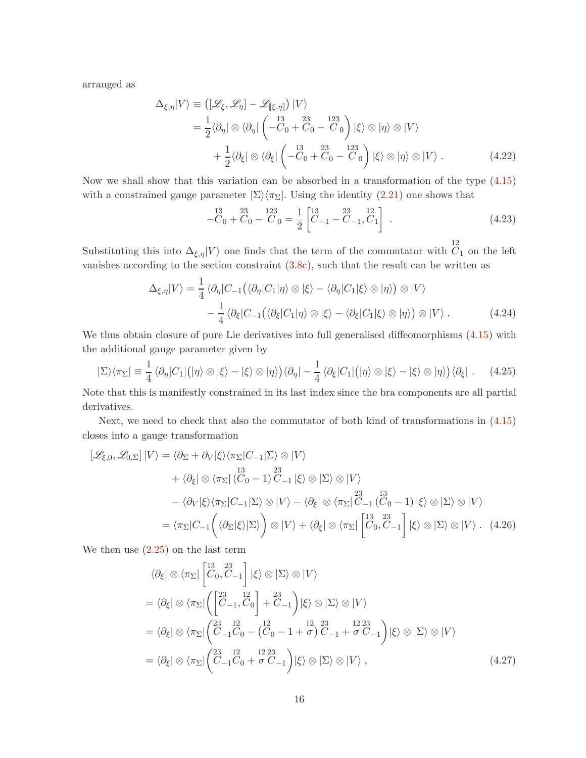arranged as

$$
\begin{aligned}
\Delta_{\xi,\eta}|V\rangle &\equiv \left([\mathscr{L}_\xi, \mathscr{L}_\eta] - \mathscr{L}_{[\![\xi,\eta]\!]}\right)|V\rangle \\
&= \frac{1}{2}\langle\partial_\eta| \otimes \langle\partial_\eta| \left( -\overset{13}{C}_0 + \overset{23}{C}_0 - \overset{123}{C}_0 \right) |\xi\rangle \otimes |\eta\rangle \otimes |V\rangle \\
&\quad + \frac{1}{2}\langle\partial_\xi| \otimes \langle\partial_\xi| \left( -\overset{13}{C}_0 + \overset{23}{C}_0 - \overset{123}{C}_0 \right) |\xi\rangle \otimes |\eta\rangle \otimes |V\rangle \; .
\end{aligned}
\tag{4.22}
$$

Now we shall show that this variation can be absorbed in a transformation of the type (4.15) with a constrained gauge parameter $|\Sigma\rangle\langle\pi_\Sigma|$. Using the identity (2.21) one shows that

$$
-\overset{13}{C}_0 + \overset{23}{C}_0 - \overset{123}{C}_0 = \frac{1}{2}\left[\overset{13}{C}_{-1} - \overset{23}{C}_{-1}, \overset{12}{C}_1\right] \; . \tag{4.23}
$$

Substituting this into $\Delta_{\xi,\eta}|V\rangle$ one finds that the term of the commutator with $\overset{12}{C}_1$ on the left vanishes according to the section constraint (3.8c), such that the result can be written as

$$
\begin{aligned}
\Delta_{\xi,\eta}|V\rangle &= \frac{1}{4}\,\langle\partial_\eta|C_{-1}\big(\langle\partial_\eta|C_1|\eta\rangle \otimes |\xi\rangle - \langle\partial_\eta|C_1|\xi\rangle \otimes |\eta\rangle\big) \otimes |V\rangle \\
&\quad - \frac{1}{4}\,\langle\partial_\xi|C_{-1}\big(\langle\partial_\xi|C_1|\eta\rangle \otimes |\xi\rangle - \langle\partial_\xi|C_1|\xi\rangle \otimes |\eta\rangle\big) \otimes |V\rangle \; .
\end{aligned}
\tag{4.24}
$$

We thus obtain closure of pure Lie derivatives into full generalised diffeomorphisms (4.15) with the additional gauge parameter given by

$$
|\Sigma\rangle\langle\pi_\Sigma| \equiv \frac{1}{4}\,\langle\partial_\eta|C_1\big(|\eta\rangle \otimes |\xi\rangle - |\xi\rangle \otimes |\eta\rangle\big)\langle\partial_\eta| - \frac{1}{4}\,\langle\partial_\xi|C_1\big(|\eta\rangle \otimes |\xi\rangle - |\xi\rangle \otimes |\eta\rangle\big)\langle\partial_\xi| \; . \tag{4.25}
$$

Note that this is manifestly constrained in its last index since the bra components are all partial derivatives.

Next, we need to check that also the commutator of both kind of transformations in (4.15) closes into a gauge transformation

$$
\begin{aligned}
[\mathscr{L}_{\xi,0}, \mathscr{L}_{0,\Sigma}]\,|V\rangle &= \langle\partial_\Sigma + \partial_V|\xi\rangle\langle\pi_\Sigma|C_{-1}|\Sigma\rangle \otimes |V\rangle \\
&\quad + \langle\partial_\xi| \otimes \langle\pi_\Sigma|\,(\overset{13}{C}_0 - 1)\,\overset{23}{C}_{-1}\,|\xi\rangle \otimes |\Sigma\rangle \otimes |V\rangle \\
&\quad - \langle\partial_V|\xi\rangle\langle\pi_\Sigma|C_{-1}|\Sigma\rangle \otimes |V\rangle - \langle\partial_\xi| \otimes \langle\pi_\Sigma|\,\overset{23}{C}_{-1}\,(\overset{13}{C}_0 - 1)\,|\xi\rangle \otimes |\Sigma\rangle \otimes |V\rangle \\
&= \langle\pi_\Sigma|C_{-1}\Big(\langle\partial_\Sigma|\xi\rangle|\Sigma\rangle\Big) \otimes |V\rangle + \langle\partial_\xi| \otimes \langle\pi_\Sigma|\left[\overset{13}{C}_0, \overset{23}{C}_{-1}\right]|\xi\rangle \otimes |\Sigma\rangle \otimes |V\rangle \; .
\end{aligned}
\tag{4.26}
$$

We then use (2.25) on the last term

$$
\begin{aligned}
&\langle\partial_\xi| \otimes \langle\pi_\Sigma|\left[\overset{13}{C}_0, \overset{23}{C}_{-1}\right]|\xi\rangle \otimes |\Sigma\rangle \otimes |V\rangle \\
&= \langle\partial_\xi| \otimes \langle\pi_\Sigma|\Big(\left[\overset{23}{C}_{-1}, \overset{12}{C}_0\right] + \overset{23}{C}_{-1}\Big)|\xi\rangle \otimes |\Sigma\rangle \otimes |V\rangle \\
&= \langle\partial_\xi| \otimes \langle\pi_\Sigma|\Big(\overset{23}{C}_{-1}\overset{12}{C}_0 - \big(\overset{12}{C}_0 - 1 + \overset{12}{\sigma}\big)\,\overset{23}{C}_{-1} + \overset{12}{\sigma}\,\overset{23}{C}_{-1}\Big)|\xi\rangle \otimes |\Sigma\rangle \otimes |V\rangle \\
&= \langle\partial_\xi| \otimes \langle\pi_\Sigma|\Big(\overset{23}{C}_{-1}\overset{12}{C}_0 + \overset{12}{\sigma}\,\overset{23}{C}_{-1}\Big)|\xi\rangle \otimes |\Sigma\rangle \otimes |V\rangle \; ,
\end{aligned}
\tag{4.27}
$$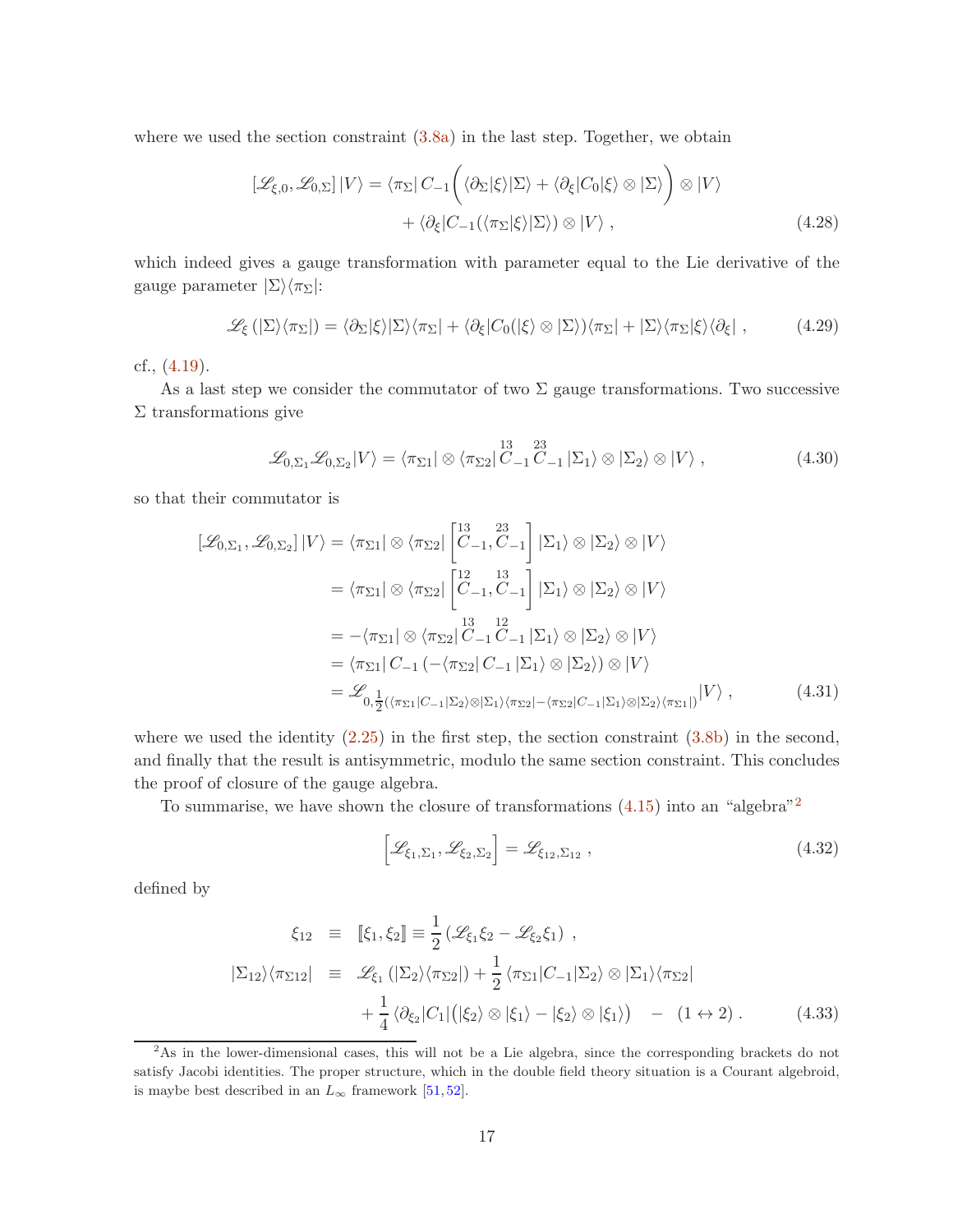where we used the section constraint (3.8a) in the last step. Together, we obtain

$$
\begin{aligned}
[\mathscr{L}_{\xi,0}, \mathscr{L}_{0,\Sigma}]\,|V\rangle = \langle \pi_\Sigma|\, C_{-1}\Big( \langle \partial_\Sigma|\xi\rangle|\Sigma\rangle + \langle \partial_\xi|C_0|\xi\rangle \otimes |\Sigma\rangle \Big) \otimes |V\rangle \\
+ \langle \partial_\xi|C_{-1}(\langle \pi_\Sigma|\xi\rangle|\Sigma\rangle) \otimes |V\rangle \;, \qquad (4.28)
\end{aligned}
$$

which indeed gives a gauge transformation with parameter equal to the Lie derivative of the gauge parameter $|\Sigma\rangle\langle\pi_\Sigma|$:

$$
\mathscr{L}_\xi\left(|\Sigma\rangle\langle\pi_\Sigma|\right) = \langle \partial_\Sigma|\xi\rangle|\Sigma\rangle\langle\pi_\Sigma| + \langle \partial_\xi|C_0(|\xi\rangle \otimes |\Sigma\rangle)\langle\pi_\Sigma| + |\Sigma\rangle\langle\pi_\Sigma|\xi\rangle\langle\partial_\xi| \;, \qquad (4.29)
$$

cf., (4.19).

As a last step we consider the commutator of two $\Sigma$ gauge transformations. Two successive $\Sigma$ transformations give

$$
\mathscr{L}_{0,\Sigma_1}\mathscr{L}_{0,\Sigma_2}|V\rangle = \langle\pi_{\Sigma 1}| \otimes \langle\pi_{\Sigma 2}|\overset{13}{C}_{-1}\overset{23}{C}_{-1}|\Sigma_1\rangle \otimes |\Sigma_2\rangle \otimes |V\rangle \;, \qquad (4.30)
$$

so that their commutator is

$$
\begin{aligned}
[\mathscr{L}_{0,\Sigma_1}, \mathscr{L}_{0,\Sigma_2}]\,|V\rangle &= \langle\pi_{\Sigma 1}| \otimes \langle\pi_{\Sigma 2}| \left[\overset{13}{C}_{-1}, \overset{23}{C}_{-1}\right] |\Sigma_1\rangle \otimes |\Sigma_2\rangle \otimes |V\rangle \\
&= \langle\pi_{\Sigma 1}| \otimes \langle\pi_{\Sigma 2}| \left[\overset{12}{C}_{-1}, \overset{13}{C}_{-1}\right] |\Sigma_1\rangle \otimes |\Sigma_2\rangle \otimes |V\rangle \\
&= -\langle\pi_{\Sigma 1}| \otimes \langle\pi_{\Sigma 2}|\overset{13}{C}_{-1}\overset{12}{C}_{-1}|\Sigma_1\rangle \otimes |\Sigma_2\rangle \otimes |V\rangle \\
&= \langle\pi_{\Sigma 1}|\, C_{-1}\left(-\langle\pi_{\Sigma 2}|\, C_{-1}|\Sigma_1\rangle \otimes |\Sigma_2\rangle\right) \otimes |V\rangle \\
&= \mathscr{L}_{0,\frac{1}{2}(\langle\pi_{\Sigma 1}|C_{-1}|\Sigma_2\rangle\otimes|\Sigma_1\rangle\langle\pi_{\Sigma 2}| - \langle\pi_{\Sigma 2}|C_{-1}|\Sigma_1\rangle\otimes|\Sigma_2\rangle\langle\pi_{\Sigma 1}|)}|V\rangle \;, \qquad (4.31)
\end{aligned}
$$

where we used the identity (2.25) in the first step, the section constraint (3.8b) in the second, and finally that the result is antisymmetric, modulo the same section constraint. This concludes the proof of closure of the gauge algebra.

To summarise, we have shown the closure of transformations (4.15) into an "algebra"[2]

$$
\Big[\mathscr{L}_{\xi_1,\Sigma_1}, \mathscr{L}_{\xi_2,\Sigma_2}\Big] = \mathscr{L}_{\xi_{12},\Sigma_{12}} \;, \qquad (4.32)
$$

defined by

$$
\begin{aligned}
\xi_{12} \;&\equiv\; [\![\xi_1, \xi_2]\!] \equiv \frac{1}{2}\left(\mathscr{L}_{\xi_1}\xi_2 - \mathscr{L}_{\xi_2}\xi_1\right) \;, \\
|\Sigma_{12}\rangle\langle\pi_{\Sigma 12}| \;&\equiv\; \mathscr{L}_{\xi_1}\left(|\Sigma_2\rangle\langle\pi_{\Sigma 2}|\right) + \frac{1}{2}\langle\pi_{\Sigma 1}|C_{-1}|\Sigma_2\rangle \otimes |\Sigma_1\rangle\langle\pi_{\Sigma 2}| \\
&\quad + \frac{1}{4}\langle\partial_{\xi_2}|C_1\big(|\xi_2\rangle \otimes |\xi_1\rangle - |\xi_2\rangle \otimes |\xi_1\rangle\big) \quad - \quad (1 \leftrightarrow 2) \;. \qquad (4.33)
\end{aligned}
$$

[2] As in the lower-dimensional cases, this will not be a Lie algebra, since the corresponding brackets do not satisfy Jacobi identities. The proper structure, which in the double field theory situation is a Courant algebroid, is maybe best described in an $L_\infty$ framework [51,52].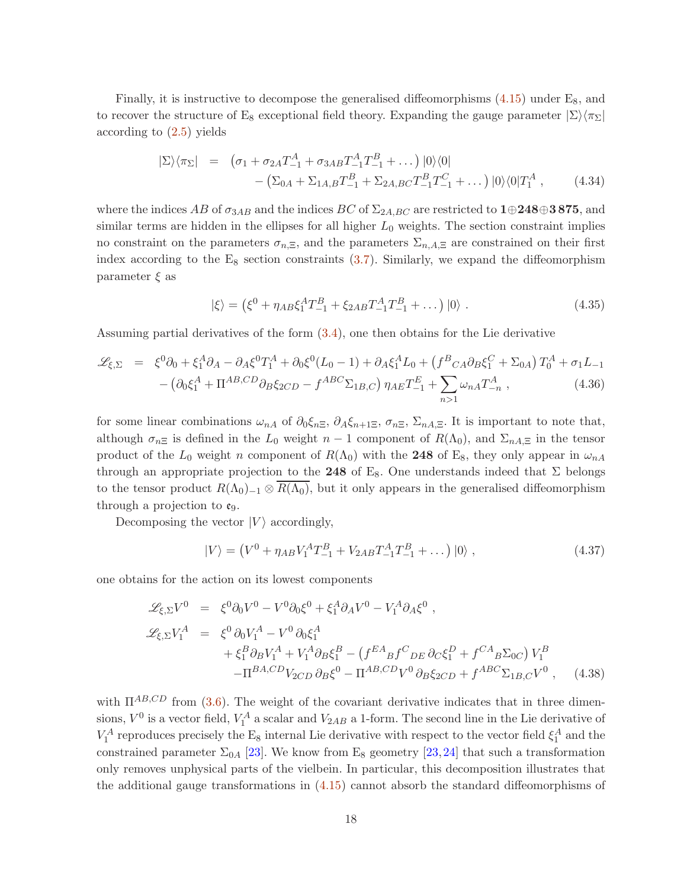Finally, it is instructive to decompose the generalised diffeomorphisms (4.15) under $E_8$, and to recover the structure of $E_8$ exceptional field theory. Expanding the gauge parameter $|\Sigma\rangle\langle\pi_\Sigma|$ according to (2.5) yields

$$
\begin{aligned}
|\Sigma\rangle\langle\pi_\Sigma| \;&=\; \left(\sigma_1 + \sigma_{2A} T^A_{-1} + \sigma_{3AB} T^A_{-1} T^B_{-1} + \dots\right) |0\rangle\langle 0| \\
&\quad - \left(\Sigma_{0A} + \Sigma_{1A,B} T^B_{-1} + \Sigma_{2A,BC} T^B_{-1} T^C_{-1} + \dots\right) |0\rangle\langle 0| T^A_1 \;, \qquad (4.34)
\end{aligned}
$$

where the indices $AB$ of $\sigma_{3AB}$ and the indices $BC$ of $\Sigma_{2A,BC}$ are restricted to $\mathbf{1}\oplus\mathbf{248}\oplus\mathbf{3\,875}$, and similar terms are hidden in the ellipses for all higher $L_0$ weights. The section constraint implies no constraint on the parameters $\sigma_{n,\Xi}$, and the parameters $\Sigma_{n,A,\Xi}$ are constrained on their first index according to the $E_8$ section constraints (3.7). Similarly, we expand the diffeomorphism parameter $\xi$ as

$$
|\xi\rangle = \left(\xi^0 + \eta_{AB}\xi_1^A T^B_{-1} + \xi_{2AB} T^A_{-1} T^B_{-1} + \dots\right) |0\rangle \;. \qquad (4.35)
$$

Assuming partial derivatives of the form (3.4), one then obtains for the Lie derivative

$$
\begin{aligned}
\mathscr{L}_{\xi,\Sigma} \;&=\; \xi^0\partial_0 + \xi_1^A\partial_A - \partial_A\xi^0 T^A_1 + \partial_0\xi^0(L_0-1) + \partial_A\xi_1^A L_0 + \left(f^B{}_{CA}\partial_B\xi_1^C + \Sigma_{0A}\right) T^A_0 + \sigma_1 L_{-1} \\
&\quad - \left(\partial_0\xi_1^A + \Pi^{AB,CD}\partial_B\xi_{2CD} - f^{ABC}\Sigma_{1B,C}\right)\eta_{AE} T^E_{-1} + \sum_{n>1}\omega_{nA} T^A_{-n} \;, \qquad (4.36)
\end{aligned}
$$

for some linear combinations $\omega_{nA}$ of $\partial_0\xi_{n\Xi}$, $\partial_A\xi_{n+1\Xi}$, $\sigma_{n\Xi}$, $\Sigma_{nA,\Xi}$. It is important to note that, although $\sigma_{n\Xi}$ is defined in the $L_0$ weight $n-1$ component of $R(\Lambda_0)$, and $\Sigma_{nA,\Xi}$ in the tensor product of the $L_0$ weight $n$ component of $R(\Lambda_0)$ with the $\mathbf{248}$ of $E_8$, they only appear in $\omega_{nA}$ through an appropriate projection to the $\mathbf{248}$ of $E_8$. One understands indeed that $\Sigma$ belongs to the tensor product $R(\Lambda_0)_{-1}\otimes\overline{R(\Lambda_0)}$, but it only appears in the generalised diffeomorphism through a projection to $\mathfrak{e}_9$.

Decomposing the vector $|V\rangle$ accordingly,

$$
|V\rangle = \left(V^0 + \eta_{AB}V_1^A T^B_{-1} + V_{2AB} T^A_{-1} T^B_{-1} + \dots\right) |0\rangle \;, \qquad (4.37)
$$

one obtains for the action on its lowest components

$$
\begin{aligned}
\mathscr{L}_{\xi,\Sigma} V^0 \;&=\; \xi^0\partial_0 V^0 - V^0\partial_0\xi^0 + \xi_1^A\partial_A V^0 - V_1^A\partial_A\xi^0 \;, \\
\mathscr{L}_{\xi,\Sigma} V_1^A \;&=\; \xi^0\,\partial_0 V_1^A - V^0\,\partial_0\xi_1^A \\
&\quad + \xi_1^B\partial_B V_1^A + V_1^A\partial_B\xi_1^B - \left(f^{EA}{}_B f^C{}_{DE}\,\partial_C\xi_1^D + f^{CA}{}_B\Sigma_{0C}\right) V_1^B \\
&\quad - \Pi^{BA,CD} V_{2CD}\,\partial_B\xi^0 - \Pi^{AB,CD} V^0\,\partial_B\xi_{2CD} + f^{ABC}\Sigma_{1B,C} V^0 \;, \qquad (4.38)
\end{aligned}
$$

with $\Pi^{AB,CD}$ from (3.6). The weight of the covariant derivative indicates that in three dimensions, $V^0$ is a vector field, $V_1^A$ a scalar and $V_{2AB}$ a 1-form. The second line in the Lie derivative of $V_1^A$ reproduces precisely the $E_8$ internal Lie derivative with respect to the vector field $\xi_1^A$ and the constrained parameter $\Sigma_{0A}$ [23]. We know from $E_8$ geometry [23,24] that such a transformation only removes unphysical parts of the vielbein. In particular, this decomposition illustrates that the additional gauge transformations in (4.15) cannot absorb the standard diffeomorphisms of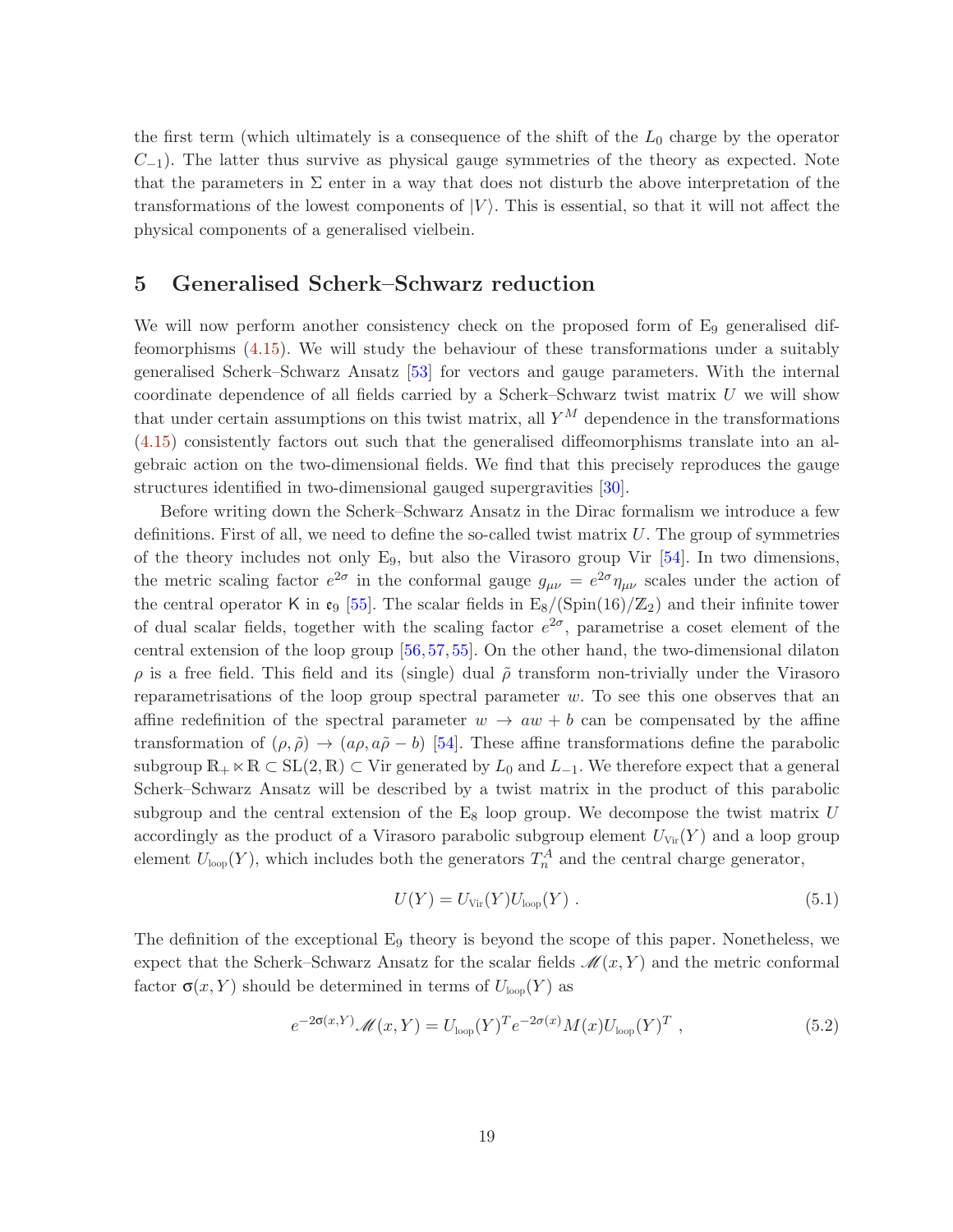the first term (which ultimately is a consequence of the shift of the $L_0$ charge by the operator $C_{-1}$). The latter thus survive as physical gauge symmetries of the theory as expected. Note that the parameters in $\Sigma$ enter in a way that does not disturb the above interpretation of the transformations of the lowest components of $|V\rangle$. This is essential, so that it will not affect the physical components of a generalised vielbein.

## 5 Generalised Scherk–Schwarz reduction

We will now perform another consistency check on the proposed form of $\mathrm{E}_9$ generalised diffeomorphisms (4.15). We will study the behaviour of these transformations under a suitably generalised Scherk–Schwarz Ansatz [53] for vectors and gauge parameters. With the internal coordinate dependence of all fields carried by a Scherk–Schwarz twist matrix $U$ we will show that under certain assumptions on this twist matrix, all $Y^M$ dependence in the transformations (4.15) consistently factors out such that the generalised diffeomorphisms translate into an algebraic action on the two-dimensional fields. We find that this precisely reproduces the gauge structures identified in two-dimensional gauged supergravities [30].

Before writing down the Scherk–Schwarz Ansatz in the Dirac formalism we introduce a few definitions. First of all, we need to define the so-called twist matrix $U$. The group of symmetries of the theory includes not only $\mathrm{E}_9$, but also the Virasoro group Vir [54]. In two dimensions, the metric scaling factor $e^{2\sigma}$ in the conformal gauge $g_{\mu\nu} = e^{2\sigma}\eta_{\mu\nu}$ scales under the action of the central operator $\mathsf{K}$ in $\mathfrak{e}_9$ [55]. The scalar fields in $\mathrm{E}_8/(\mathrm{Spin}(16)/\mathbb{Z}_2)$ and their infinite tower of dual scalar fields, together with the scaling factor $e^{2\sigma}$, parametrise a coset element of the central extension of the loop group [56, 57, 55]. On the other hand, the two-dimensional dilaton $\rho$ is a free field. This field and its (single) dual $\tilde{\rho}$ transform non-trivially under the Virasoro reparametrisations of the loop group spectral parameter $w$. To see this one observes that an affine redefinition of the spectral parameter $w \to aw + b$ can be compensated by the affine transformation of $(\rho, \tilde{\rho}) \to (a\rho, a\tilde{\rho} - b)$ [54]. These affine transformations define the parabolic subgroup $\mathbb{R}_+ \ltimes \mathbb{R} \subset \mathrm{SL}(2,\mathbb{R}) \subset \mathrm{Vir}$ generated by $L_0$ and $L_{-1}$. We therefore expect that a general Scherk–Schwarz Ansatz will be described by a twist matrix in the product of this parabolic subgroup and the central extension of the $\mathrm{E}_8$ loop group. We decompose the twist matrix $U$ accordingly as the product of a Virasoro parabolic subgroup element $U_{\scriptscriptstyle\mathrm{Vir}}(Y)$ and a loop group element $U_{\scriptscriptstyle\mathrm{loop}}(Y)$, which includes both the generators $T^A_n$ and the central charge generator,

$$U(Y) = U_{\scriptscriptstyle\mathrm{Vir}}(Y) U_{\scriptscriptstyle\mathrm{loop}}(Y) \ . \tag{5.1}$$

The definition of the exceptional $\mathrm{E}_9$ theory is beyond the scope of this paper. Nonetheless, we expect that the Scherk–Schwarz Ansatz for the scalar fields $\mathscr{M}(x,Y)$ and the metric conformal factor $\upsigma(x,Y)$ should be determined in terms of $U_{\scriptscriptstyle\mathrm{loop}}(Y)$ as

$$e^{-2\upsigma(x,Y)}\mathscr{M}(x,Y) = U_{\scriptscriptstyle\mathrm{loop}}(Y)^T e^{-2\sigma(x)} M(x) U_{\scriptscriptstyle\mathrm{loop}}(Y)^T \ , \tag{5.2}$$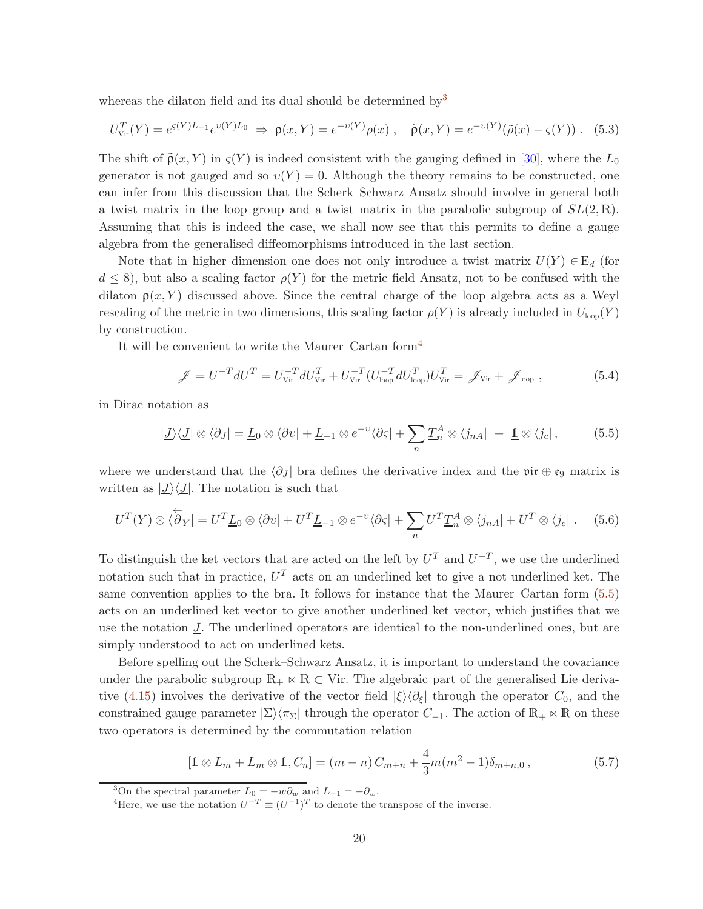whereas the dilaton field and its dual should be determined by[3]

$$U^T_{\text{Vir}}(Y) = e^{\varsigma(Y) L_{-1}} e^{\upsilon(Y) L_0} \;\Rightarrow\; \mathsf{\rho}(x,Y) = e^{-\upsilon(Y)}\rho(x)\ , \quad \tilde{\mathsf{\rho}}(x,Y) = e^{-\upsilon(Y)}(\tilde{\rho}(x) - \varsigma(Y))\ . \quad (5.3)$$

The shift of $\tilde{\mathsf{\rho}}(x,Y)$ in $\varsigma(Y)$ is indeed consistent with the gauging defined in [30], where the $L_0$ generator is not gauged and so $\upsilon(Y)=0$. Although the theory remains to be constructed, one can infer from this discussion that the Scherk–Schwarz Ansatz should involve in general both a twist matrix in the loop group and a twist matrix in the parabolic subgroup of $SL(2,\mathbb{R})$. Assuming that this is indeed the case, we shall now see that this permits to define a gauge algebra from the generalised diffeomorphisms introduced in the last section.

Note that in higher dimension one does not only introduce a twist matrix $U(Y) \in \mathrm{E}_d$ (for $d \le 8$), but also a scaling factor $\rho(Y)$ for the metric field Ansatz, not to be confused with the dilaton $\mathsf{\rho}(x,Y)$ discussed above. Since the central charge of the loop algebra acts as a Weyl rescaling of the metric in two dimensions, this scaling factor $\rho(Y)$ is already included in $U_{\text{loop}}(Y)$ by construction.

It will be convenient to write the Maurer–Cartan form[4]

$$\mathscr{J} = U^{-T} dU^T = U^{-T}_{\text{Vir}} dU^T_{\text{Vir}} + U^{-T}_{\text{Vir}} (U^{-T}_{\text{loop}} dU^T_{\text{loop}}) U^T_{\text{Vir}} = \mathscr{J}_{\text{Vir}} + \mathscr{J}_{\text{loop}}\ , \quad (5.4)$$

in Dirac notation as

$$|\underline{J}\rangle\langle\underline{J}| \otimes \langle\partial_J| = \underline{L}_0 \otimes \langle\partial\upsilon| + \underline{L}_{-1} \otimes e^{-\upsilon}\langle\partial\varsigma| + \sum_n \underline{T}^A_n \otimes \langle j_{nA}| \;+\; \underline{\mathbb{1}} \otimes \langle j_c|\ , \quad (5.5)$$

where we understand that the $\langle\partial_J|$ bra defines the derivative index and the $\mathfrak{vir} \oplus \mathfrak{e}_9$ matrix is written as $|\underline{J}\rangle\langle\underline{J}|$. The notation is such that

$$U^T(Y) \otimes \langle\overleftarrow{\partial}_Y| = U^T\underline{L}_0 \otimes \langle\partial\upsilon| + U^T\underline{L}_{-1} \otimes e^{-\upsilon}\langle\partial\varsigma| + \sum_n U^T\underline{T}^A_n \otimes \langle j_{nA}| + U^T \otimes \langle j_c|\ . \quad (5.6)$$

To distinguish the ket vectors that are acted on the left by $U^T$ and $U^{-T}$, we use the underlined notation such that in practice, $U^T$ acts on an underlined ket to give a not underlined ket. The same convention applies to the bra. It follows for instance that the Maurer–Cartan form (5.5) acts on an underlined ket vector to give another underlined ket vector, which justifies that we use the notation $\underline{J}$. The underlined operators are identical to the non-underlined ones, but are simply understood to act on underlined kets.

Before spelling out the Scherk–Schwarz Ansatz, it is important to understand the covariance under the parabolic subgroup $\mathbb{R}_+ \ltimes \mathbb{R} \subset \text{Vir}$. The algebraic part of the generalised Lie derivative (4.15) involves the derivative of the vector field $|\xi\rangle\langle\partial_\xi|$ through the operator $C_0$, and the constrained gauge parameter $|\Sigma\rangle\langle\pi_\Sigma|$ through the operator $C_{-1}$. The action of $\mathbb{R}_+ \ltimes \mathbb{R}$ on these two operators is determined by the commutation relation

$$[\mathbb{1} \otimes L_m + L_m \otimes \mathbb{1}, C_n] = (m-n)\, C_{m+n} + \frac{4}{3} m(m^2-1)\delta_{m+n,0}\ , \quad (5.7)$$

---

[3] On the spectral parameter $L_0 = -w\partial_w$ and $L_{-1} = -\partial_w$.

[4] Here, we use the notation $U^{-T} \equiv (U^{-1})^T$ to denote the transpose of the inverse.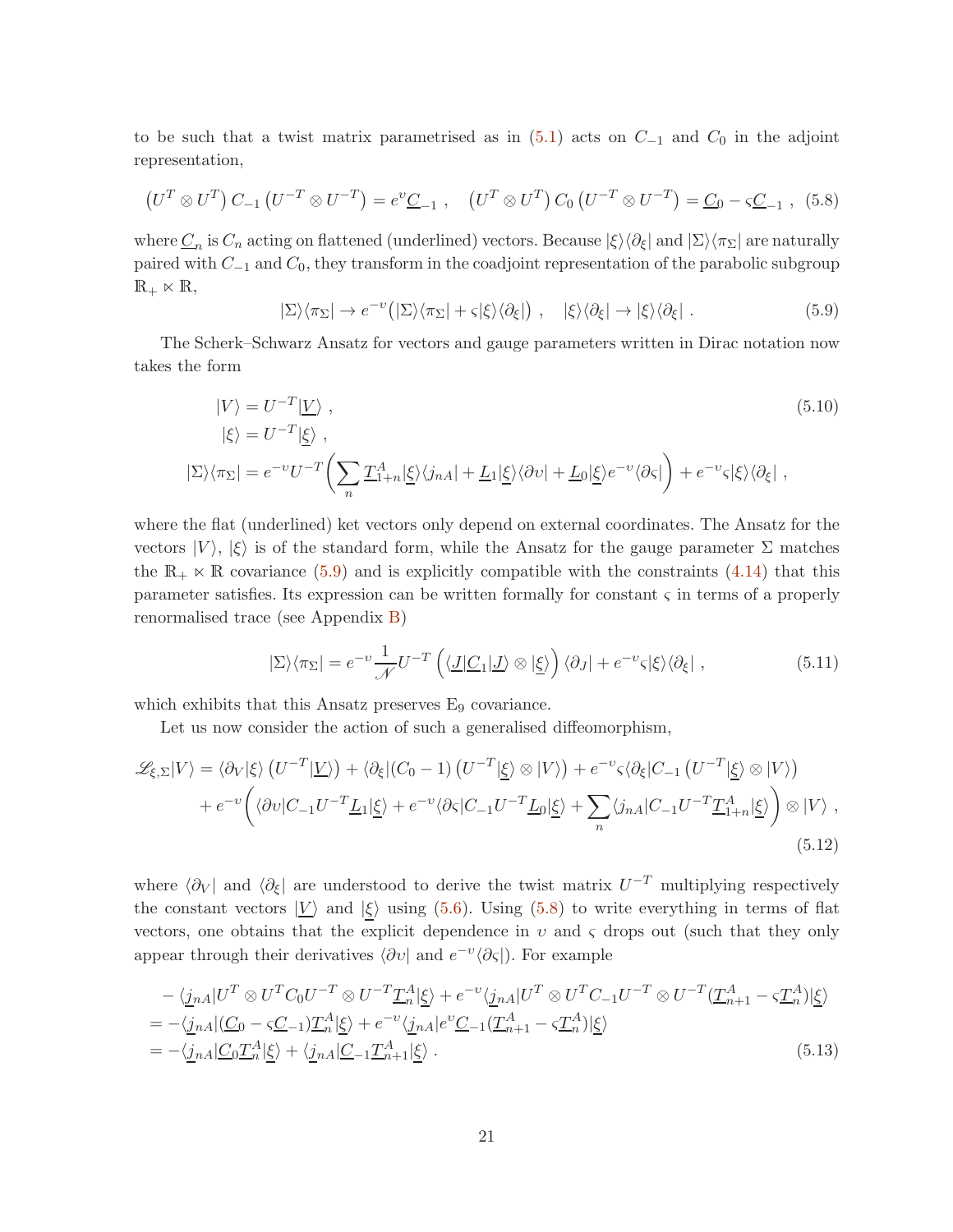to be such that a twist matrix parametrised as in (5.1) acts on $C_{-1}$ and $C_0$ in the adjoint representation,

$$\left(U^T \otimes U^T\right) C_{-1} \left(U^{-T} \otimes U^{-T}\right) = e^{\upsilon} \underline{C}_{-1} \ , \quad \left(U^T \otimes U^T\right) C_0 \left(U^{-T} \otimes U^{-T}\right) = \underline{C}_0 - \varsigma \underline{C}_{-1} \ , \tag{5.8}$$

where $\underline{C}_n$ is $C_n$ acting on flattened (underlined) vectors. Because $|\xi\rangle\langle\partial_\xi|$ and $|\Sigma\rangle\langle\pi_\Sigma|$ are naturally paired with $C_{-1}$ and $C_0$, they transform in the coadjoint representation of the parabolic subgroup $\mathbb{R}_+ \ltimes \mathbb{R}$,

$$|\Sigma\rangle\langle\pi_\Sigma| \to e^{-\upsilon}\big(|\Sigma\rangle\langle\pi_\Sigma| + \varsigma|\xi\rangle\langle\partial_\xi|\big) \ , \quad |\xi\rangle\langle\partial_\xi| \to |\xi\rangle\langle\partial_\xi| \ . \tag{5.9}$$

The Scherk–Schwarz Ansatz for vectors and gauge parameters written in Dirac notation now takes the form

$$\begin{aligned}
|V\rangle &= U^{-T}|\underline{V}\rangle \ , \\
|\xi\rangle &= U^{-T}|\underline{\xi}\rangle \ , \\
|\Sigma\rangle\langle\pi_\Sigma| &= e^{-\upsilon} U^{-T}\bigg(\sum_n \underline{T}^A_{1+n}|\underline{\xi}\rangle\langle j_{nA}| + \underline{L}_1|\underline{\xi}\rangle\langle\partial\upsilon| + \underline{L}_0|\underline{\xi}\rangle e^{-\upsilon}\langle\partial\varsigma|\bigg) + e^{-\upsilon}\varsigma|\xi\rangle\langle\partial_\xi| \ ,
\end{aligned} \tag{5.10}$$

where the flat (underlined) ket vectors only depend on external coordinates. The Ansatz for the vectors $|V\rangle$, $|\xi\rangle$ is of the standard form, while the Ansatz for the gauge parameter $\Sigma$ matches the $\mathbb{R}_+ \ltimes \mathbb{R}$ covariance (5.9) and is explicitly compatible with the constraints (4.14) that this parameter satisfies. Its expression can be written formally for constant $\varsigma$ in terms of a properly renormalised trace (see Appendix B)

$$|\Sigma\rangle\langle\pi_\Sigma| = e^{-\upsilon}\frac{1}{\mathscr{N}} U^{-T}\left(\langle\underline{J}|\underline{C}_1|\underline{J}\rangle \otimes |\underline{\xi}\rangle\right)\langle\partial_J| + e^{-\upsilon}\varsigma|\xi\rangle\langle\partial_\xi| \ , \tag{5.11}$$

which exhibits that this Ansatz preserves $\mathrm{E}_9$ covariance.

Let us now consider the action of such a generalised diffeomorphism,

$$\begin{aligned}
\mathscr{L}_{\xi,\Sigma}|V\rangle &= \langle\partial_V|\xi\rangle\left(U^{-T}|\underline{V}\rangle\right) + \langle\partial_\xi|(C_0-1)\left(U^{-T}|\underline{\xi}\rangle\otimes|V\rangle\right) + e^{-\upsilon}\varsigma\langle\partial_\xi|C_{-1}\left(U^{-T}|\underline{\xi}\rangle\otimes|V\rangle\right) \\
&\quad + e^{-\upsilon}\bigg(\langle\partial\upsilon|C_{-1}U^{-T}\underline{L}_1|\underline{\xi}\rangle + e^{-\upsilon}\langle\partial\varsigma|C_{-1}U^{-T}\underline{L}_0|\underline{\xi}\rangle + \sum_n\langle j_{nA}|C_{-1}U^{-T}\underline{T}^A_{1+n}|\underline{\xi}\rangle\bigg)\otimes|V\rangle \ ,
\end{aligned} \tag{5.12}$$

where $\langle\partial_V|$ and $\langle\partial_\xi|$ are understood to derive the twist matrix $U^{-T}$ multiplying respectively the constant vectors $|\underline{V}\rangle$ and $|\underline{\xi}\rangle$ using (5.6). Using (5.8) to write everything in terms of flat vectors, one obtains that the explicit dependence in $\upsilon$ and $\varsigma$ drops out (such that they only appear through their derivatives $\langle\partial\upsilon|$ and $e^{-\upsilon}\langle\partial\varsigma|$). For example

$$\begin{aligned}
&-\langle\underline{j}_{nA}|U^T\otimes U^T C_0 U^{-T}\otimes U^{-T}\underline{T}^A_n|\underline{\xi}\rangle + e^{-\upsilon}\langle\underline{j}_{nA}|U^T\otimes U^T C_{-1}U^{-T}\otimes U^{-T}(\underline{T}^A_{n+1}-\varsigma\underline{T}^A_n)|\underline{\xi}\rangle \\
&= -\langle\underline{j}_{nA}|(\underline{C}_0-\varsigma\underline{C}_{-1})\underline{T}^A_n|\underline{\xi}\rangle + e^{-\upsilon}\langle\underline{j}_{nA}|e^{\upsilon}\underline{C}_{-1}(\underline{T}^A_{n+1}-\varsigma\underline{T}^A_n)|\underline{\xi}\rangle \\
&= -\langle\underline{j}_{nA}|\underline{C}_0\underline{T}^A_n|\underline{\xi}\rangle + \langle\underline{j}_{nA}|\underline{C}_{-1}\underline{T}^A_{n+1}|\underline{\xi}\rangle \ .
\end{aligned} \tag{5.13}$$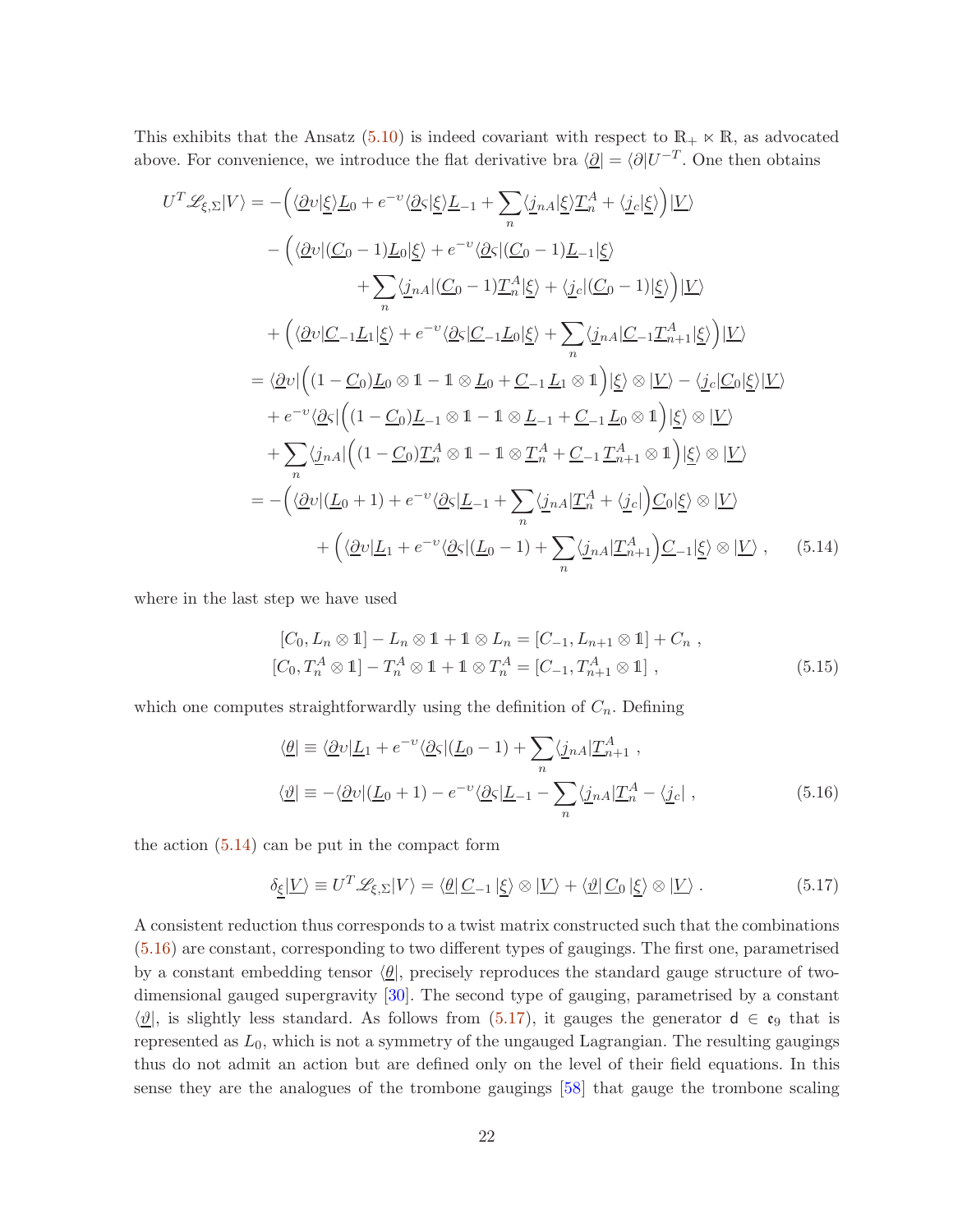This exhibits that the Ansatz (5.10) is indeed covariant with respect to $\mathbb{R}_+ \ltimes \mathbb{R}$, as advocated above. For convenience, we introduce the flat derivative bra $\langle \underline{\partial}| = \langle \partial | U^{-T}$. One then obtains

$$
\begin{aligned}
U^T \mathscr{L}_{\xi,\Sigma}|V\rangle &= -\Big( \langle \underline{\partial} \upsilon | \underline{\xi} \rangle \underline{L}_0 + e^{-\upsilon} \langle \underline{\partial} \varsigma | \underline{\xi} \rangle \underline{L}_{-1} + \sum_n \langle \underline{j}_{nA} | \underline{\xi} \rangle \underline{T}^A_n + \langle \underline{j}_c | \underline{\xi} \rangle \Big) |\underline{V}\rangle \\
&\quad - \Big( \langle \underline{\partial} \upsilon | (\underline{C}_0 - 1) \underline{L}_0 | \underline{\xi} \rangle + e^{-\upsilon} \langle \underline{\partial} \varsigma | (\underline{C}_0 - 1) \underline{L}_{-1} | \underline{\xi} \rangle \\
&\qquad\qquad + \sum_n \langle \underline{j}_{nA} | (\underline{C}_0 - 1) \underline{T}^A_n | \underline{\xi} \rangle + \langle \underline{j}_c | (\underline{C}_0 - 1) | \underline{\xi} \rangle \Big) |\underline{V}\rangle \\
&\quad + \Big( \langle \underline{\partial} \upsilon | \underline{C}_{-1} \underline{L}_1 | \underline{\xi} \rangle + e^{-\upsilon} \langle \underline{\partial} \varsigma | \underline{C}_{-1} \underline{L}_0 | \underline{\xi} \rangle + \sum_n \langle \underline{j}_{nA} | \underline{C}_{-1} \underline{T}^A_{n+1} | \underline{\xi} \rangle \Big) |\underline{V}\rangle \\
&= \langle \underline{\partial} \upsilon | \Big( (1 - \underline{C}_0) \underline{L}_0 \otimes \mathbb{1} - \mathbb{1} \otimes \underline{L}_0 + \underline{C}_{-1} \underline{L}_1 \otimes \mathbb{1} \Big) |\underline{\xi}\rangle \otimes |\underline{V}\rangle - \langle \underline{j}_c | \underline{C}_0 | \underline{\xi} \rangle |\underline{V}\rangle \\
&\quad + e^{-\upsilon} \langle \underline{\partial} \varsigma | \Big( (1 - \underline{C}_0) \underline{L}_{-1} \otimes \mathbb{1} - \mathbb{1} \otimes \underline{L}_{-1} + \underline{C}_{-1} \underline{L}_0 \otimes \mathbb{1} \Big) |\underline{\xi}\rangle \otimes |\underline{V}\rangle \\
&\quad + \sum_n \langle \underline{j}_{nA} | \Big( (1 - \underline{C}_0) \underline{T}^A_n \otimes \mathbb{1} - \mathbb{1} \otimes \underline{T}^A_n + \underline{C}_{-1} \underline{T}^A_{n+1} \otimes \mathbb{1} \Big) |\underline{\xi}\rangle \otimes |\underline{V}\rangle \\
&= -\Big( \langle \underline{\partial} \upsilon | (\underline{L}_0 + 1) + e^{-\upsilon} \langle \underline{\partial} \varsigma | \underline{L}_{-1} + \sum_n \langle \underline{j}_{nA} | \underline{T}^A_n + \langle \underline{j}_c | \Big) \underline{C}_0 |\underline{\xi}\rangle \otimes |\underline{V}\rangle \\
&\qquad + \Big( \langle \underline{\partial} \upsilon | \underline{L}_1 + e^{-\upsilon} \langle \underline{\partial} \varsigma | (\underline{L}_0 - 1) + \sum_n \langle \underline{j}_{nA} | \underline{T}^A_{n+1} \Big) \underline{C}_{-1} |\underline{\xi}\rangle \otimes |\underline{V}\rangle \; , \qquad (5.14)
\end{aligned}
$$

where in the last step we have used

$$
\begin{aligned}
[C_0, L_n \otimes \mathbb{1}] - L_n \otimes \mathbb{1} + \mathbb{1} \otimes L_n &= [C_{-1}, L_{n+1} \otimes \mathbb{1}] + C_n \; , \\
[C_0, T^A_n \otimes \mathbb{1}] - T^A_n \otimes \mathbb{1} + \mathbb{1} \otimes T^A_n &= [C_{-1}, T^A_{n+1} \otimes \mathbb{1}] \; ,
\end{aligned} \qquad (5.15)
$$

which one computes straightforwardly using the definition of $C_n$. Defining

$$
\begin{aligned}
\langle \underline{\theta} | &\equiv \langle \underline{\partial} \upsilon | \underline{L}_1 + e^{-\upsilon} \langle \underline{\partial} \varsigma | (\underline{L}_0 - 1) + \sum_n \langle \underline{j}_{nA} | \underline{T}^A_{n+1} \; , \\
\langle \underline{\vartheta} | &\equiv -\langle \underline{\partial} \upsilon | (\underline{L}_0 + 1) - e^{-\upsilon} \langle \underline{\partial} \varsigma | \underline{L}_{-1} - \sum_n \langle \underline{j}_{nA} | \underline{T}^A_n - \langle \underline{j}_c | \; ,
\end{aligned} \qquad (5.16)
$$

the action (5.14) can be put in the compact form

$$
\delta_{\underline{\xi}} |\underline{V}\rangle \equiv U^T \mathscr{L}_{\xi,\Sigma} |V\rangle = \langle \underline{\theta} | \, \underline{C}_{-1} \, |\underline{\xi}\rangle \otimes |\underline{V}\rangle + \langle \underline{\vartheta} | \, \underline{C}_0 \, |\underline{\xi}\rangle \otimes |\underline{V}\rangle \; . \qquad (5.17)
$$

A consistent reduction thus corresponds to a twist matrix constructed such that the combinations (5.16) are constant, corresponding to two different types of gaugings. The first one, parametrised by a constant embedding tensor $\langle \underline{\theta}|$, precisely reproduces the standard gauge structure of two-dimensional gauged supergravity [30]. The second type of gauging, parametrised by a constant $\langle \underline{\vartheta}|$, is slightly less standard. As follows from (5.17), it gauges the generator $\mathsf{d} \in \mathfrak{e}_9$ that is represented as $L_0$, which is not a symmetry of the ungauged Lagrangian. The resulting gaugings thus do not admit an action but are defined only on the level of their field equations. In this sense they are the analogues of the trombone gaugings [58] that gauge the trombone scaling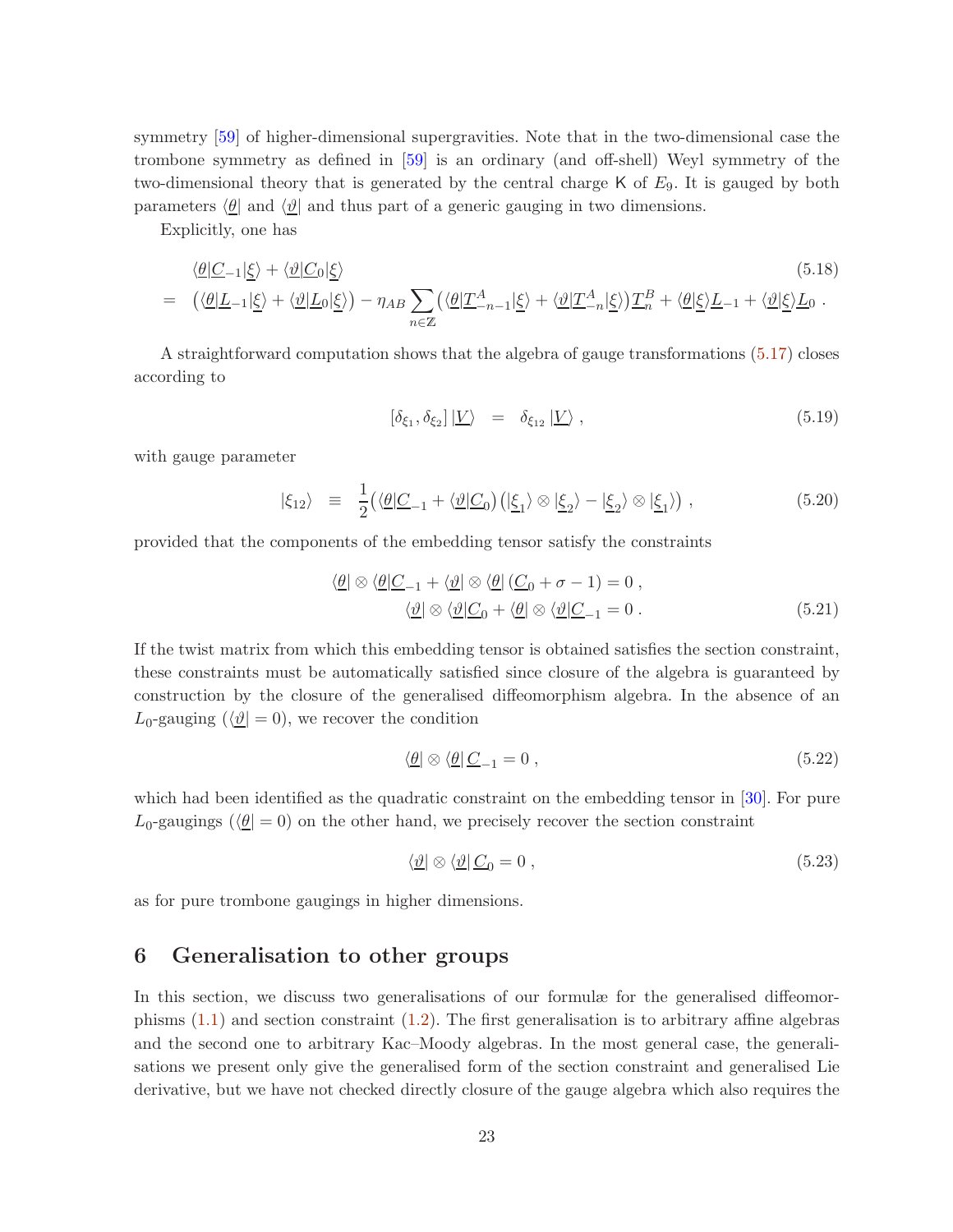symmetry [59] of higher-dimensional supergravities. Note that in the two-dimensional case the trombone symmetry as defined in [59] is an ordinary (and off-shell) Weyl symmetry of the two-dimensional theory that is generated by the central charge $\mathsf{K}$ of $E_9$. It is gauged by both parameters $\langle\underline{\theta}|$ and $\langle\underline{\vartheta}|$ and thus part of a generic gauging in two dimensions.

Explicitly, one has

$$
\begin{aligned}
&\langle\underline{\theta}|\underline{C}_{-1}|\underline{\xi}\rangle + \langle\underline{\vartheta}|\underline{C}_0|\underline{\xi}\rangle \\
= \ & \big(\langle\underline{\theta}|\underline{L}_{-1}|\underline{\xi}\rangle + \langle\underline{\vartheta}|\underline{L}_0|\underline{\xi}\rangle\big) - \eta_{AB}\sum_{n\in\mathbb{Z}}\big(\langle\underline{\theta}|\underline{T}^A_{-n-1}|\underline{\xi}\rangle + \langle\underline{\vartheta}|\underline{T}^A_{-n}|\underline{\xi}\rangle\big)\underline{T}^B_n + \langle\underline{\theta}|\underline{\xi}\rangle\underline{L}_{-1} + \langle\underline{\vartheta}|\underline{\xi}\rangle\underline{L}_0 \, .
\end{aligned}
\tag{5.18}
$$

A straightforward computation shows that the algebra of gauge transformations (5.17) closes according to

$$
[\delta_{\xi_1}, \delta_{\xi_2}]\,|\underline{V}\rangle \;\; = \;\; \delta_{\xi_{12}}\,|\underline{V}\rangle \, , \tag{5.19}
$$

with gauge parameter

$$
|\xi_{12}\rangle \;\; \equiv \;\; \frac{1}{2}\big(\langle\underline{\theta}|\underline{C}_{-1} + \langle\underline{\vartheta}|\underline{C}_0\big)\big(|\underline{\xi}_1\rangle \otimes |\underline{\xi}_2\rangle - |\underline{\xi}_2\rangle \otimes |\underline{\xi}_1\rangle\big) \, , \tag{5.20}
$$

provided that the components of the embedding tensor satisfy the constraints

$$
\begin{aligned}
\langle\underline{\theta}| \otimes \langle\underline{\theta}|\underline{C}_{-1} + \langle\underline{\vartheta}| \otimes \langle\underline{\theta}|\,(\underline{C}_0 + \sigma - 1) = 0 \, , \\
\langle\underline{\vartheta}| \otimes \langle\underline{\vartheta}|\underline{C}_0 + \langle\underline{\theta}| \otimes \langle\underline{\vartheta}|\underline{C}_{-1} = 0 \, .
\end{aligned}
\tag{5.21}
$$

If the twist matrix from which this embedding tensor is obtained satisfies the section constraint, these constraints must be automatically satisfied since closure of the algebra is guaranteed by construction by the closure of the generalised diffeomorphism algebra. In the absence of an $L_0$-gauging ($\langle\underline{\vartheta}| = 0$), we recover the condition

$$
\langle\underline{\theta}| \otimes \langle\underline{\theta}|\,\underline{C}_{-1} = 0 \, , \tag{5.22}
$$

which had been identified as the quadratic constraint on the embedding tensor in [30]. For pure $L_0$-gaugings ($\langle\underline{\theta}| = 0$) on the other hand, we precisely recover the section constraint

$$
\langle\underline{\vartheta}| \otimes \langle\underline{\vartheta}|\,\underline{C}_0 = 0 \, , \tag{5.23}
$$

as for pure trombone gaugings in higher dimensions.

# 6 Generalisation to other groups

In this section, we discuss two generalisations of our formulæ for the generalised diffeomorphisms (1.1) and section constraint (1.2). The first generalisation is to arbitrary affine algebras and the second one to arbitrary Kac–Moody algebras. In the most general case, the generalisations we present only give the generalised form of the section constraint and generalised Lie derivative, but we have not checked directly closure of the gauge algebra which also requires the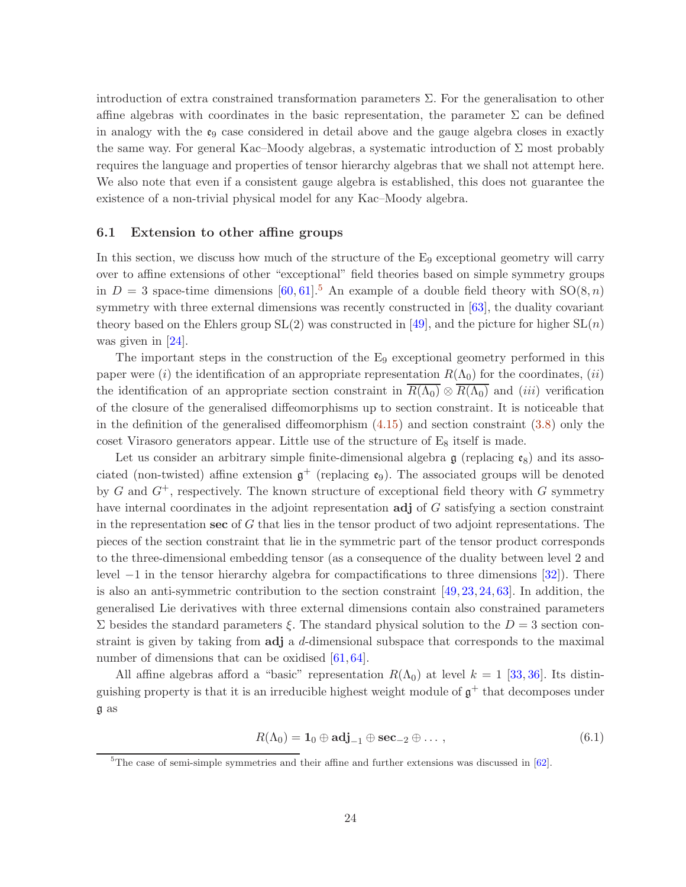introduction of extra constrained transformation parameters $\Sigma$. For the generalisation to other affine algebras with coordinates in the basic representation, the parameter $\Sigma$ can be defined in analogy with the $\mathfrak{e}_9$ case considered in detail above and the gauge algebra closes in exactly the same way. For general Kac–Moody algebras, a systematic introduction of $\Sigma$ most probably requires the language and properties of tensor hierarchy algebras that we shall not attempt here. We also note that even if a consistent gauge algebra is established, this does not guarantee the existence of a non-trivial physical model for any Kac–Moody algebra.

### 6.1 Extension to other affine groups

In this section, we discuss how much of the structure of the $\mathrm{E}_9$ exceptional geometry will carry over to affine extensions of other "exceptional" field theories based on simple symmetry groups in $D = 3$ space-time dimensions [60, 61].[5] An example of a double field theory with $\mathrm{SO}(8, n)$ symmetry with three external dimensions was recently constructed in [63], the duality covariant theory based on the Ehlers group $\mathrm{SL}(2)$ was constructed in [49], and the picture for higher $\mathrm{SL}(n)$ was given in [24].

The important steps in the construction of the $\mathrm{E}_9$ exceptional geometry performed in this paper were $(i)$ the identification of an appropriate representation $R(\Lambda_0)$ for the coordinates, $(ii)$ the identification of an appropriate section constraint in $\overline{R(\Lambda_0)} \otimes \overline{R(\Lambda_0)}$ and $(iii)$ verification of the closure of the generalised diffeomorphisms up to section constraint. It is noticeable that in the definition of the generalised diffeomorphism (4.15) and section constraint (3.8) only the coset Virasoro generators appear. Little use of the structure of $\mathrm{E}_8$ itself is made.

Let us consider an arbitrary simple finite-dimensional algebra $\mathfrak{g}$ (replacing $\mathfrak{e}_8$) and its associated (non-twisted) affine extension $\mathfrak{g}^+$ (replacing $\mathfrak{e}_9$). The associated groups will be denoted by $G$ and $G^+$, respectively. The known structure of exceptional field theory with $G$ symmetry have internal coordinates in the adjoint representation $\mathbf{adj}$ of $G$ satisfying a section constraint in the representation $\mathbf{sec}$ of $G$ that lies in the tensor product of two adjoint representations. The pieces of the section constraint that lie in the symmetric part of the tensor product corresponds to the three-dimensional embedding tensor (as a consequence of the duality between level 2 and level $-1$ in the tensor hierarchy algebra for compactifications to three dimensions [32]). There is also an anti-symmetric contribution to the section constraint [49, 23, 24, 63]. In addition, the generalised Lie derivatives with three external dimensions contain also constrained parameters $\Sigma$ besides the standard parameters $\xi$. The standard physical solution to the $D = 3$ section constraint is given by taking from $\mathbf{adj}$ a $d$-dimensional subspace that corresponds to the maximal number of dimensions that can be oxidised [61, 64].

All affine algebras afford a "basic" representation $R(\Lambda_0)$ at level $k = 1$ [33, 36]. Its distinguishing property is that it is an irreducible highest weight module of $\mathfrak{g}^+$ that decomposes under $\mathfrak{g}$ as

$$R(\Lambda_0) = \mathbf{1}_0 \oplus \mathbf{adj}_{-1} \oplus \mathbf{sec}_{-2} \oplus \dots \,, \tag{6.1}$$

[5] The case of semi-simple symmetries and their affine and further extensions was discussed in [62].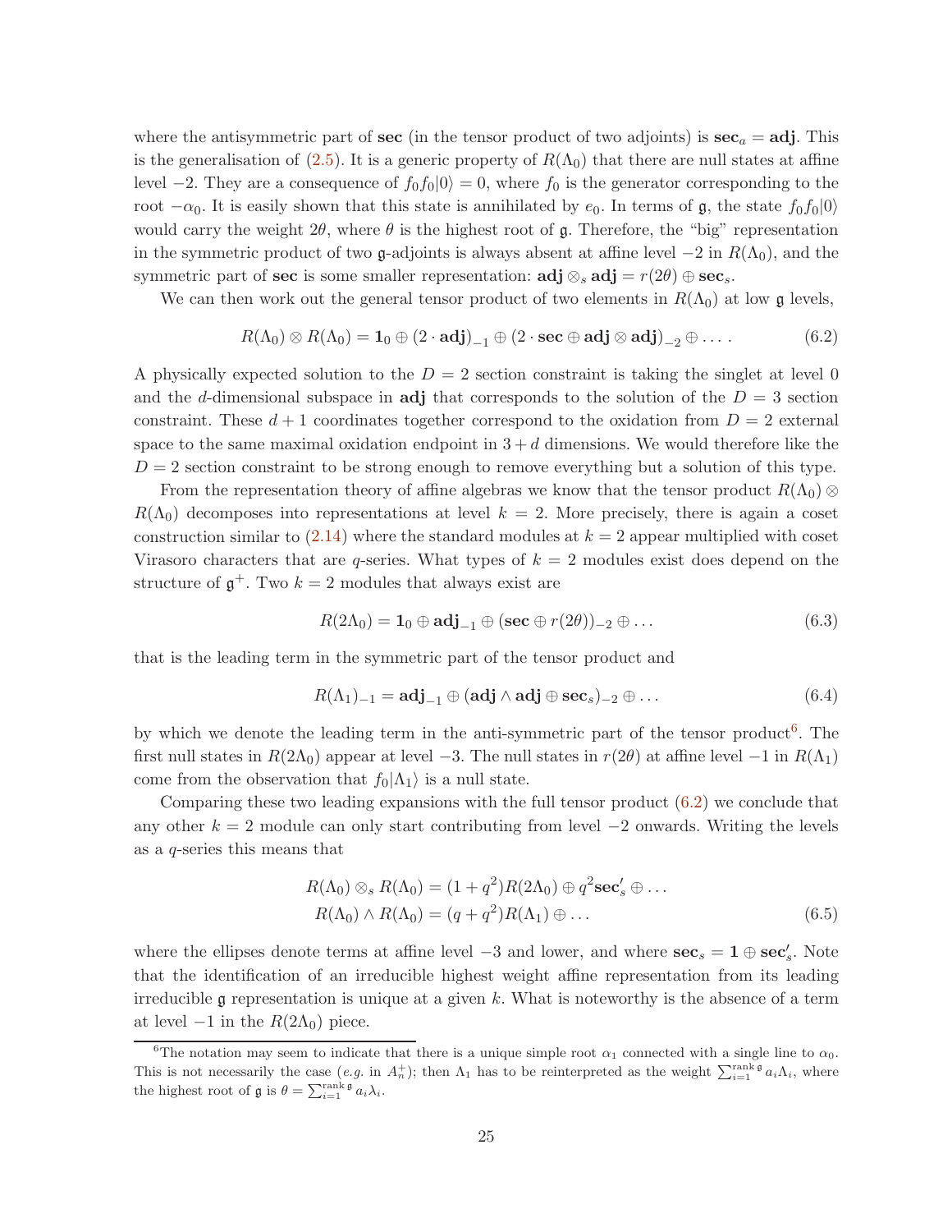where the antisymmetric part of **sec** (in the tensor product of two adjoints) is $\mathbf{sec}_a = \mathbf{adj}$. This is the generalisation of (2.5). It is a generic property of $R(\Lambda_0)$ that there are null states at affine level $-2$. They are a consequence of $f_0 f_0|0\rangle = 0$, where $f_0$ is the generator corresponding to the root $-\alpha_0$. It is easily shown that this state is annihilated by $e_0$. In terms of $\mathfrak{g}$, the state $f_0 f_0|0\rangle$ would carry the weight $2\theta$, where $\theta$ is the highest root of $\mathfrak{g}$. Therefore, the "big" representation in the symmetric product of two $\mathfrak{g}$-adjoints is always absent at affine level $-2$ in $R(\Lambda_0)$, and the symmetric part of **sec** is some smaller representation: $\mathbf{adj} \otimes_s \mathbf{adj} = r(2\theta) \oplus \mathbf{sec}_s$.

We can then work out the general tensor product of two elements in $R(\Lambda_0)$ at low $\mathfrak{g}$ levels,

$$R(\Lambda_0) \otimes R(\Lambda_0) = \mathbf{1}_0 \oplus (2 \cdot \mathbf{adj})_{-1} \oplus (2 \cdot \mathbf{sec} \oplus \mathbf{adj} \otimes \mathbf{adj})_{-2} \oplus \dots \,. \tag{6.2}$$

A physically expected solution to the $D = 2$ section constraint is taking the singlet at level 0 and the $d$-dimensional subspace in **adj** that corresponds to the solution of the $D = 3$ section constraint. These $d + 1$ coordinates together correspond to the oxidation from $D = 2$ external space to the same maximal oxidation endpoint in $3 + d$ dimensions. We would therefore like the $D = 2$ section constraint to be strong enough to remove everything but a solution of this type.

From the representation theory of affine algebras we know that the tensor product $R(\Lambda_0) \otimes R(\Lambda_0)$ decomposes into representations at level $k = 2$. More precisely, there is again a coset construction similar to (2.14) where the standard modules at $k = 2$ appear multiplied with coset Virasoro characters that are $q$-series. What types of $k = 2$ modules exist does depend on the structure of $\mathfrak{g}^+$. Two $k = 2$ modules that always exist are

$$R(2\Lambda_0) = \mathbf{1}_0 \oplus \mathbf{adj}_{-1} \oplus (\mathbf{sec} \oplus r(2\theta))_{-2} \oplus \dots \tag{6.3}$$

that is the leading term in the symmetric part of the tensor product and

$$R(\Lambda_1)_{-1} = \mathbf{adj}_{-1} \oplus (\mathbf{adj} \wedge \mathbf{adj} \oplus \mathbf{sec}_s)_{-2} \oplus \dots \tag{6.4}$$

by which we denote the leading term in the anti-symmetric part of the tensor product[6]. The first null states in $R(2\Lambda_0)$ appear at level $-3$. The null states in $r(2\theta)$ at affine level $-1$ in $R(\Lambda_1)$ come from the observation that $f_0|\Lambda_1\rangle$ is a null state.

Comparing these two leading expansions with the full tensor product (6.2) we conclude that any other $k = 2$ module can only start contributing from level $-2$ onwards. Writing the levels as a $q$-series this means that

$$\begin{aligned} R(\Lambda_0) \otimes_s R(\Lambda_0) &= (1 + q^2) R(2\Lambda_0) \oplus q^2 \mathbf{sec}'_s \oplus \dots \\ R(\Lambda_0) \wedge R(\Lambda_0) &= (q + q^2) R(\Lambda_1) \oplus \dots \end{aligned} \tag{6.5}$$

where the ellipses denote terms at affine level $-3$ and lower, and where $\mathbf{sec}_s = \mathbf{1} \oplus \mathbf{sec}'_s$. Note that the identification of an irreducible highest weight affine representation from its leading irreducible $\mathfrak{g}$ representation is unique at a given $k$. What is noteworthy is the absence of a term at level $-1$ in the $R(2\Lambda_0)$ piece.

---

[6] The notation may seem to indicate that there is a unique simple root $\alpha_1$ connected with a single line to $\alpha_0$. This is not necessarily the case (*e.g.* in $A_n^+$); then $\Lambda_1$ has to be reinterpreted as the weight $\sum_{i=1}^{\mathrm{rank}\,\mathfrak{g}} a_i \Lambda_i$, where the highest root of $\mathfrak{g}$ is $\theta = \sum_{i=1}^{\mathrm{rank}\,\mathfrak{g}} a_i \lambda_i$.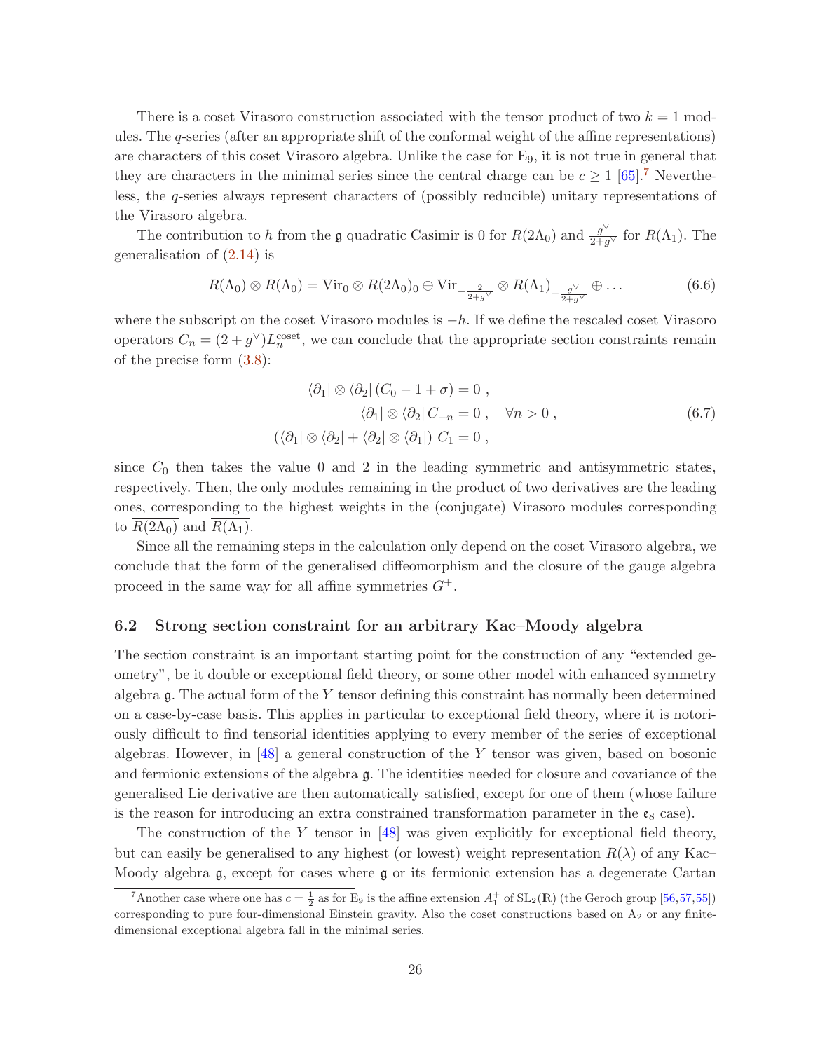There is a coset Virasoro construction associated with the tensor product of two $k = 1$ modules. The $q$-series (after an appropriate shift of the conformal weight of the affine representations) are characters of this coset Virasoro algebra. Unlike the case for $\mathrm{E}_9$, it is not true in general that they are characters in the minimal series since the central charge can be $c \geq 1$ [65].[7] Nevertheless, the $q$-series always represent characters of (possibly reducible) unitary representations of the Virasoro algebra.

The contribution to $h$ from the $\mathfrak{g}$ quadratic Casimir is 0 for $R(2\Lambda_0)$ and $\frac{g^\vee}{2+g^\vee}$ for $R(\Lambda_1)$. The generalisation of (2.14) is

$$R(\Lambda_0) \otimes R(\Lambda_0) = \mathrm{Vir}_0 \otimes R(2\Lambda_0)_0 \oplus \mathrm{Vir}_{-\frac{2}{2+g^\vee}} \otimes R(\Lambda_1)_{-\frac{g^\vee}{2+g^\vee}} \oplus \dots \tag{6.6}$$

where the subscript on the coset Virasoro modules is $-h$. If we define the rescaled coset Virasoro operators $C_n = (2 + g^\vee) L_n^{\mathrm{coset}}$, we can conclude that the appropriate section constraints remain of the precise form (3.8):

$$\begin{aligned}
\langle \partial_1 | \otimes \langle \partial_2 | \, (C_0 - 1 + \sigma) &= 0 \, , \\
\langle \partial_1 | \otimes \langle \partial_2 | \, C_{-n} &= 0 \, , \quad \forall n > 0 \, , \\
\left( \langle \partial_1 | \otimes \langle \partial_2 | + \langle \partial_2 | \otimes \langle \partial_1 | \right) C_1 &= 0 \, ,
\end{aligned} \tag{6.7}$$

since $C_0$ then takes the value 0 and 2 in the leading symmetric and antisymmetric states, respectively. Then, the only modules remaining in the product of two derivatives are the leading ones, corresponding to the highest weights in the (conjugate) Virasoro modules corresponding to $\overline{R(2\Lambda_0)}$ and $\overline{R(\Lambda_1)}$.

Since all the remaining steps in the calculation only depend on the coset Virasoro algebra, we conclude that the form of the generalised diffeomorphism and the closure of the gauge algebra proceed in the same way for all affine symmetries $G^+$.

### 6.2 Strong section constraint for an arbitrary Kac–Moody algebra

The section constraint is an important starting point for the construction of any "extended geometry", be it double or exceptional field theory, or some other model with enhanced symmetry algebra $\mathfrak{g}$. The actual form of the $Y$ tensor defining this constraint has normally been determined on a case-by-case basis. This applies in particular to exceptional field theory, where it is notoriously difficult to find tensorial identities applying to every member of the series of exceptional algebras. However, in [48] a general construction of the $Y$ tensor was given, based on bosonic and fermionic extensions of the algebra $\mathfrak{g}$. The identities needed for closure and covariance of the generalised Lie derivative are then automatically satisfied, except for one of them (whose failure is the reason for introducing an extra constrained transformation parameter in the $\mathfrak{e}_8$ case).

The construction of the $Y$ tensor in [48] was given explicitly for exceptional field theory, but can easily be generalised to any highest (or lowest) weight representation $R(\lambda)$ of any Kac–Moody algebra $\mathfrak{g}$, except for cases where $\mathfrak{g}$ or its fermionic extension has a degenerate Cartan

[7] Another case where one has $c = \frac{1}{2}$ as for $\mathrm{E}_9$ is the affine extension $A_1^+$ of $\mathrm{SL}_2(\mathbb{R})$ (the Geroch group [56,57,55]) corresponding to pure four-dimensional Einstein gravity. Also the coset constructions based on $\mathrm{A}_2$ or any finite-dimensional exceptional algebra fall in the minimal series.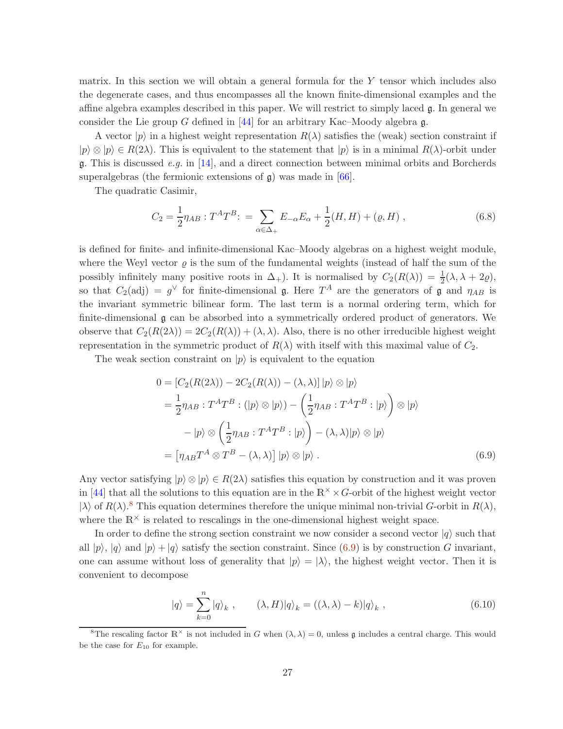matrix. In this section we will obtain a general formula for the $Y$ tensor which includes also the degenerate cases, and thus encompasses all the known finite-dimensional examples and the affine algebra examples described in this paper. We will restrict to simply laced $\mathfrak{g}$. In general we consider the Lie group $G$ defined in [44] for an arbitrary Kac–Moody algebra $\mathfrak{g}$.

A vector $|p\rangle$ in a highest weight representation $R(\lambda)$ satisfies the (weak) section constraint if $|p\rangle \otimes |p\rangle \in R(2\lambda)$. This is equivalent to the statement that $|p\rangle$ is in a minimal $R(\lambda)$-orbit under $\mathfrak{g}$. This is discussed *e.g.* in [14], and a direct connection between minimal orbits and Borcherds superalgebras (the fermionic extensions of $\mathfrak{g}$) was made in [66].

The quadratic Casimir,

$$C_2 = \frac{1}{2}\eta_{AB} :T^A T^B: = \sum_{\alpha\in\Delta_+} E_{-\alpha}E_\alpha + \frac{1}{2}(H,H) + (\varrho, H) \,, \tag{6.8}$$

is defined for finite- and infinite-dimensional Kac–Moody algebras on a highest weight module, where the Weyl vector $\varrho$ is the sum of the fundamental weights (instead of half the sum of the possibly infinitely many positive roots in $\Delta_+$). It is normalised by $C_2(R(\lambda)) = \frac{1}{2}(\lambda, \lambda + 2\varrho)$, so that $C_2(\text{adj}) = g^\vee$ for finite-dimensional $\mathfrak{g}$. Here $T^A$ are the generators of $\mathfrak{g}$ and $\eta_{AB}$ is the invariant symmetric bilinear form. The last term is a normal ordering term, which for finite-dimensional $\mathfrak{g}$ can be absorbed into a symmetrically ordered product of generators. We observe that $C_2(R(2\lambda)) = 2C_2(R(\lambda)) + (\lambda,\lambda)$. Also, there is no other irreducible highest weight representation in the symmetric product of $R(\lambda)$ with itself with this maximal value of $C_2$.

The weak section constraint on $|p\rangle$ is equivalent to the equation

$$\begin{aligned}
0 &= \left[C_2(R(2\lambda)) - 2C_2(R(\lambda)) - (\lambda,\lambda)\right] |p\rangle \otimes |p\rangle \\
&= \frac{1}{2}\eta_{AB} :T^A T^B: (|p\rangle \otimes |p\rangle) - \left(\frac{1}{2}\eta_{AB} :T^A T^B: |p\rangle\right) \otimes |p\rangle \\
&\quad - |p\rangle \otimes \left(\frac{1}{2}\eta_{AB} :T^A T^B: |p\rangle\right) - (\lambda,\lambda)|p\rangle \otimes |p\rangle \\
&= \left[\eta_{AB} T^A \otimes T^B - (\lambda,\lambda)\right] |p\rangle \otimes |p\rangle \,.
\end{aligned} \tag{6.9}$$

Any vector satisfying $|p\rangle \otimes |p\rangle \in R(2\lambda)$ satisfies this equation by construction and it was proven in [44] that all the solutions to this equation are in the $\mathbb{R}^\times \times G$-orbit of the highest weight vector $|\lambda\rangle$ of $R(\lambda)$.[8] This equation determines therefore the unique minimal non-trivial $G$-orbit in $R(\lambda)$, where the $\mathbb{R}^\times$ is related to rescalings in the one-dimensional highest weight space.

In order to define the strong section constraint we now consider a second vector $|q\rangle$ such that all $|p\rangle$, $|q\rangle$ and $|p\rangle + |q\rangle$ satisfy the section constraint. Since (6.9) is by construction $G$ invariant, one can assume without loss of generality that $|p\rangle = |\lambda\rangle$, the highest weight vector. Then it is convenient to decompose

$$|q\rangle = \sum_{k=0}^{n} |q\rangle_k \,, \qquad (\lambda, H)|q\rangle_k = ((\lambda,\lambda) - k)|q\rangle_k \,, \tag{6.10}$$

[8] The rescaling factor $\mathbb{R}^\times$ is not included in $G$ when $(\lambda,\lambda) = 0$, unless $\mathfrak{g}$ includes a central charge. This would be the case for $E_{10}$ for example.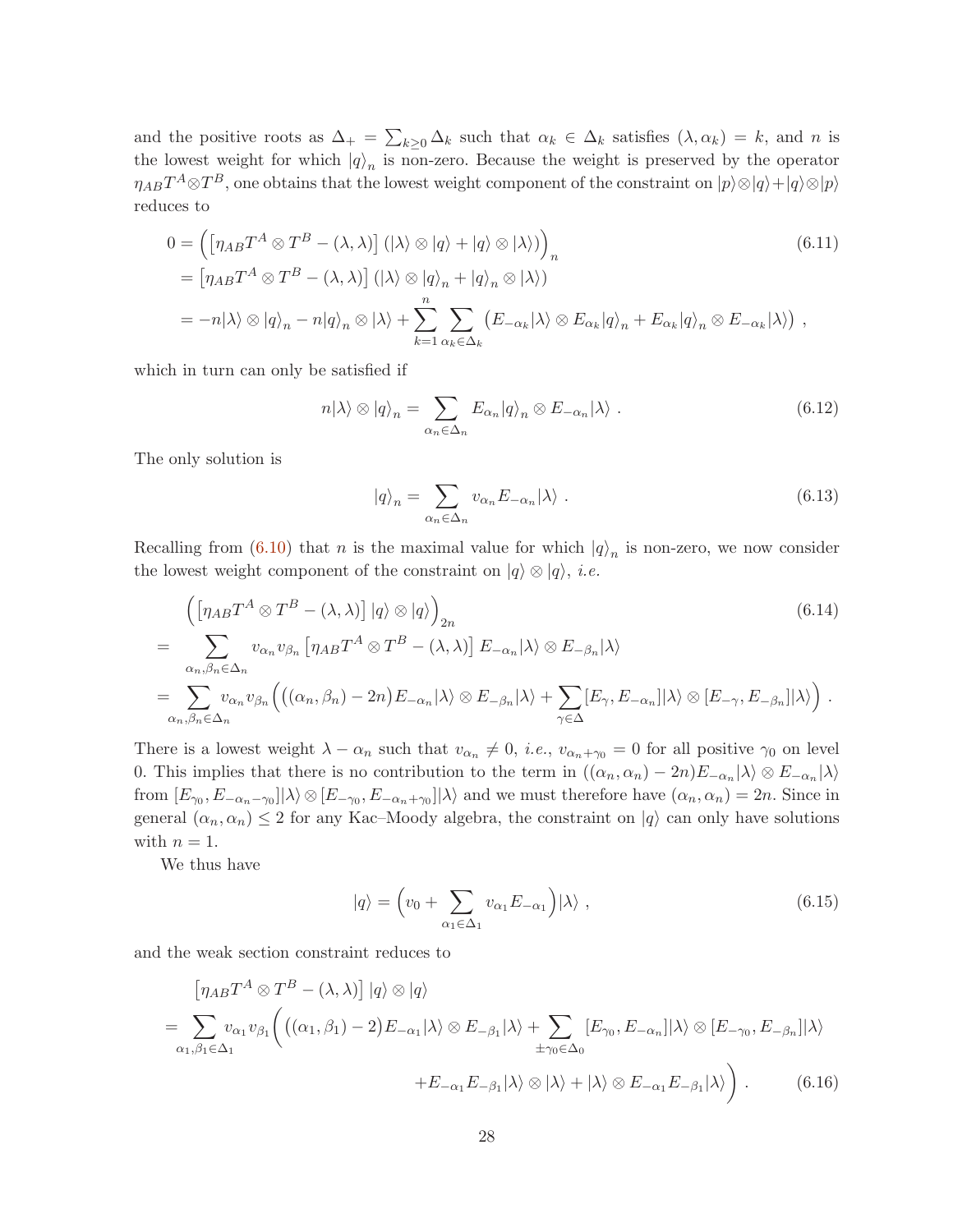and the positive roots as $\Delta_+ = \sum_{k\geq 0} \Delta_k$ such that $\alpha_k \in \Delta_k$ satisfies $(\lambda, \alpha_k) = k$, and $n$ is the lowest weight for which $|q\rangle_n$ is non-zero. Because the weight is preserved by the operator $\eta_{AB} T^A \otimes T^B$, one obtains that the lowest weight component of the constraint on $|p\rangle\otimes|q\rangle + |q\rangle\otimes|p\rangle$ reduces to

$$
\begin{aligned}
0 &= \Big( \big[\eta_{AB} T^A \otimes T^B - (\lambda,\lambda)\big] \left(|\lambda\rangle \otimes |q\rangle + |q\rangle \otimes |\lambda\rangle\right)\Big)_n \\
&= \big[\eta_{AB} T^A \otimes T^B - (\lambda,\lambda)\big] \left(|\lambda\rangle \otimes |q\rangle_n + |q\rangle_n \otimes |\lambda\rangle\right) \\
&= -n|\lambda\rangle \otimes |q\rangle_n - n|q\rangle_n \otimes |\lambda\rangle + \sum_{k=1}^{n} \sum_{\alpha_k \in \Delta_k} \left( E_{-\alpha_k}|\lambda\rangle \otimes E_{\alpha_k}|q\rangle_n + E_{\alpha_k}|q\rangle_n \otimes E_{-\alpha_k}|\lambda\rangle \right) ,
\end{aligned}
\tag{6.11}
$$

which in turn can only be satisfied if

$$
n|\lambda\rangle \otimes |q\rangle_n = \sum_{\alpha_n \in \Delta_n} E_{\alpha_n}|q\rangle_n \otimes E_{-\alpha_n}|\lambda\rangle \ . \tag{6.12}
$$

The only solution is

$$
|q\rangle_n = \sum_{\alpha_n \in \Delta_n} v_{\alpha_n} E_{-\alpha_n}|\lambda\rangle \ . \tag{6.13}
$$

Recalling from (6.10) that $n$ is the maximal value for which $|q\rangle_n$ is non-zero, we now consider the lowest weight component of the constraint on $|q\rangle\otimes|q\rangle$, *i.e.*

$$
\begin{aligned}
&\Big( \big[\eta_{AB} T^A \otimes T^B - (\lambda,\lambda)\big] |q\rangle \otimes |q\rangle \Big)_{2n} \\
=& \sum_{\alpha_n,\beta_n \in \Delta_n} v_{\alpha_n} v_{\beta_n} \big[\eta_{AB} T^A \otimes T^B - (\lambda,\lambda)\big] E_{-\alpha_n}|\lambda\rangle \otimes E_{-\beta_n}|\lambda\rangle \\
=& \sum_{\alpha_n,\beta_n \in \Delta_n} v_{\alpha_n} v_{\beta_n} \Big( \big((\alpha_n,\beta_n) - 2n\big) E_{-\alpha_n}|\lambda\rangle \otimes E_{-\beta_n}|\lambda\rangle + \sum_{\gamma\in\Delta} [E_\gamma, E_{-\alpha_n}]|\lambda\rangle \otimes [E_{-\gamma}, E_{-\beta_n}]|\lambda\rangle \Big) \ .
\end{aligned}
\tag{6.14}
$$

There is a lowest weight $\lambda - \alpha_n$ such that $v_{\alpha_n} \neq 0$, *i.e.*, $v_{\alpha_n+\gamma_0} = 0$ for all positive $\gamma_0$ on level 0. This implies that there is no contribution to the term in $((\alpha_n,\alpha_n) - 2n) E_{-\alpha_n}|\lambda\rangle \otimes E_{-\alpha_n}|\lambda\rangle$ from $[E_{\gamma_0}, E_{-\alpha_n-\gamma_0}]|\lambda\rangle \otimes [E_{-\gamma_0}, E_{-\alpha_n+\gamma_0}]|\lambda\rangle$ and we must therefore have $(\alpha_n,\alpha_n) = 2n$. Since in general $(\alpha_n,\alpha_n) \leq 2$ for any Kac–Moody algebra, the constraint on $|q\rangle$ can only have solutions with $n = 1$.

We thus have

$$
|q\rangle = \Big( v_0 + \sum_{\alpha_1 \in \Delta_1} v_{\alpha_1} E_{-\alpha_1} \Big) |\lambda\rangle \ , \tag{6.15}
$$

and the weak section constraint reduces to

$$
\begin{aligned}
&\big[\eta_{AB} T^A \otimes T^B - (\lambda,\lambda)\big] |q\rangle \otimes |q\rangle \\
=& \sum_{\alpha_1,\beta_1 \in \Delta_1} v_{\alpha_1} v_{\beta_1} \Big( \big((\alpha_1,\beta_1) - 2\big) E_{-\alpha_1}|\lambda\rangle \otimes E_{-\beta_1}|\lambda\rangle + \sum_{\pm\gamma_0 \in \Delta_0} [E_{\gamma_0}, E_{-\alpha_n}]|\lambda\rangle \otimes [E_{-\gamma_0}, E_{-\beta_n}]|\lambda\rangle \\
&\qquad + E_{-\alpha_1} E_{-\beta_1}|\lambda\rangle \otimes |\lambda\rangle + |\lambda\rangle \otimes E_{-\alpha_1} E_{-\beta_1}|\lambda\rangle \Big) \ .
\end{aligned}
\tag{6.16}
$$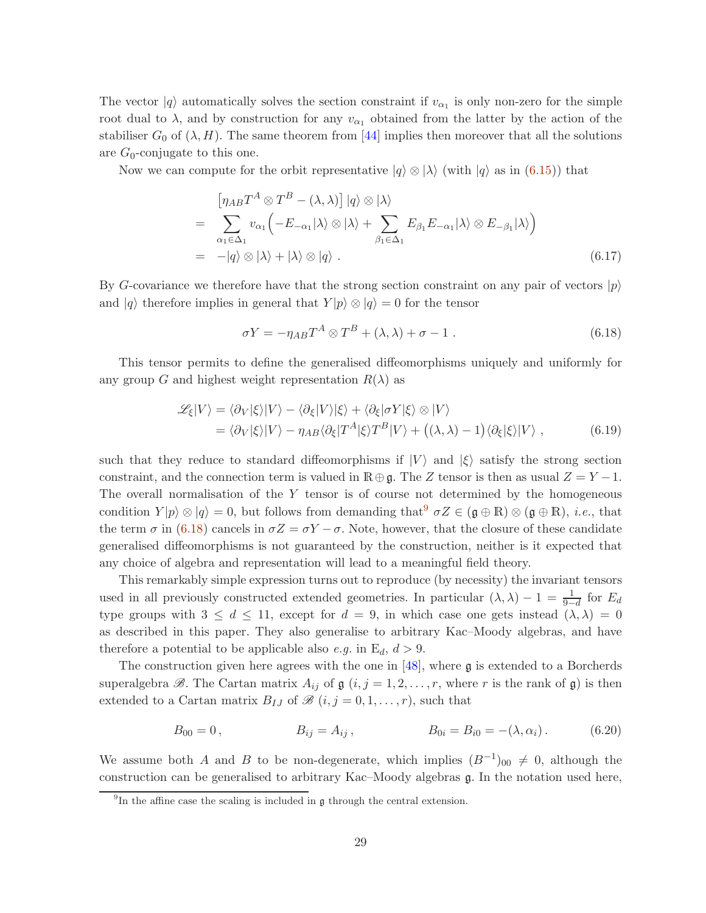The vector $|q\rangle$ automatically solves the section constraint if $v_{\alpha_1}$ is only non-zero for the simple root dual to $\lambda$, and by construction for any $v_{\alpha_1}$ obtained from the latter by the action of the stabiliser $G_0$ of $(\lambda, H)$. The same theorem from [44] implies then moreover that all the solutions are $G_0$-conjugate to this one.

Now we can compute for the orbit representative $|q\rangle \otimes |\lambda\rangle$ (with $|q\rangle$ as in (6.15)) that

$$
\begin{aligned}
& \left[\eta_{AB} T^A \otimes T^B - (\lambda,\lambda)\right] |q\rangle \otimes |\lambda\rangle \\
= \;& \sum_{\alpha_1 \in \Delta_1} v_{\alpha_1} \Big( -E_{-\alpha_1}|\lambda\rangle \otimes |\lambda\rangle + \sum_{\beta_1 \in \Delta_1} E_{\beta_1} E_{-\alpha_1} |\lambda\rangle \otimes E_{-\beta_1}|\lambda\rangle \Big) \\
= \;& -|q\rangle \otimes |\lambda\rangle + |\lambda\rangle \otimes |q\rangle \; . 
\end{aligned} \tag{6.17}
$$

By $G$-covariance we therefore have that the strong section constraint on any pair of vectors $|p\rangle$ and $|q\rangle$ therefore implies in general that $Y|p\rangle \otimes |q\rangle = 0$ for the tensor

$$
\sigma Y = -\eta_{AB} T^A \otimes T^B + (\lambda,\lambda) + \sigma - 1 \; . \tag{6.18}
$$

This tensor permits to define the generalised diffeomorphisms uniquely and uniformly for any group $G$ and highest weight representation $R(\lambda)$ as

$$
\begin{aligned}
\mathscr{L}_\xi |V\rangle &= \langle \partial_V |\xi\rangle |V\rangle - \langle \partial_\xi |V\rangle |\xi\rangle + \langle \partial_\xi | \sigma Y |\xi\rangle \otimes |V\rangle \\
&= \langle \partial_V |\xi\rangle |V\rangle - \eta_{AB} \langle \partial_\xi | T^A |\xi\rangle T^B |V\rangle + \big( (\lambda,\lambda) - 1 \big) \langle \partial_\xi |\xi\rangle |V\rangle \; ,
\end{aligned} \tag{6.19}
$$

such that they reduce to standard diffeomorphisms if $|V\rangle$ and $|\xi\rangle$ satisfy the strong section constraint, and the connection term is valued in $\mathbb{R} \oplus \mathfrak{g}$. The $Z$ tensor is then as usual $Z = Y - 1$. The overall normalisation of the $Y$ tensor is of course not determined by the homogeneous condition $Y|p\rangle \otimes |q\rangle = 0$, but follows from demanding that[9] $\sigma Z \in (\mathfrak{g} \oplus \mathbb{R}) \otimes (\mathfrak{g} \oplus \mathbb{R})$, *i.e.*, that the term $\sigma$ in (6.18) cancels in $\sigma Z = \sigma Y - \sigma$. Note, however, that the closure of these candidate generalised diffeomorphisms is not guaranteed by the construction, neither is it expected that any choice of algebra and representation will lead to a meaningful field theory.

This remarkably simple expression turns out to reproduce (by necessity) the invariant tensors used in all previously constructed extended geometries. In particular $(\lambda,\lambda) - 1 = \frac{1}{9-d}$ for $E_d$ type groups with $3 \le d \le 11$, except for $d = 9$, in which case one gets instead $(\lambda,\lambda) = 0$ as described in this paper. They also generalise to arbitrary Kac–Moody algebras, and have therefore a potential to be applicable also *e.g.* in $\mathrm{E}_d$, $d > 9$.

The construction given here agrees with the one in [48], where $\mathfrak{g}$ is extended to a Borcherds superalgebra $\mathscr{B}$. The Cartan matrix $A_{ij}$ of $\mathfrak{g}$ ($i,j = 1,2,\ldots,r$, where $r$ is the rank of $\mathfrak{g}$) is then extended to a Cartan matrix $B_{IJ}$ of $\mathscr{B}$ ($i,j = 0,1,\ldots,r$), such that

$$
B_{00} = 0 \, , \qquad\qquad B_{ij} = A_{ij} \, , \qquad\qquad B_{0i} = B_{i0} = -(\lambda, \alpha_i) \, . \tag{6.20}
$$

We assume both $A$ and $B$ to be non-degenerate, which implies $(B^{-1})_{00} \neq 0$, although the construction can be generalised to arbitrary Kac–Moody algebras $\mathfrak{g}$. In the notation used here,

[9] In the affine case the scaling is included in $\mathfrak{g}$ through the central extension.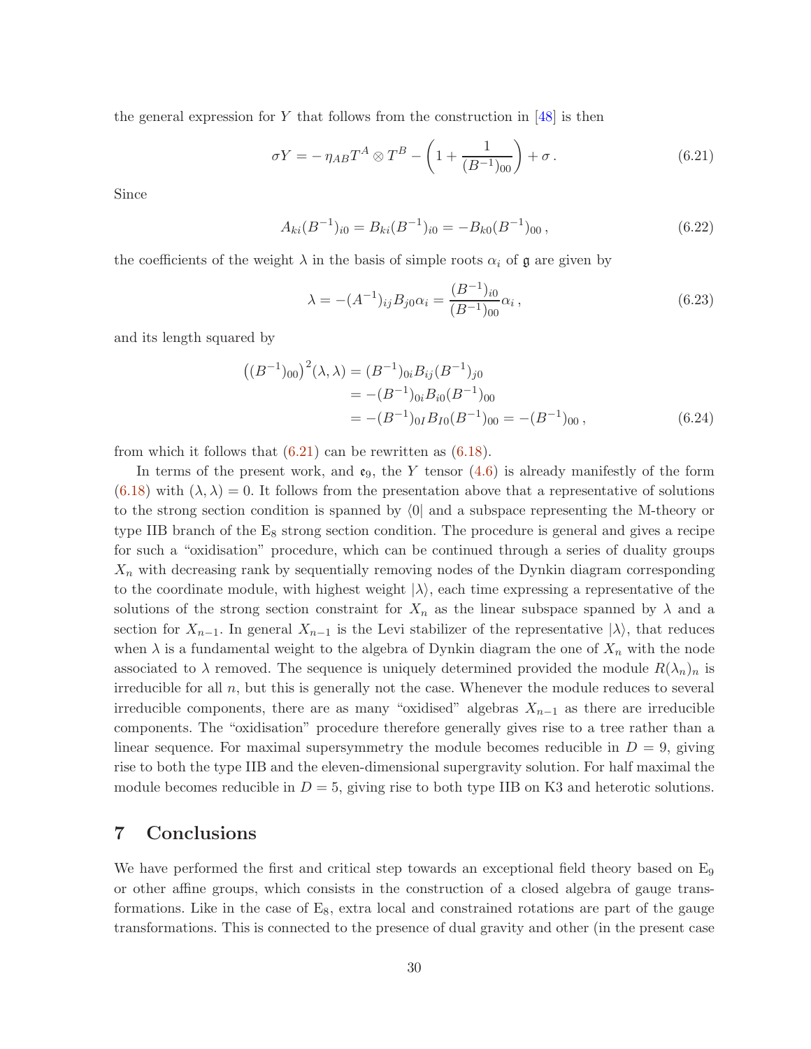the general expression for $Y$ that follows from the construction in [48] is then

$$
\sigma Y = -\,\eta_{AB} T^A \otimes T^B - \left(1 + \frac{1}{(B^{-1})_{00}}\right) + \sigma\,. \tag{6.21}
$$

Since

$$
A_{ki}(B^{-1})_{i0} = B_{ki}(B^{-1})_{i0} = -B_{k0}(B^{-1})_{00}\,, \tag{6.22}
$$

the coefficients of the weight $\lambda$ in the basis of simple roots $\alpha_i$ of $\mathfrak{g}$ are given by

$$
\lambda = -(A^{-1})_{ij} B_{j0} \alpha_i = \frac{(B^{-1})_{i0}}{(B^{-1})_{00}} \alpha_i\,, \tag{6.23}
$$

and its length squared by

$$
\begin{aligned}
\big((B^{-1})_{00}\big)^2 (\lambda,\lambda) &= (B^{-1})_{0i} B_{ij} (B^{-1})_{j0} \\
&= -(B^{-1})_{0i} B_{i0} (B^{-1})_{00} \\
&= -(B^{-1})_{0I} B_{I0} (B^{-1})_{00} = -(B^{-1})_{00}\,,
\end{aligned} \tag{6.24}
$$

from which it follows that (6.21) can be rewritten as (6.18).

In terms of the present work, and $\mathfrak{e}_9$, the $Y$ tensor (4.6) is already manifestly of the form (6.18) with $(\lambda,\lambda)=0$. It follows from the presentation above that a representative of solutions to the strong section condition is spanned by $\langle 0|$ and a subspace representing the M-theory or type IIB branch of the $\mathrm{E}_8$ strong section condition. The procedure is general and gives a recipe for such a "oxidisation" procedure, which can be continued through a series of duality groups $X_n$ with decreasing rank by sequentially removing nodes of the Dynkin diagram corresponding to the coordinate module, with highest weight $|\lambda\rangle$, each time expressing a representative of the solutions of the strong section constraint for $X_n$ as the linear subspace spanned by $\lambda$ and a section for $X_{n-1}$. In general $X_{n-1}$ is the Levi stabilizer of the representative $|\lambda\rangle$, that reduces when $\lambda$ is a fundamental weight to the algebra of Dynkin diagram the one of $X_n$ with the node associated to $\lambda$ removed. The sequence is uniquely determined provided the module $R(\lambda_n)_n$ is irreducible for all $n$, but this is generally not the case. Whenever the module reduces to several irreducible components, there are as many "oxidised" algebras $X_{n-1}$ as there are irreducible components. The "oxidisation" procedure therefore generally gives rise to a tree rather than a linear sequence. For maximal supersymmetry the module becomes reducible in $D=9$, giving rise to both the type IIB and the eleven-dimensional supergravity solution. For half maximal the module becomes reducible in $D=5$, giving rise to both type IIB on K3 and heterotic solutions.

# 7 Conclusions

We have performed the first and critical step towards an exceptional field theory based on $\mathrm{E}_9$ or other affine groups, which consists in the construction of a closed algebra of gauge transformations. Like in the case of $\mathrm{E}_8$, extra local and constrained rotations are part of the gauge transformations. This is connected to the presence of dual gravity and other (in the present case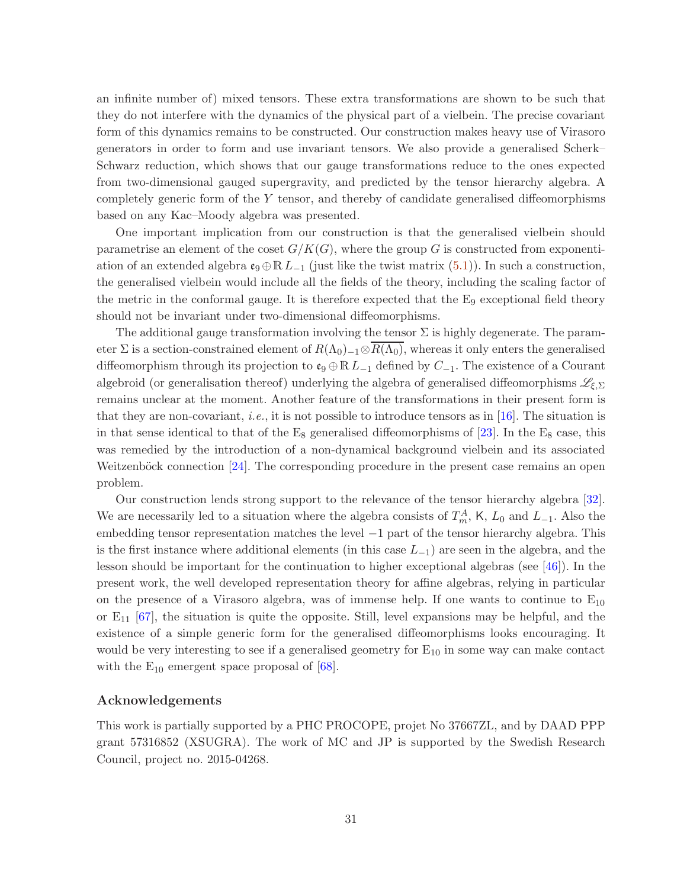an infinite number of) mixed tensors. These extra transformations are shown to be such that they do not interfere with the dynamics of the physical part of a vielbein. The precise covariant form of this dynamics remains to be constructed. Our construction makes heavy use of Virasoro generators in order to form and use invariant tensors. We also provide a generalised Scherk–Schwarz reduction, which shows that our gauge transformations reduce to the ones expected from two-dimensional gauged supergravity, and predicted by the tensor hierarchy algebra. A completely generic form of the $Y$ tensor, and thereby of candidate generalised diffeomorphisms based on any Kac–Moody algebra was presented.

One important implication from our construction is that the generalised vielbein should parametrise an element of the coset $G/K(G)$, where the group $G$ is constructed from exponentiation of an extended algebra $\mathfrak{e}_9 \oplus \mathbb{R}\, L_{-1}$ (just like the twist matrix (5.1)). In such a construction, the generalised vielbein would include all the fields of the theory, including the scaling factor of the metric in the conformal gauge. It is therefore expected that the $E_9$ exceptional field theory should not be invariant under two-dimensional diffeomorphisms.

The additional gauge transformation involving the tensor $\Sigma$ is highly degenerate. The parameter $\Sigma$ is a section-constrained element of $R(\Lambda_0)_{-1} \otimes \overline{R(\Lambda_0)}$, whereas it only enters the generalised diffeomorphism through its projection to $\mathfrak{e}_9 \oplus \mathbb{R}\, L_{-1}$ defined by $C_{-1}$. The existence of a Courant algebroid (or generalisation thereof) underlying the algebra of generalised diffeomorphisms $\mathscr{L}_{\xi,\Sigma}$ remains unclear at the moment. Another feature of the transformations in their present form is that they are non-covariant, *i.e.*, it is not possible to introduce tensors as in [16]. The situation is in that sense identical to that of the $E_8$ generalised diffeomorphisms of [23]. In the $E_8$ case, this was remedied by the introduction of a non-dynamical background vielbein and its associated Weitzenböck connection [24]. The corresponding procedure in the present case remains an open problem.

Our construction lends strong support to the relevance of the tensor hierarchy algebra [32]. We are necessarily led to a situation where the algebra consists of $T^A_m$, $\mathsf{K}$, $L_0$ and $L_{-1}$. Also the embedding tensor representation matches the level $-1$ part of the tensor hierarchy algebra. This is the first instance where additional elements (in this case $L_{-1}$) are seen in the algebra, and the lesson should be important for the continuation to higher exceptional algebras (see [46]). In the present work, the well developed representation theory for affine algebras, relying in particular on the presence of a Virasoro algebra, was of immense help. If one wants to continue to $E_{10}$ or $E_{11}$ [67], the situation is quite the opposite. Still, level expansions may be helpful, and the existence of a simple generic form for the generalised diffeomorphisms looks encouraging. It would be very interesting to see if a generalised geometry for $E_{10}$ in some way can make contact with the $E_{10}$ emergent space proposal of [68].

## Acknowledgements

This work is partially supported by a PHC PROCOPE, projet No 37667ZL, and by DAAD PPP grant 57316852 (XSUGRA). The work of MC and JP is supported by the Swedish Research Council, project no. 2015-04268.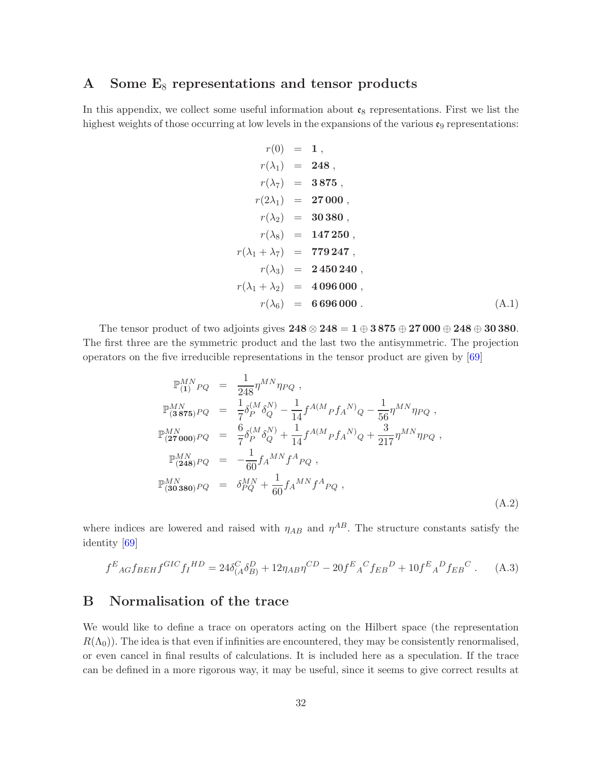## A Some $\mathbf{E}_8$ representations and tensor products

In this appendix, we collect some useful information about $\mathfrak{e}_8$ representations. First we list the highest weights of those occurring at low levels in the expansions of the various $\mathfrak{e}_9$ representations:

$$
\begin{aligned}
r(0) &= \mathbf{1}\,, \\
r(\lambda_1) &= \mathbf{248}\,, \\
r(\lambda_7) &= \mathbf{3\,875}\,, \\
r(2\lambda_1) &= \mathbf{27\,000}\,, \\
r(\lambda_2) &= \mathbf{30\,380}\,, \\
r(\lambda_8) &= \mathbf{147\,250}\,, \\
r(\lambda_1+\lambda_7) &= \mathbf{779\,247}\,, \\
r(\lambda_3) &= \mathbf{2\,450\,240}\,, \\
r(\lambda_1+\lambda_2) &= \mathbf{4\,096\,000}\,, \\
r(\lambda_6) &= \mathbf{6\,696\,000}\,.
\end{aligned}
\tag{A.1}
$$

The tensor product of two adjoints gives $\mathbf{248}\otimes\mathbf{248} = \mathbf{1}\oplus\mathbf{3\,875}\oplus\mathbf{27\,000}\oplus\mathbf{248}\oplus\mathbf{30\,380}$. The first three are the symmetric product and the last two the antisymmetric. The projection operators on the five irreducible representations in the tensor product are given by [69]

$$
\begin{aligned}
\mathbb{P}_{(\mathbf{1})}^{MN}{}_{PQ} &= \frac{1}{248}\eta^{MN}\eta_{PQ}\,, \\
\mathbb{P}_{(\mathbf{3\,875})}^{MN}{}_{PQ} &= \frac{1}{7}\delta_P^{(M}\delta_Q^{N)} - \frac{1}{14}f^{A(M}{}_P f_A{}^{N)}{}_Q - \frac{1}{56}\eta^{MN}\eta_{PQ}\,, \\
\mathbb{P}_{(\mathbf{27\,000})}^{MN}{}_{PQ} &= \frac{6}{7}\delta_P^{(M}\delta_Q^{N)} + \frac{1}{14}f^{A(M}{}_P f_A{}^{N)}{}_Q + \frac{3}{217}\eta^{MN}\eta_{PQ}\,, \\
\mathbb{P}_{(\mathbf{248})}^{MN}{}_{PQ} &= -\frac{1}{60}f_A{}^{MN}f^A{}_{PQ}\,, \\
\mathbb{P}_{(\mathbf{30\,380})}^{MN}{}_{PQ} &= \delta_{PQ}^{MN} + \frac{1}{60}f_A{}^{MN}f^A{}_{PQ}\,,
\end{aligned}
\tag{A.2}
$$

where indices are lowered and raised with $\eta_{AB}$ and $\eta^{AB}$. The structure constants satisfy the identity [69]

$$
f^E{}_{AG}f_{BEH}f^{GIC}f_I{}^{HD} = 24\delta_{(A}^C\delta_{B)}^D + 12\eta_{AB}\eta^{CD} - 20f^E{}_A{}^C f_{EB}{}^D + 10f^E{}_A{}^D f_{EB}{}^C\,. \tag{A.3}
$$

## B Normalisation of the trace

We would like to define a trace on operators acting on the Hilbert space (the representation $R(\Lambda_0)$). The idea is that even if infinities are encountered, they may be consistently renormalised, or even cancel in final results of calculations. It is included here as a speculation. If the trace can be defined in a more rigorous way, it may be useful, since it seems to give correct results at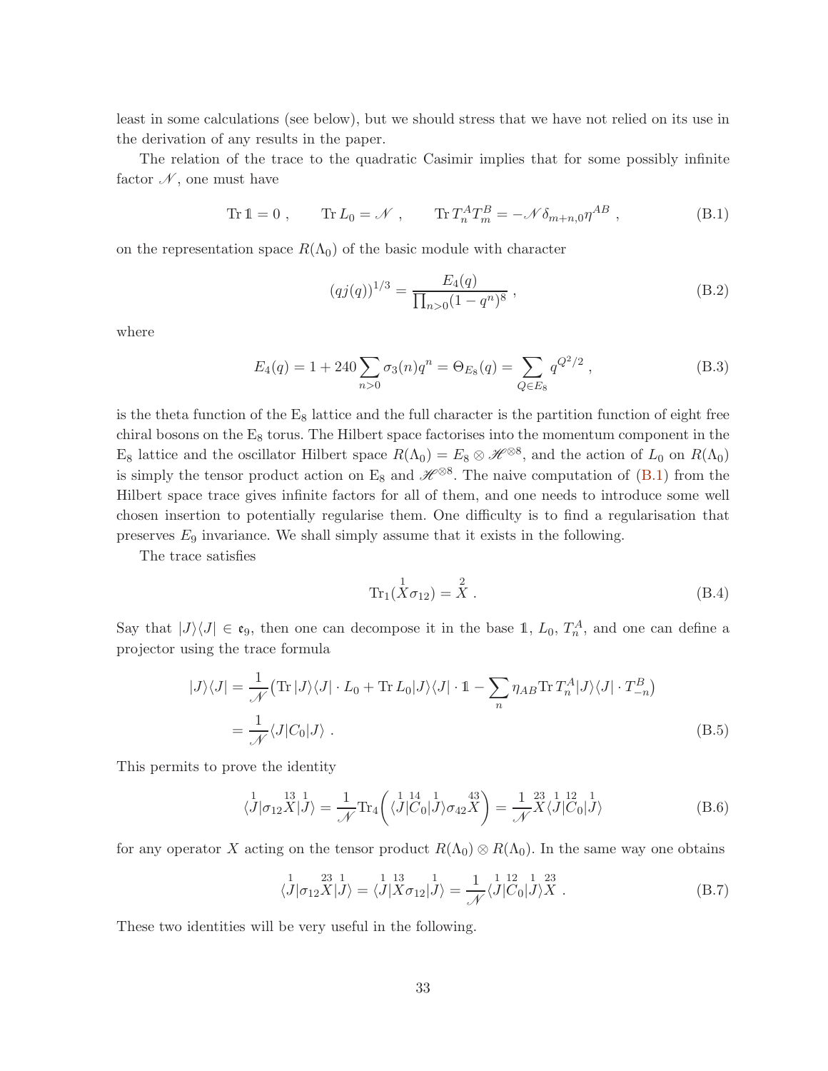least in some calculations (see below), but we should stress that we have not relied on its use in the derivation of any results in the paper.

The relation of the trace to the quadratic Casimir implies that for some possibly infinite factor $\mathscr{N}$, one must have

$$\operatorname{Tr} \mathbb{1} = 0 \ , \qquad \operatorname{Tr} L_0 = \mathscr{N} \ , \qquad \operatorname{Tr} T^A_n T^B_m = -\mathscr{N}\,\delta_{m+n,0}\eta^{AB} \ , \tag{B.1}$$

on the representation space $R(\Lambda_0)$ of the basic module with character

$$(qj(q))^{1/3} = \frac{E_4(q)}{\prod_{n>0}(1-q^n)^8} \ , \tag{B.2}$$

where

$$E_4(q) = 1 + 240\sum_{n>0}\sigma_3(n)q^n = \Theta_{E_8}(q) = \sum_{Q\in E_8} q^{Q^2/2} \ , \tag{B.3}$$

is the theta function of the $E_8$ lattice and the full character is the partition function of eight free chiral bosons on the $E_8$ torus. The Hilbert space factorises into the momentum component in the $E_8$ lattice and the oscillator Hilbert space $R(\Lambda_0) = E_8 \otimes \mathscr{H}^{\otimes 8}$, and the action of $L_0$ on $R(\Lambda_0)$ is simply the tensor product action on $E_8$ and $\mathscr{H}^{\otimes 8}$. The naive computation of (B.1) from the Hilbert space trace gives infinite factors for all of them, and one needs to introduce some well chosen insertion to potentially regularise them. One difficulty is to find a regularisation that preserves $E_9$ invariance. We shall simply assume that it exists in the following.

The trace satisfies

$$\operatorname{Tr}_1(\overset{1}{X}\sigma_{12}) = \overset{2}{X} \ . \tag{B.4}$$

Say that $|J\rangle\langle J| \in \mathfrak{e}_9$, then one can decompose it in the base $\mathbb{1}$, $L_0$, $T^A_n$, and one can define a projector using the trace formula

$$\begin{aligned}
|J\rangle\langle J| &= \frac{1}{\mathscr{N}}\big(\operatorname{Tr}|J\rangle\langle J|\cdot L_0 + \operatorname{Tr} L_0|J\rangle\langle J|\cdot\mathbb{1} - \sum_n \eta_{AB}\operatorname{Tr} T^A_n|J\rangle\langle J|\cdot T^B_{-n}\big) \\
&= \frac{1}{\mathscr{N}}\langle J|C_0|J\rangle \ .
\end{aligned} \tag{B.5}$$

This permits to prove the identity

$$\langle \overset{1}{J}|\sigma_{12}\overset{13}{X}|\overset{1}{J}\rangle = \frac{1}{\mathscr{N}}\operatorname{Tr}_4\Big(\langle \overset{1}{J}|\overset{14}{C_0}|\overset{1}{J}\rangle\sigma_{42}\overset{43}{X}\Big) = \frac{1}{\mathscr{N}}\overset{23}{X}\langle \overset{1}{J}|\overset{12}{C_0}|\overset{1}{J}\rangle \tag{B.6}$$

for any operator $X$ acting on the tensor product $R(\Lambda_0)\otimes R(\Lambda_0)$. In the same way one obtains

$$\langle \overset{1}{J}|\sigma_{12}\overset{23}{X}|\overset{1}{J}\rangle = \langle \overset{1}{J}|\overset{13}{X}\sigma_{12}|\overset{1}{J}\rangle = \frac{1}{\mathscr{N}}\langle \overset{1}{J}|\overset{12}{C_0}|\overset{1}{J}\rangle\overset{23}{X} \ . \tag{B.7}$$

These two identities will be very useful in the following.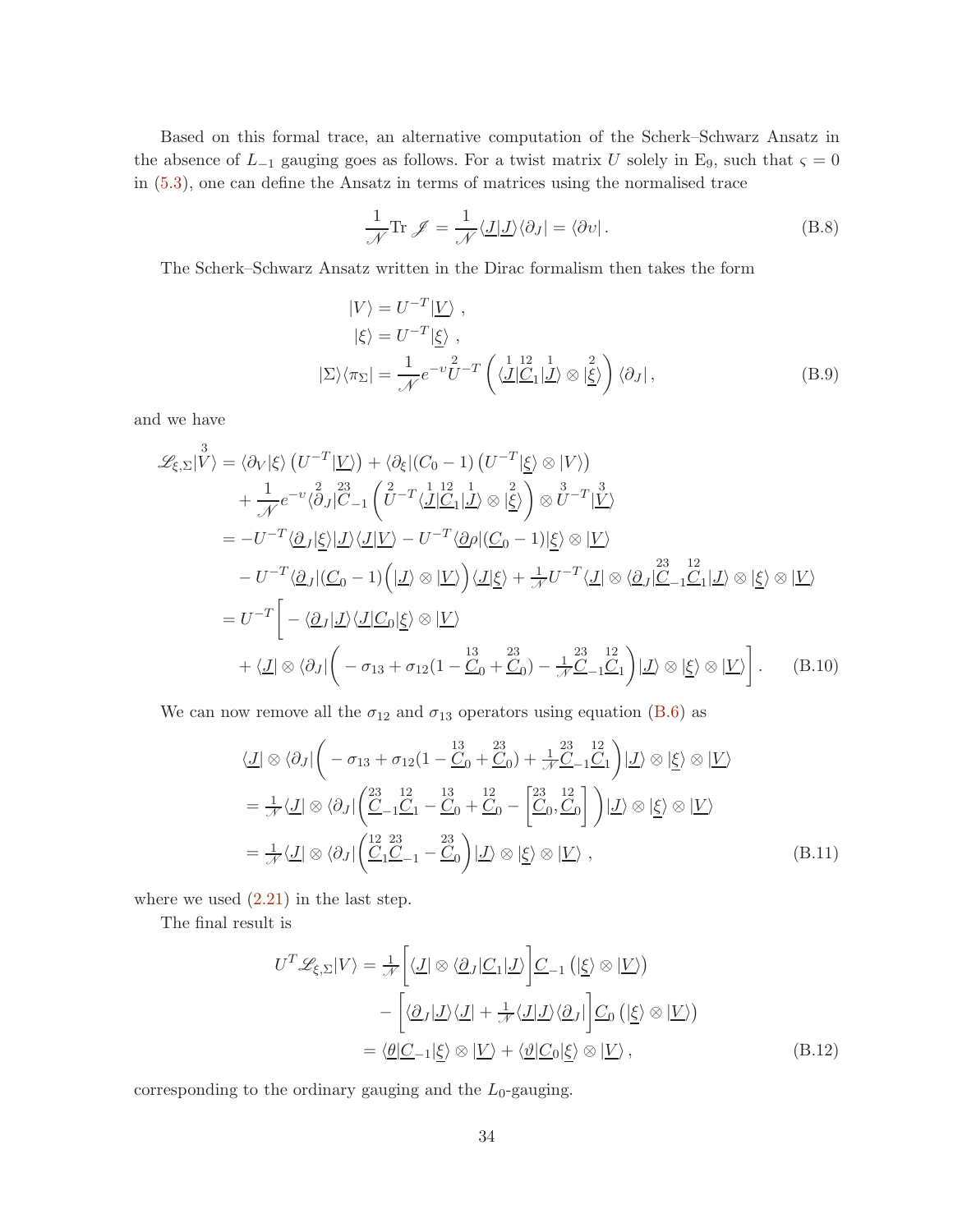Based on this formal trace, an alternative computation of the Scherk–Schwarz Ansatz in the absence of $L_{-1}$ gauging goes as follows. For a twist matrix $U$ solely in $\mathrm{E}_9$, such that $\varsigma = 0$ in (5.3), one can define the Ansatz in terms of matrices using the normalised trace

$$\frac{1}{\mathscr{N}} \mathrm{Tr}\, \mathscr{J} = \frac{1}{\mathscr{N}} \langle \underline{J} | \underline{J} \rangle \langle \partial_J | = \langle \partial v | \,. \tag{B.8}$$

The Scherk–Schwarz Ansatz written in the Dirac formalism then takes the form

$$\begin{aligned} |V\rangle &= U^{-T} |\underline{V}\rangle \,, \\ |\xi\rangle &= U^{-T} |\underline{\xi}\rangle \,, \\ |\Sigma\rangle\langle \pi_\Sigma| &= \frac{1}{\mathscr{N}} e^{-v} \overset{2}{U}{}^{-T} \left( \langle \overset{1}{\underline{J}} | \overset{12}{\underline{C}}_1 | \overset{1}{\underline{J}} \rangle \otimes |\overset{2}{\underline{\xi}}\rangle \right) \langle \partial_J | \,, \end{aligned} \tag{B.9}$$

and we have

$$\begin{aligned} \mathscr{L}_{\xi,\Sigma} |\overset{3}{V}\rangle &= \langle \partial_V | \xi \rangle \left( U^{-T} |\underline{V}\rangle \right) + \langle \partial_\xi | (C_0 - 1) \left( U^{-T} |\underline{\xi}\rangle \otimes |V\rangle \right) \\ &\quad + \frac{1}{\mathscr{N}} e^{-v} \langle \overset{2}{\partial}_J | \overset{23}{C}_{-1} \left( \overset{2}{U}{}^{-T} \langle \overset{1}{\underline{J}} | \overset{12}{\underline{C}}_1 | \overset{1}{\underline{J}} \rangle \otimes |\overset{2}{\underline{\xi}}\rangle \right) \otimes \overset{3}{U}{}^{-T} |\overset{3}{\underline{V}}\rangle \\ &= -U^{-T} \langle \underline{\partial}_J | \underline{\xi} \rangle |\underline{J}\rangle \langle \underline{J} | \underline{V} \rangle - U^{-T} \langle \underline{\partial} \rho | (\underline{C}_0 - 1) |\underline{\xi}\rangle \otimes |\underline{V}\rangle \\ &\quad - U^{-T} \langle \underline{\partial}_J | (\underline{C}_0 - 1) \Big( |\underline{J}\rangle \otimes |\underline{V}\rangle \Big) \langle \underline{J} | \underline{\xi} \rangle + \tfrac{1}{\mathscr{N}} U^{-T} \langle \underline{J} | \otimes \langle \underline{\partial}_J | \overset{23}{\underline{C}}_{-1} \overset{12}{\underline{C}}_1 |\underline{J}\rangle \otimes |\underline{\xi}\rangle \otimes |\underline{V}\rangle \\ &= U^{-T} \bigg[ - \langle \underline{\partial}_J | \underline{J} \rangle \langle \underline{J} | \underline{C}_0 | \underline{\xi} \rangle \otimes |\underline{V}\rangle \\ &\quad + \langle \underline{J} | \otimes \langle \partial_J | \bigg( -\sigma_{13} + \sigma_{12} (1 - \overset{13}{\underline{C}}_0 + \overset{23}{\underline{C}}_0) - \tfrac{1}{\mathscr{N}} \overset{23}{\underline{C}}_{-1} \overset{12}{\underline{C}}_1 \bigg) |\underline{J}\rangle \otimes |\underline{\xi}\rangle \otimes |\underline{V}\rangle \bigg] . \end{aligned} \tag{B.10}$$

We can now remove all the $\sigma_{12}$ and $\sigma_{13}$ operators using equation (B.6) as

$$\begin{aligned} &\langle \underline{J} | \otimes \langle \partial_J | \bigg( -\sigma_{13} + \sigma_{12} (1 - \overset{13}{\underline{C}}_0 + \overset{23}{\underline{C}}_0) + \tfrac{1}{\mathscr{N}} \overset{23}{\underline{C}}_{-1} \overset{12}{\underline{C}}_1 \bigg) |\underline{J}\rangle \otimes |\underline{\xi}\rangle \otimes |\underline{V}\rangle \\ &= \tfrac{1}{\mathscr{N}} \langle \underline{J} | \otimes \langle \partial_J | \bigg( \overset{23}{\underline{C}}_{-1} \overset{12}{\underline{C}}_1 - \overset{13}{\underline{C}}_0 + \overset{12}{\underline{C}}_0 - \Big[ \overset{23}{\underline{C}}_0, \overset{12}{\underline{C}}_0 \Big] \bigg) |\underline{J}\rangle \otimes |\underline{\xi}\rangle \otimes |\underline{V}\rangle \\ &= \tfrac{1}{\mathscr{N}} \langle \underline{J} | \otimes \langle \partial_J | \bigg( \overset{12}{\underline{C}}_1 \overset{23}{\underline{C}}_{-1} - \overset{23}{\underline{C}}_0 \bigg) |\underline{J}\rangle \otimes |\underline{\xi}\rangle \otimes |\underline{V}\rangle \,, \end{aligned} \tag{B.11}$$

where we used (2.21) in the last step.

The final result is

$$\begin{aligned} U^T \mathscr{L}_{\xi,\Sigma} |V\rangle &= \tfrac{1}{\mathscr{N}} \Big[ \langle \underline{J} | \otimes \langle \underline{\partial}_J | \underline{C}_1 | \underline{J} \rangle \Big] \underline{C}_{-1} \left( |\underline{\xi}\rangle \otimes |\underline{V}\rangle \right) \\ &\quad - \Big[ \langle \underline{\partial}_J | \underline{J} \rangle \langle \underline{J} | + \tfrac{1}{\mathscr{N}} \langle \underline{J} | \underline{J} \rangle \langle \underline{\partial}_J | \Big] \underline{C}_0 \left( |\underline{\xi}\rangle \otimes |\underline{V}\rangle \right) \\ &= \langle \underline{\theta} | \underline{C}_{-1} | \underline{\xi} \rangle \otimes |\underline{V}\rangle + \langle \underline{\vartheta} | \underline{C}_0 | \underline{\xi} \rangle \otimes |\underline{V}\rangle \,, \end{aligned} \tag{B.12}$$

corresponding to the ordinary gauging and the $L_0$-gauging.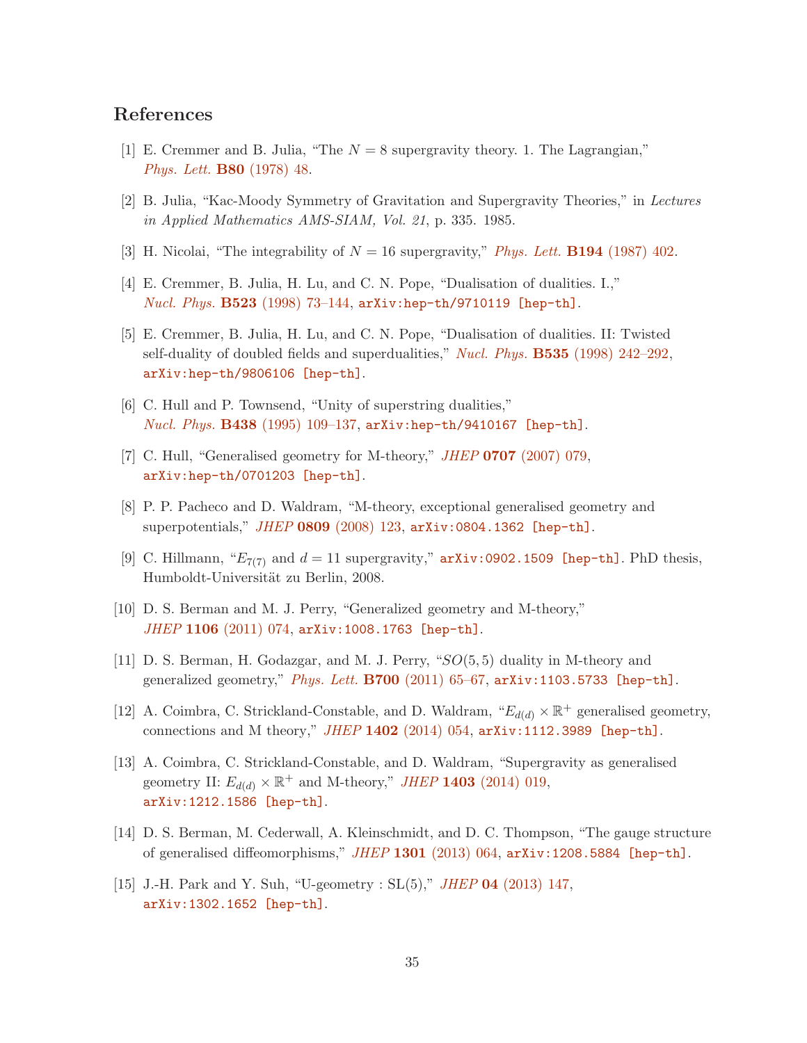## References

[1] E. Cremmer and B. Julia, "The $N = 8$ supergravity theory. 1. The Lagrangian," *Phys. Lett.* **B80** (1978) 48.

[2] B. Julia, "Kac-Moody Symmetry of Gravitation and Supergravity Theories," in *Lectures in Applied Mathematics AMS-SIAM, Vol. 21*, p. 335. 1985.

[3] H. Nicolai, "The integrability of $N = 16$ supergravity," *Phys. Lett.* **B194** (1987) 402.

[4] E. Cremmer, B. Julia, H. Lu, and C. N. Pope, "Dualisation of dualities. I.," *Nucl. Phys.* **B523** (1998) 73–144, arXiv:hep-th/9710119 [hep-th].

[5] E. Cremmer, B. Julia, H. Lu, and C. N. Pope, "Dualisation of dualities. II: Twisted self-duality of doubled fields and superdualities," *Nucl. Phys.* **B535** (1998) 242–292, arXiv:hep-th/9806106 [hep-th].

[6] C. Hull and P. Townsend, "Unity of superstring dualities," *Nucl. Phys.* **B438** (1995) 109–137, arXiv:hep-th/9410167 [hep-th].

[7] C. Hull, "Generalised geometry for M-theory," *JHEP* **0707** (2007) 079, arXiv:hep-th/0701203 [hep-th].

[8] P. P. Pacheco and D. Waldram, "M-theory, exceptional generalised geometry and superpotentials," *JHEP* **0809** (2008) 123, arXiv:0804.1362 [hep-th].

[9] C. Hillmann, "$E_{7(7)}$ and $d = 11$ supergravity," arXiv:0902.1509 [hep-th]. PhD thesis, Humboldt-Universität zu Berlin, 2008.

[10] D. S. Berman and M. J. Perry, "Generalized geometry and M-theory," *JHEP* **1106** (2011) 074, arXiv:1008.1763 [hep-th].

[11] D. S. Berman, H. Godazgar, and M. J. Perry, "$SO(5, 5)$ duality in M-theory and generalized geometry," *Phys. Lett.* **B700** (2011) 65–67, arXiv:1103.5733 [hep-th].

[12] A. Coimbra, C. Strickland-Constable, and D. Waldram, "$E_{d(d)} \times \mathbb{R}^+$ generalised geometry, connections and M theory," *JHEP* **1402** (2014) 054, arXiv:1112.3989 [hep-th].

[13] A. Coimbra, C. Strickland-Constable, and D. Waldram, "Supergravity as generalised geometry II: $E_{d(d)} \times \mathbb{R}^+$ and M-theory," *JHEP* **1403** (2014) 019, arXiv:1212.1586 [hep-th].

[14] D. S. Berman, M. Cederwall, A. Kleinschmidt, and D. C. Thompson, "The gauge structure of generalised diffeomorphisms," *JHEP* **1301** (2013) 064, arXiv:1208.5884 [hep-th].

[15] J.-H. Park and Y. Suh, "U-geometry : SL(5)," *JHEP* **04** (2013) 147, arXiv:1302.1652 [hep-th].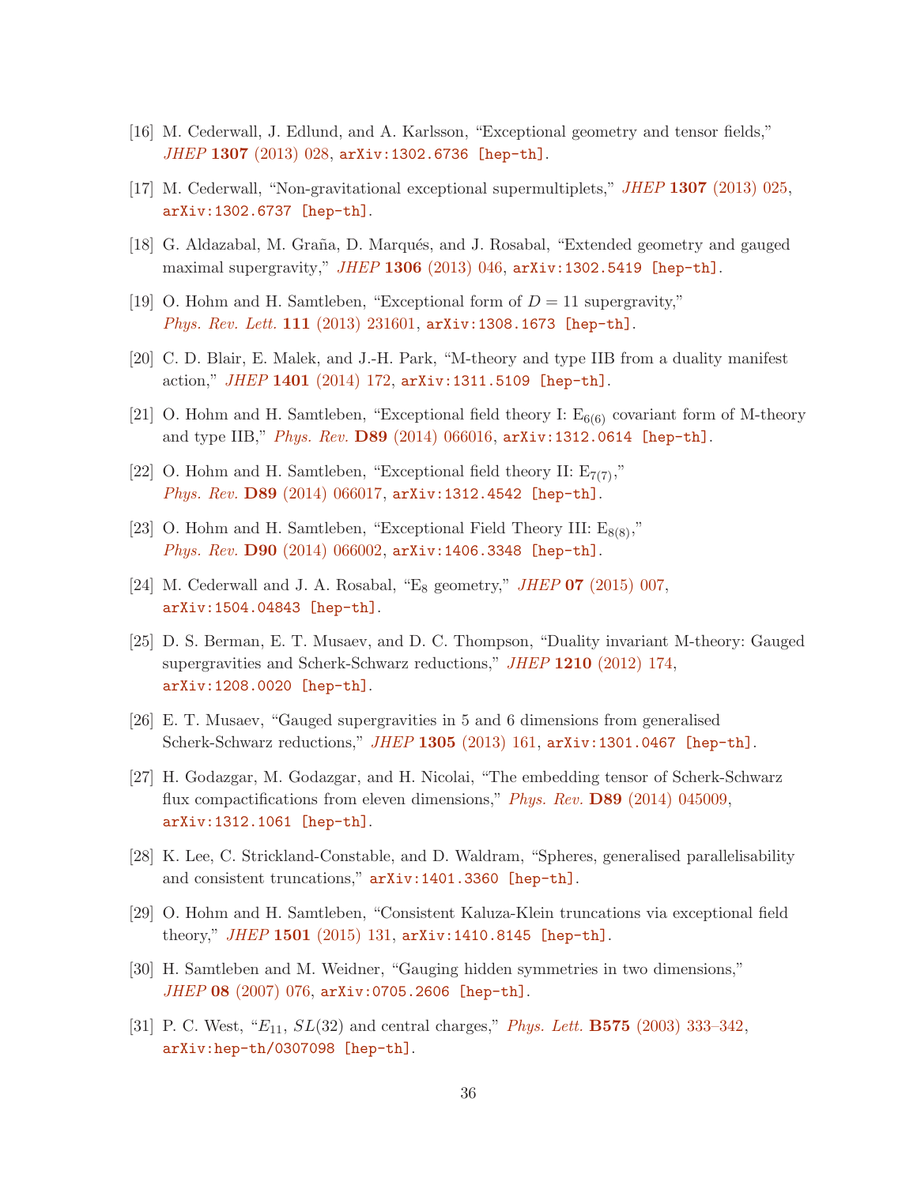[16] M. Cederwall, J. Edlund, and A. Karlsson, "Exceptional geometry and tensor fields," *JHEP* **1307** (2013) 028, arXiv:1302.6736 [hep-th].

[17] M. Cederwall, "Non-gravitational exceptional supermultiplets," *JHEP* **1307** (2013) 025, arXiv:1302.6737 [hep-th].

[18] G. Aldazabal, M. Graña, D. Marqués, and J. Rosabal, "Extended geometry and gauged maximal supergravity," *JHEP* **1306** (2013) 046, arXiv:1302.5419 [hep-th].

[19] O. Hohm and H. Samtleben, "Exceptional form of $D = 11$ supergravity," *Phys. Rev. Lett.* **111** (2013) 231601, arXiv:1308.1673 [hep-th].

[20] C. D. Blair, E. Malek, and J.-H. Park, "M-theory and type IIB from a duality manifest action," *JHEP* **1401** (2014) 172, arXiv:1311.5109 [hep-th].

[21] O. Hohm and H. Samtleben, "Exceptional field theory I: $E_{6(6)}$ covariant form of M-theory and type IIB," *Phys. Rev.* **D89** (2014) 066016, arXiv:1312.0614 [hep-th].

[22] O. Hohm and H. Samtleben, "Exceptional field theory II: $E_{7(7)}$," *Phys. Rev.* **D89** (2014) 066017, arXiv:1312.4542 [hep-th].

[23] O. Hohm and H. Samtleben, "Exceptional Field Theory III: $E_{8(8)}$," *Phys. Rev.* **D90** (2014) 066002, arXiv:1406.3348 [hep-th].

[24] M. Cederwall and J. A. Rosabal, "$E_8$ geometry," *JHEP* **07** (2015) 007, arXiv:1504.04843 [hep-th].

[25] D. S. Berman, E. T. Musaev, and D. C. Thompson, "Duality invariant M-theory: Gauged supergravities and Scherk-Schwarz reductions," *JHEP* **1210** (2012) 174, arXiv:1208.0020 [hep-th].

[26] E. T. Musaev, "Gauged supergravities in 5 and 6 dimensions from generalised Scherk-Schwarz reductions," *JHEP* **1305** (2013) 161, arXiv:1301.0467 [hep-th].

[27] H. Godazgar, M. Godazgar, and H. Nicolai, "The embedding tensor of Scherk-Schwarz flux compactifications from eleven dimensions," *Phys. Rev.* **D89** (2014) 045009, arXiv:1312.1061 [hep-th].

[28] K. Lee, C. Strickland-Constable, and D. Waldram, "Spheres, generalised parallelisability and consistent truncations," arXiv:1401.3360 [hep-th].

[29] O. Hohm and H. Samtleben, "Consistent Kaluza-Klein truncations via exceptional field theory," *JHEP* **1501** (2015) 131, arXiv:1410.8145 [hep-th].

[30] H. Samtleben and M. Weidner, "Gauging hidden symmetries in two dimensions," *JHEP* **08** (2007) 076, arXiv:0705.2606 [hep-th].

[31] P. C. West, "$E_{11}$, $SL(32)$ and central charges," *Phys. Lett.* **B575** (2003) 333–342, arXiv:hep-th/0307098 [hep-th].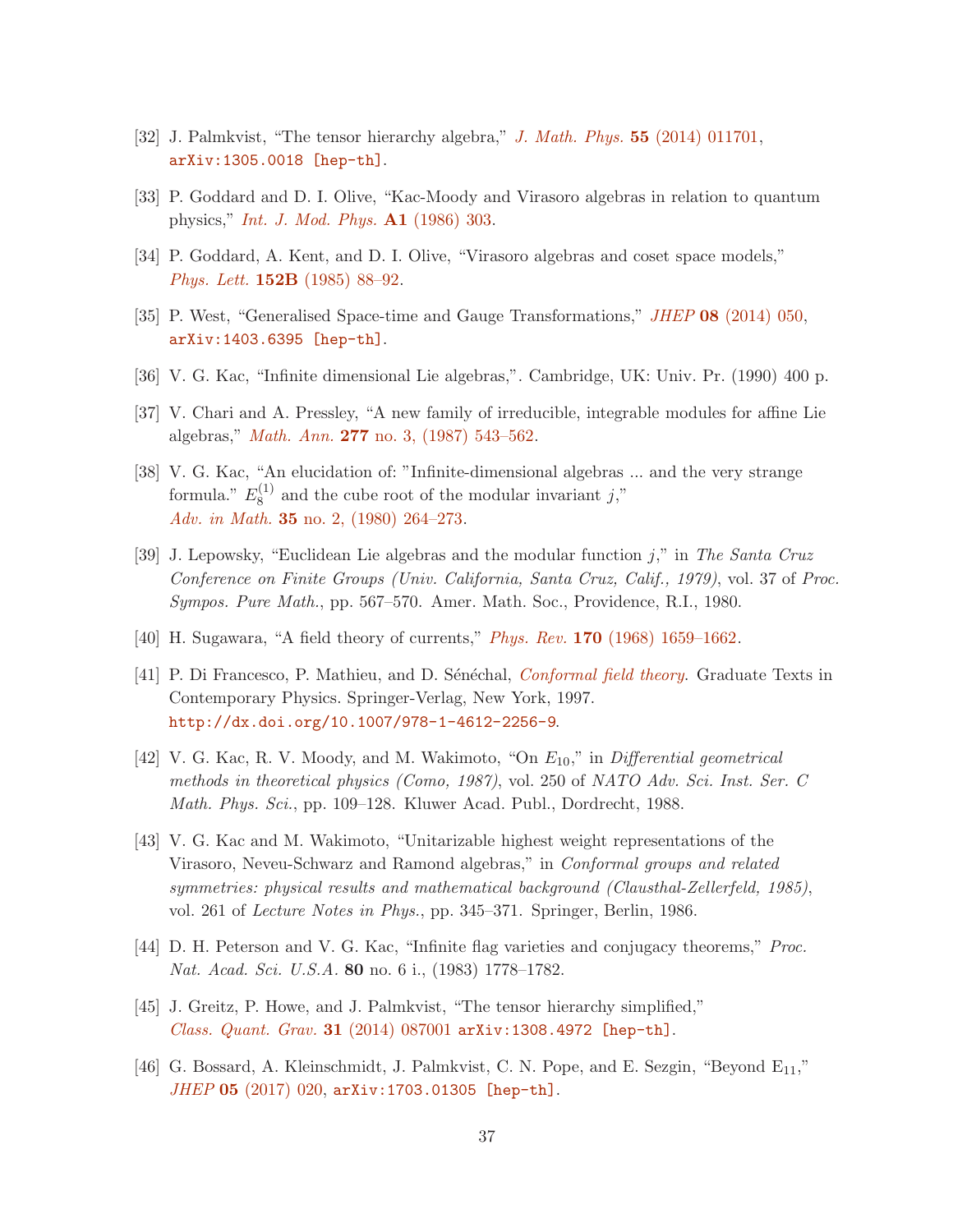[32] J. Palmkvist, “The tensor hierarchy algebra,” *J. Math. Phys.* **55** (2014) 011701, arXiv:1305.0018 [hep-th].

[33] P. Goddard and D. I. Olive, “Kac-Moody and Virasoro algebras in relation to quantum physics,” *Int. J. Mod. Phys.* **A1** (1986) 303.

[34] P. Goddard, A. Kent, and D. I. Olive, “Virasoro algebras and coset space models,” *Phys. Lett.* **152B** (1985) 88–92.

[35] P. West, “Generalised Space-time and Gauge Transformations,” *JHEP* **08** (2014) 050, arXiv:1403.6395 [hep-th].

[36] V. G. Kac, “Infinite dimensional Lie algebras,”. Cambridge, UK: Univ. Pr. (1990) 400 p.

[37] V. Chari and A. Pressley, “A new family of irreducible, integrable modules for affine Lie algebras,” *Math. Ann.* **277** no. 3, (1987) 543–562.

[38] V. G. Kac, “An elucidation of: ”Infinite-dimensional algebras ... and the very strange formula.” $E_8^{(1)}$ and the cube root of the modular invariant $j$,” *Adv. in Math.* **35** no. 2, (1980) 264–273.

[39] J. Lepowsky, “Euclidean Lie algebras and the modular function $j$,” in *The Santa Cruz Conference on Finite Groups (Univ. California, Santa Cruz, Calif., 1979)*, vol. 37 of *Proc. Sympos. Pure Math.*, pp. 567–570. Amer. Math. Soc., Providence, R.I., 1980.

[40] H. Sugawara, “A field theory of currents,” *Phys. Rev.* **170** (1968) 1659–1662.

[41] P. Di Francesco, P. Mathieu, and D. Sénéchal, *Conformal field theory*. Graduate Texts in Contemporary Physics. Springer-Verlag, New York, 1997. http://dx.doi.org/10.1007/978-1-4612-2256-9.

[42] V. G. Kac, R. V. Moody, and M. Wakimoto, “On $E_{10}$,” in *Differential geometrical methods in theoretical physics (Como, 1987)*, vol. 250 of *NATO Adv. Sci. Inst. Ser. C Math. Phys. Sci.*, pp. 109–128. Kluwer Acad. Publ., Dordrecht, 1988.

[43] V. G. Kac and M. Wakimoto, “Unitarizable highest weight representations of the Virasoro, Neveu-Schwarz and Ramond algebras,” in *Conformal groups and related symmetries: physical results and mathematical background (Clausthal-Zellerfeld, 1985)*, vol. 261 of *Lecture Notes in Phys.*, pp. 345–371. Springer, Berlin, 1986.

[44] D. H. Peterson and V. G. Kac, “Infinite flag varieties and conjugacy theorems,” *Proc. Nat. Acad. Sci. U.S.A.* **80** no. 6 i., (1983) 1778–1782.

[45] J. Greitz, P. Howe, and J. Palmkvist, “The tensor hierarchy simplified,” *Class. Quant. Grav.* **31** (2014) 087001 arXiv:1308.4972 [hep-th].

[46] G. Bossard, A. Kleinschmidt, J. Palmkvist, C. N. Pope, and E. Sezgin, “Beyond $\mathrm{E}_{11}$,” *JHEP* **05** (2017) 020, arXiv:1703.01305 [hep-th].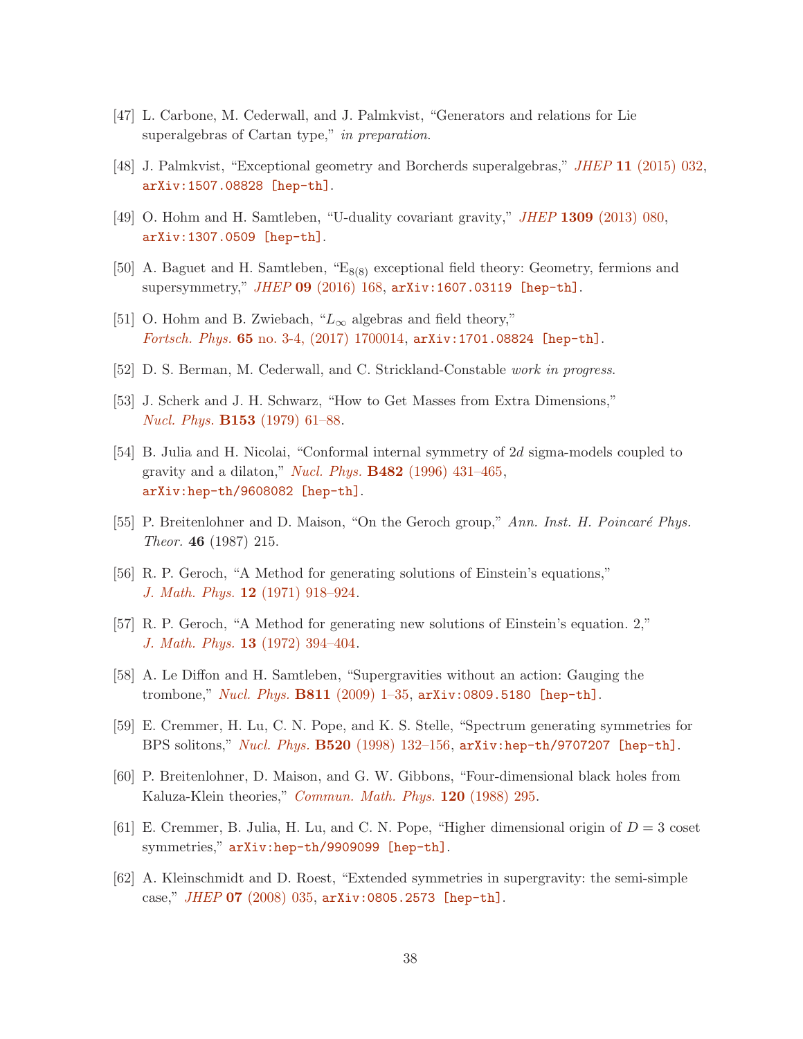[47] L. Carbone, M. Cederwall, and J. Palmkvist, "Generators and relations for Lie superalgebras of Cartan type," *in preparation*.

[48] J. Palmkvist, "Exceptional geometry and Borcherds superalgebras," *JHEP* **11** (2015) 032, arXiv:1507.08828 [hep-th].

[49] O. Hohm and H. Samtleben, "U-duality covariant gravity," *JHEP* **1309** (2013) 080, arXiv:1307.0509 [hep-th].

[50] A. Baguet and H. Samtleben, "$E_{8(8)}$ exceptional field theory: Geometry, fermions and supersymmetry," *JHEP* **09** (2016) 168, arXiv:1607.03119 [hep-th].

[51] O. Hohm and B. Zwiebach, "$L_\infty$ algebras and field theory," *Fortsch. Phys.* **65** no. 3-4, (2017) 1700014, arXiv:1701.08824 [hep-th].

[52] D. S. Berman, M. Cederwall, and C. Strickland-Constable *work in progress*.

[53] J. Scherk and J. H. Schwarz, "How to Get Masses from Extra Dimensions," *Nucl. Phys.* **B153** (1979) 61–88.

[54] B. Julia and H. Nicolai, "Conformal internal symmetry of 2$d$ sigma-models coupled to gravity and a dilaton," *Nucl. Phys.* **B482** (1996) 431–465, arXiv:hep-th/9608082 [hep-th].

[55] P. Breitenlohner and D. Maison, "On the Geroch group," *Ann. Inst. H. Poincaré Phys. Theor.* **46** (1987) 215.

[56] R. P. Geroch, "A Method for generating solutions of Einstein's equations," *J. Math. Phys.* **12** (1971) 918–924.

[57] R. P. Geroch, "A Method for generating new solutions of Einstein's equation. 2," *J. Math. Phys.* **13** (1972) 394–404.

[58] A. Le Diffon and H. Samtleben, "Supergravities without an action: Gauging the trombone," *Nucl. Phys.* **B811** (2009) 1–35, arXiv:0809.5180 [hep-th].

[59] E. Cremmer, H. Lu, C. N. Pope, and K. S. Stelle, "Spectrum generating symmetries for BPS solitons," *Nucl. Phys.* **B520** (1998) 132–156, arXiv:hep-th/9707207 [hep-th].

[60] P. Breitenlohner, D. Maison, and G. W. Gibbons, "Four-dimensional black holes from Kaluza-Klein theories," *Commun. Math. Phys.* **120** (1988) 295.

[61] E. Cremmer, B. Julia, H. Lu, and C. N. Pope, "Higher dimensional origin of $D = 3$ coset symmetries," arXiv:hep-th/9909099 [hep-th].

[62] A. Kleinschmidt and D. Roest, "Extended symmetries in supergravity: the semi-simple case," *JHEP* **07** (2008) 035, arXiv:0805.2573 [hep-th].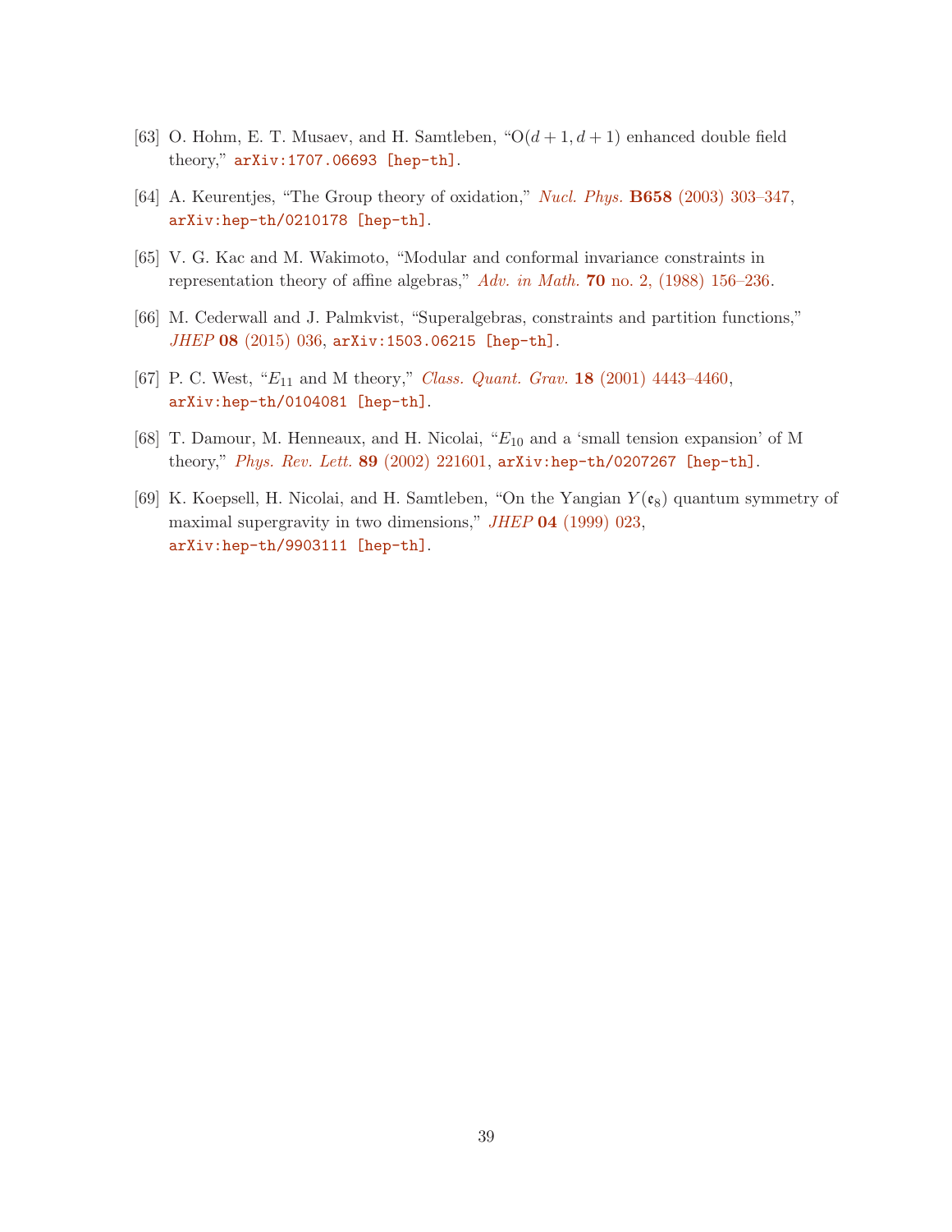[63] O. Hohm, E. T. Musaev, and H. Samtleben, "O$(d+1, d+1)$ enhanced double field theory," arXiv:1707.06693 [hep-th].

[64] A. Keurentjes, "The Group theory of oxidation," *Nucl. Phys.* **B658** (2003) 303–347, arXiv:hep-th/0210178 [hep-th].

[65] V. G. Kac and M. Wakimoto, "Modular and conformal invariance constraints in representation theory of affine algebras," *Adv. in Math.* **70** no. 2, (1988) 156–236.

[66] M. Cederwall and J. Palmkvist, "Superalgebras, constraints and partition functions," *JHEP* **08** (2015) 036, arXiv:1503.06215 [hep-th].

[67] P. C. West, "$E_{11}$ and M theory," *Class. Quant. Grav.* **18** (2001) 4443–4460, arXiv:hep-th/0104081 [hep-th].

[68] T. Damour, M. Henneaux, and H. Nicolai, "$E_{10}$ and a 'small tension expansion' of M theory," *Phys. Rev. Lett.* **89** (2002) 221601, arXiv:hep-th/0207267 [hep-th].

[69] K. Koepsell, H. Nicolai, and H. Samtleben, "On the Yangian $Y(\mathfrak{e}_8)$ quantum symmetry of maximal supergravity in two dimensions," *JHEP* **04** (1999) 023, arXiv:hep-th/9903111 [hep-th].